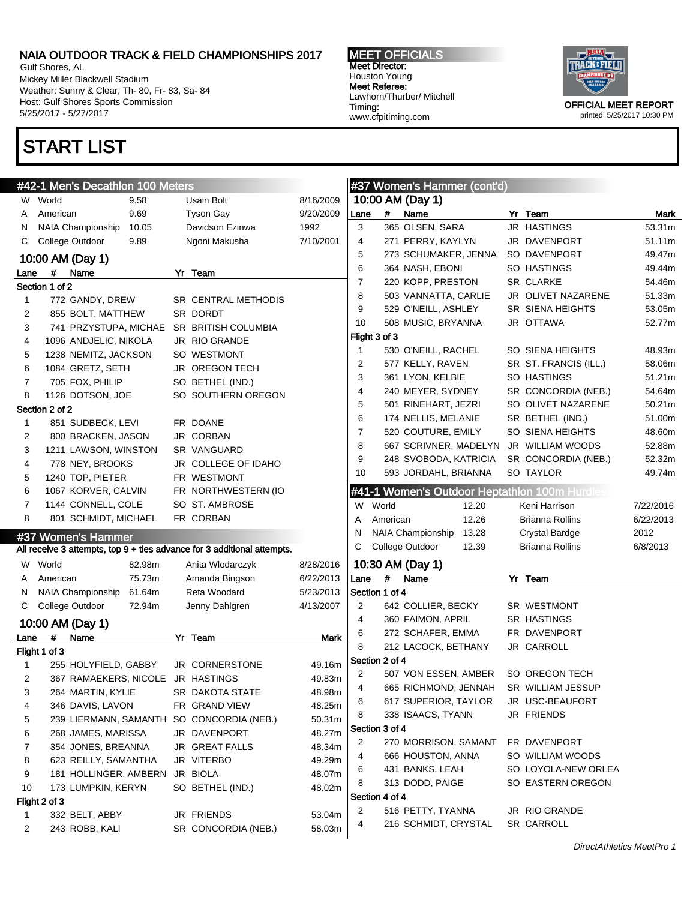# NAIA OUTDOOR TRACK & FIELD CHAMPIONSHIPS 2017

Gulf Shores, AL
Mickey Miller Blackwell Stadium
Weather: Sunny & Clear, Th- 80, Fr- 83, Sa- 84
Host: Gulf Shores Sports Commission
5/25/2017 - 5/27/2017

**MEET OFFICIALS**
**Meet Director:**
Houston Young
**Meet Referee:**
Lawhorn/Thurber/ Mitchell
**Timing:**
www.cfpitiming.com

OFFICIAL MEET REPORT
printed: 5/25/2017 10:30 PM

# START LIST

## #42-1 Men's Decathlon 100 Meters

| | | | | |
|---|---|---|---|---|
| W | World | 9.58 | Usain Bolt | 8/16/2009 |
| A | American | 9.69 | Tyson Gay | 9/20/2009 |
| N | NAIA Championship | 10.05 | Davidson Ezinwa | 1992 |
| C | College Outdoor | 9.89 | Ngoni Makusha | 7/10/2001 |

### 10:00 AM (Day 1)

| Lane | # | Name | Yr | Team |
|---|---|---|---|---|
| **Section 1 of 2** | | | | |
| 1 | 772 | GANDY, DREW | SR | CENTRAL METHODIS |
| 2 | 855 | BOLT, MATTHEW | SR | DORDT |
| 3 | 741 | PRZYSTUPA, MICHAE | SR | BRITISH COLUMBIA |
| 4 | 1096 | ANDJELIC, NIKOLA | JR | RIO GRANDE |
| 5 | 1238 | NEMITZ, JACKSON | SO | WESTMONT |
| 6 | 1084 | GRETZ, SETH | JR | OREGON TECH |
| 7 | 705 | FOX, PHILIP | SO | BETHEL (IND.) |
| 8 | 1126 | DOTSON, JOE | SO | SOUTHERN OREGON |
| **Section 2 of 2** | | | | |
| 1 | 851 | SUDBECK, LEVI | FR | DOANE |
| 2 | 800 | BRACKEN, JASON | JR | CORBAN |
| 3 | 1211 | LAWSON, WINSTON | SR | VANGUARD |
| 4 | 778 | NEY, BROOKS | JR | COLLEGE OF IDAHO |
| 5 | 1240 | TOP, PIETER | FR | WESTMONT |
| 6 | 1067 | KORVER, CALVIN | FR | NORTHWESTERN (IO |
| 7 | 1144 | CONNELL, COLE | SO | ST. AMBROSE |
| 8 | 801 | SCHMIDT, MICHAEL | FR | CORBAN |

## #37 Women's Hammer

All receive 3 attempts, top 9 + ties advance for 3 additional attempts.

| | | | | |
|---|---|---|---|---|
| W | World | 82.98m | Anita Wlodarczyk | 8/28/2016 |
| A | American | 75.73m | Amanda Bingson | 6/22/2013 |
| N | NAIA Championship | 61.64m | Reta Woodard | 5/23/2013 |
| C | College Outdoor | 72.94m | Jenny Dahlgren | 4/13/2007 |

### 10:00 AM (Day 1)

| Lane | # | Name | Yr | Team | Mark |
|---|---|---|---|---|---|
| **Flight 1 of 3** | | | | | |
| 1 | 255 | HOLYFIELD, GABBY | JR | CORNERSTONE | 49.16m |
| 2 | 367 | RAMAEKERS, NICOLE | JR | HASTINGS | 49.83m |
| 3 | 264 | MARTIN, KYLIE | SR | DAKOTA STATE | 48.98m |
| 4 | 346 | DAVIS, LAVON | FR | GRAND VIEW | 48.25m |
| 5 | 239 | LIERMANN, SAMANTH | SO | CONCORDIA (NEB.) | 50.31m |
| 6 | 268 | JAMES, MARISSA | JR | DAVENPORT | 48.27m |
| 7 | 354 | JONES, BREANNA | JR | GREAT FALLS | 48.34m |
| 8 | 623 | REILLY, SAMANTHA | JR | VITERBO | 49.29m |
| 9 | 181 | HOLLINGER, AMBERN | JR | BIOLA | 48.07m |
| 10 | 173 | LUMPKIN, KERYN | SO | BETHEL (IND.) | 48.02m |
| **Flight 2 of 3** | | | | | |
| 1 | 332 | BELT, ABBY | JR | FRIENDS | 53.04m |
| 2 | 243 | ROBB, KALI | SR | CONCORDIA (NEB.) | 58.03m |
| 3 | 365 | OLSEN, SARA | JR | HASTINGS | 53.31m |
| 4 | 271 | PERRY, KAYLYN | JR | DAVENPORT | 51.11m |
| 5 | 273 | SCHUMAKER, JENNA | SO | DAVENPORT | 49.47m |
| 6 | 364 | NASH, EBONI | SO | HASTINGS | 49.44m |
| 7 | 220 | KOPP, PRESTON | SR | CLARKE | 54.46m |
| 8 | 503 | VANNATTA, CARLIE | JR | OLIVET NAZARENE | 51.33m |
| 9 | 529 | O'NEILL, ASHLEY | SR | SIENA HEIGHTS | 53.05m |
| 10 | 508 | MUSIC, BRYANNA | JR | OTTAWA | 52.77m |
| **Flight 3 of 3** | | | | | |
| 1 | 530 | O'NEILL, RACHEL | SO | SIENA HEIGHTS | 48.93m |
| 2 | 577 | KELLY, RAVEN | SR | ST. FRANCIS (ILL.) | 58.06m |
| 3 | 361 | LYON, KELBIE | SO | HASTINGS | 51.21m |
| 4 | 240 | MEYER, SYDNEY | SR | CONCORDIA (NEB.) | 54.64m |
| 5 | 501 | RINEHART, JEZRI | SO | OLIVET NAZARENE | 50.21m |
| 6 | 174 | NELLIS, MELANIE | SR | BETHEL (IND.) | 51.00m |
| 7 | 520 | COUTURE, EMILY | SO | SIENA HEIGHTS | 48.60m |
| 8 | 667 | SCRIVNER, MADELYN | JR | WILLIAM WOODS | 52.88m |
| 9 | 248 | SVOBODA, KATRICIA | SR | CONCORDIA (NEB.) | 52.32m |
| 10 | 593 | JORDAHL, BRIANNA | SO | TAYLOR | 49.74m |

## #41-1 Women's Outdoor Heptathlon 100m Hurdles

| | | | | |
|---|---|---|---|---|
| W | World | 12.20 | Keni Harrison | 7/22/2016 |
| A | American | 12.26 | Brianna Rollins | 6/22/2013 |
| N | NAIA Championship | 13.28 | Crystal Bardge | 2012 |
| C | College Outdoor | 12.39 | Brianna Rollins | 6/8/2013 |

### 10:30 AM (Day 1)

| Lane | # | Name | Yr | Team |
|---|---|---|---|---|
| **Section 1 of 4** | | | | |
| 2 | 642 | COLLIER, BECKY | SR | WESTMONT |
| 4 | 360 | FAIMON, APRIL | SR | HASTINGS |
| 6 | 272 | SCHAFER, EMMA | FR | DAVENPORT |
| 8 | 212 | LACOCK, BETHANY | JR | CARROLL |
| **Section 2 of 4** | | | | |
| 2 | 507 | VON ESSEN, AMBER | SO | OREGON TECH |
| 4 | 665 | RICHMOND, JENNAH | SR | WILLIAM JESSUP |
| 6 | 617 | SUPERIOR, TAYLOR | JR | USC-BEAUFORT |
| 8 | 338 | ISAACS, TYANN | JR | FRIENDS |
| **Section 3 of 4** | | | | |
| 2 | 270 | MORRISON, SAMANT | FR | DAVENPORT |
| 4 | 666 | HOUSTON, ANNA | SO | WILLIAM WOODS |
| 6 | 431 | BANKS, LEAH | SO | LOYOLA-NEW ORLEA |
| 8 | 313 | DODD, PAIGE | SO | EASTERN OREGON |
| **Section 4 of 4** | | | | |
| 2 | 516 | PETTY, TYANNA | JR | RIO GRANDE |
| 4 | 216 | SCHMIDT, CRYSTAL | SR | CARROLL |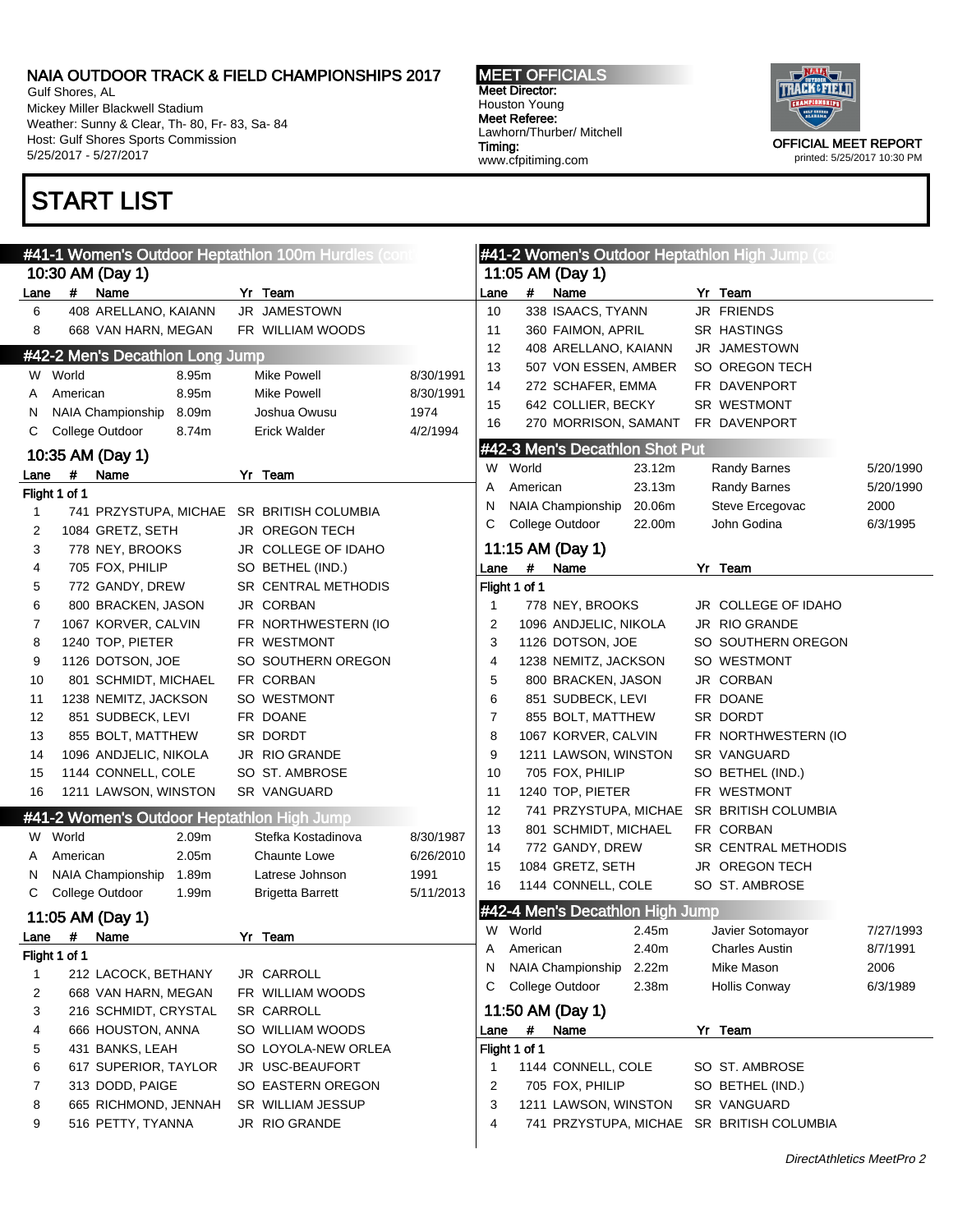# START LIST

## #41-1 Women's Outdoor Heptathlon 100m Hurdles (cont'd)

### 10:30 AM (Day 1)

| Lane | # | Name | Yr | Team |
|---|---|---|---|---|
| 6 | 408 | ARELLANO, KAIANN | JR | JAMESTOWN |
| 8 | 668 | VAN HARN, MEGAN | FR | WILLIAM WOODS |

## #42-2 Men's Decathlon Long Jump

| | | Mark | Name | Date |
|---|---|---|---|---|
| W | World | 8.95m | Mike Powell | 8/30/1991 |
| A | American | 8.95m | Mike Powell | 8/30/1991 |
| N | NAIA Championship | 8.09m | Joshua Owusu | 1974 |
| C | College Outdoor | 8.74m | Erick Walder | 4/2/1994 |

### 10:35 AM (Day 1)

Flight 1 of 1

| Lane | # | Name | Yr | Team |
|---|---|---|---|---|
| 1 | 741 | PRZYSTUPA, MICHAE | SR | BRITISH COLUMBIA |
| 2 | 1084 | GRETZ, SETH | JR | OREGON TECH |
| 3 | 778 | NEY, BROOKS | JR | COLLEGE OF IDAHO |
| 4 | 705 | FOX, PHILIP | SO | BETHEL (IND.) |
| 5 | 772 | GANDY, DREW | SR | CENTRAL METHODIS |
| 6 | 800 | BRACKEN, JASON | JR | CORBAN |
| 7 | 1067 | KORVER, CALVIN | FR | NORTHWESTERN (IO |
| 8 | 1240 | TOP, PIETER | FR | WESTMONT |
| 9 | 1126 | DOTSON, JOE | SO | SOUTHERN OREGON |
| 10 | 801 | SCHMIDT, MICHAEL | FR | CORBAN |
| 11 | 1238 | NEMITZ, JACKSON | SO | WESTMONT |
| 12 | 851 | SUDBECK, LEVI | FR | DOANE |
| 13 | 855 | BOLT, MATTHEW | SR | DORDT |
| 14 | 1096 | ANDJELIC, NIKOLA | JR | RIO GRANDE |
| 15 | 1144 | CONNELL, COLE | SO | ST. AMBROSE |
| 16 | 1211 | LAWSON, WINSTON | SR | VANGUARD |

## #41-2 Women's Outdoor Heptathlon High Jump

| | | Mark | Name | Date |
|---|---|---|---|---|
| W | World | 2.09m | Stefka Kostadinova | 8/30/1987 |
| A | American | 2.05m | Chaunte Lowe | 6/26/2010 |
| N | NAIA Championship | 1.89m | Latrese Johnson | 1991 |
| C | College Outdoor | 1.99m | Brigetta Barrett | 5/11/2013 |

### 11:05 AM (Day 1)

Flight 1 of 1

| Lane | # | Name | Yr | Team |
|---|---|---|---|---|
| 1 | 212 | LACOCK, BETHANY | JR | CARROLL |
| 2 | 668 | VAN HARN, MEGAN | FR | WILLIAM WOODS |
| 3 | 216 | SCHMIDT, CRYSTAL | SR | CARROLL |
| 4 | 666 | HOUSTON, ANNA | SO | WILLIAM WOODS |
| 5 | 431 | BANKS, LEAH | SO | LOYOLA-NEW ORLEA |
| 6 | 617 | SUPERIOR, TAYLOR | JR | USC-BEAUFORT |
| 7 | 313 | DODD, PAIGE | SO | EASTERN OREGON |
| 8 | 665 | RICHMOND, JENNAH | SR | WILLIAM JESSUP |
| 9 | 516 | PETTY, TYANNA | JR | RIO GRANDE |
| 10 | 338 | ISAACS, TYANN | JR | FRIENDS |
| 11 | 360 | FAIMON, APRIL | SR | HASTINGS |
| 12 | 408 | ARELLANO, KAIANN | JR | JAMESTOWN |
| 13 | 507 | VON ESSEN, AMBER | SO | OREGON TECH |
| 14 | 272 | SCHAFER, EMMA | FR | DAVENPORT |
| 15 | 642 | COLLIER, BECKY | SR | WESTMONT |
| 16 | 270 | MORRISON, SAMANT | FR | DAVENPORT |

## #42-3 Men's Decathlon Shot Put

| | | Mark | Name | Date |
|---|---|---|---|---|
| W | World | 23.12m | Randy Barnes | 5/20/1990 |
| A | American | 23.13m | Randy Barnes | 5/20/1990 |
| N | NAIA Championship | 20.06m | Steve Ercegovac | 2000 |
| C | College Outdoor | 22.00m | John Godina | 6/3/1995 |

### 11:15 AM (Day 1)

Flight 1 of 1

| Lane | # | Name | Yr | Team |
|---|---|---|---|---|
| 1 | 778 | NEY, BROOKS | JR | COLLEGE OF IDAHO |
| 2 | 1096 | ANDJELIC, NIKOLA | JR | RIO GRANDE |
| 3 | 1126 | DOTSON, JOE | SO | SOUTHERN OREGON |
| 4 | 1238 | NEMITZ, JACKSON | SO | WESTMONT |
| 5 | 800 | BRACKEN, JASON | JR | CORBAN |
| 6 | 851 | SUDBECK, LEVI | FR | DOANE |
| 7 | 855 | BOLT, MATTHEW | SR | DORDT |
| 8 | 1067 | KORVER, CALVIN | FR | NORTHWESTERN (IO |
| 9 | 1211 | LAWSON, WINSTON | SR | VANGUARD |
| 10 | 705 | FOX, PHILIP | SO | BETHEL (IND.) |
| 11 | 1240 | TOP, PIETER | FR | WESTMONT |
| 12 | 741 | PRZYSTUPA, MICHAE | SR | BRITISH COLUMBIA |
| 13 | 801 | SCHMIDT, MICHAEL | FR | CORBAN |
| 14 | 772 | GANDY, DREW | SR | CENTRAL METHODIS |
| 15 | 1084 | GRETZ, SETH | JR | OREGON TECH |
| 16 | 1144 | CONNELL, COLE | SO | ST. AMBROSE |

## #42-4 Men's Decathlon High Jump

| | | Mark | Name | Date |
|---|---|---|---|---|
| W | World | 2.45m | Javier Sotomayor | 7/27/1993 |
| A | American | 2.40m | Charles Austin | 8/7/1991 |
| N | NAIA Championship | 2.22m | Mike Mason | 2006 |
| C | College Outdoor | 2.38m | Hollis Conway | 6/3/1989 |

### 11:50 AM (Day 1)

Flight 1 of 1

| Lane | # | Name | Yr | Team |
|---|---|---|---|---|
| 1 | 1144 | CONNELL, COLE | SO | ST. AMBROSE |
| 2 | 705 | FOX, PHILIP | SO | BETHEL (IND.) |
| 3 | 1211 | LAWSON, WINSTON | SR | VANGUARD |
| 4 | 741 | PRZYSTUPA, MICHAE | SR | BRITISH COLUMBIA |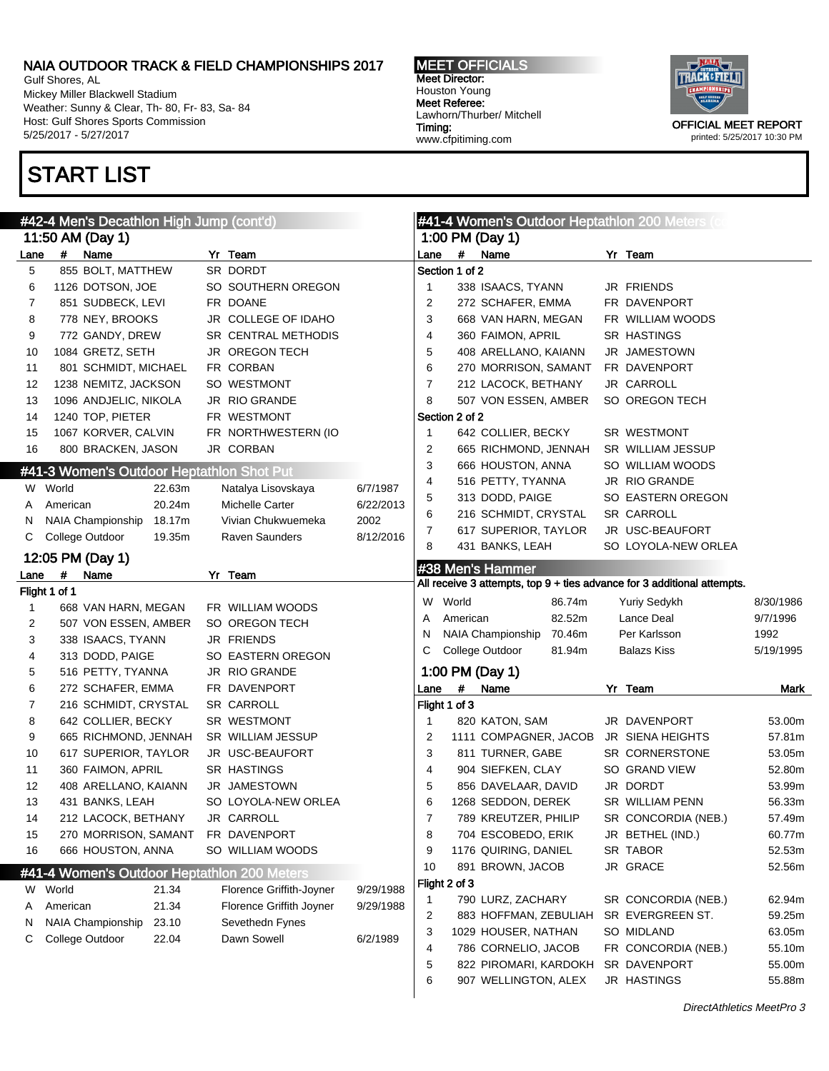NAIA OUTDOOR TRACK & FIELD CHAMPIONSHIPS 2017
Gulf Shores, AL
Mickey Miller Blackwell Stadium
Weather: Sunny & Clear, Th- 80, Fr- 83, Sa- 84
Host: Gulf Shores Sports Commission
5/25/2017 - 5/27/2017

MEET OFFICIALS
Meet Director:
Houston Young
Meet Referee:
Lawhorn/Thurber/ Mitchell
Timing:
www.cfpitiming.com

OFFICIAL MEET REPORT
printed: 5/25/2017 10:30 PM

# START LIST

## #42-4 Men's Decathlon High Jump (cont'd)

### 11:50 AM (Day 1)

| Lane | # | Name | Yr | Team |
|---|---|---|---|---|
| 5 | 855 | BOLT, MATTHEW | SR | DORDT |
| 6 | 1126 | DOTSON, JOE | SO | SOUTHERN OREGON |
| 7 | 851 | SUDBECK, LEVI | FR | DOANE |
| 8 | 778 | NEY, BROOKS | JR | COLLEGE OF IDAHO |
| 9 | 772 | GANDY, DREW | SR | CENTRAL METHODIS |
| 10 | 1084 | GRETZ, SETH | JR | OREGON TECH |
| 11 | 801 | SCHMIDT, MICHAEL | FR | CORBAN |
| 12 | 1238 | NEMITZ, JACKSON | SO | WESTMONT |
| 13 | 1096 | ANDJELIC, NIKOLA | JR | RIO GRANDE |
| 14 | 1240 | TOP, PIETER | FR | WESTMONT |
| 15 | 1067 | KORVER, CALVIN | FR | NORTHWESTERN (IO |
| 16 | 800 | BRACKEN, JASON | JR | CORBAN |

## #41-3 Women's Outdoor Heptathlon Shot Put

| | Record | Mark | Holder | Date |
|---|---|---|---|---|
| W | World | 22.63m | Natalya Lisovskaya | 6/7/1987 |
| A | American | 20.24m | Michelle Carter | 6/22/2013 |
| N | NAIA Championship | 18.17m | Vivian Chukwuemeka | 2002 |
| C | College Outdoor | 19.35m | Raven Saunders | 8/12/2016 |

### 12:05 PM (Day 1)

| Lane | # | Name | Yr | Team |
|---|---|---|---|---|
| Flight 1 of 1 | | | | |
| 1 | 668 | VAN HARN, MEGAN | FR | WILLIAM WOODS |
| 2 | 507 | VON ESSEN, AMBER | SO | OREGON TECH |
| 3 | 338 | ISAACS, TYANN | JR | FRIENDS |
| 4 | 313 | DODD, PAIGE | SO | EASTERN OREGON |
| 5 | 516 | PETTY, TYANNA | JR | RIO GRANDE |
| 6 | 272 | SCHAFER, EMMA | FR | DAVENPORT |
| 7 | 216 | SCHMIDT, CRYSTAL | SR | CARROLL |
| 8 | 642 | COLLIER, BECKY | SR | WESTMONT |
| 9 | 665 | RICHMOND, JENNAH | SR | WILLIAM JESSUP |
| 10 | 617 | SUPERIOR, TAYLOR | JR | USC-BEAUFORT |
| 11 | 360 | FAIMON, APRIL | SR | HASTINGS |
| 12 | 408 | ARELLANO, KAIANN | JR | JAMESTOWN |
| 13 | 431 | BANKS, LEAH | SO | LOYOLA-NEW ORLEA |
| 14 | 212 | LACOCK, BETHANY | JR | CARROLL |
| 15 | 270 | MORRISON, SAMANT | FR | DAVENPORT |
| 16 | 666 | HOUSTON, ANNA | SO | WILLIAM WOODS |

## #41-4 Women's Outdoor Heptathlon 200 Meters

| | Record | Mark | Holder | Date |
|---|---|---|---|---|
| W | World | 21.34 | Florence Griffith-Joyner | 9/29/1988 |
| A | American | 21.34 | Florence Griffith Joyner | 9/29/1988 |
| N | NAIA Championship | 23.10 | Sevethedn Fynes | |
| C | College Outdoor | 22.04 | Dawn Sowell | 6/2/1989 |

## #41-4 Women's Outdoor Heptathlon 200 Meters (cont'd)

### 1:00 PM (Day 1)

| Lane | # | Name | Yr | Team |
|---|---|---|---|---|
| Section 1 of 2 | | | | |
| 1 | 338 | ISAACS, TYANN | JR | FRIENDS |
| 2 | 272 | SCHAFER, EMMA | FR | DAVENPORT |
| 3 | 668 | VAN HARN, MEGAN | FR | WILLIAM WOODS |
| 4 | 360 | FAIMON, APRIL | SR | HASTINGS |
| 5 | 408 | ARELLANO, KAIANN | JR | JAMESTOWN |
| 6 | 270 | MORRISON, SAMANT | FR | DAVENPORT |
| 7 | 212 | LACOCK, BETHANY | JR | CARROLL |
| 8 | 507 | VON ESSEN, AMBER | SO | OREGON TECH |
| Section 2 of 2 | | | | |
| 1 | 642 | COLLIER, BECKY | SR | WESTMONT |
| 2 | 665 | RICHMOND, JENNAH | SR | WILLIAM JESSUP |
| 3 | 666 | HOUSTON, ANNA | SO | WILLIAM WOODS |
| 4 | 516 | PETTY, TYANNA | JR | RIO GRANDE |
| 5 | 313 | DODD, PAIGE | SO | EASTERN OREGON |
| 6 | 216 | SCHMIDT, CRYSTAL | SR | CARROLL |
| 7 | 617 | SUPERIOR, TAYLOR | JR | USC-BEAUFORT |
| 8 | 431 | BANKS, LEAH | SO | LOYOLA-NEW ORLEA |

## #38 Men's Hammer

All receive 3 attempts, top 9 + ties advance for 3 additional attempts.

| | Record | Mark | Holder | Date |
|---|---|---|---|---|
| W | World | 86.74m | Yuriy Sedykh | 8/30/1986 |
| A | American | 82.52m | Lance Deal | 9/7/1996 |
| N | NAIA Championship | 70.46m | Per Karlsson | 1992 |
| C | College Outdoor | 81.94m | Balazs Kiss | 5/19/1995 |

### 1:00 PM (Day 1)

| Lane | # | Name | Yr | Team | Mark |
|---|---|---|---|---|---|
| Flight 1 of 3 | | | | | |
| 1 | 820 | KATON, SAM | JR | DAVENPORT | 53.00m |
| 2 | 1111 | COMPAGNER, JACOB | JR | SIENA HEIGHTS | 57.81m |
| 3 | 811 | TURNER, GABE | SR | CORNERSTONE | 53.05m |
| 4 | 904 | SIEFKEN, CLAY | SO | GRAND VIEW | 52.80m |
| 5 | 856 | DAVELAAR, DAVID | JR | DORDT | 53.99m |
| 6 | 1268 | SEDDON, DEREK | SR | WILLIAM PENN | 56.33m |
| 7 | 789 | KREUTZER, PHILIP | SR | CONCORDIA (NEB.) | 57.49m |
| 8 | 704 | ESCOBEDO, ERIK | JR | BETHEL (IND.) | 60.77m |
| 9 | 1176 | QUIRING, DANIEL | SR | TABOR | 52.53m |
| 10 | 891 | BROWN, JACOB | JR | GRACE | 52.56m |
| Flight 2 of 3 | | | | | |
| 1 | 790 | LURZ, ZACHARY | SR | CONCORDIA (NEB.) | 62.94m |
| 2 | 883 | HOFFMAN, ZEBULIAH | SR | EVERGREEN ST. | 59.25m |
| 3 | 1029 | HOUSER, NATHAN | SO | MIDLAND | 63.05m |
| 4 | 786 | CORNELIO, JACOB | FR | CONCORDIA (NEB.) | 55.10m |
| 5 | 822 | PIROMARI, KARDOKH | SR | DAVENPORT | 55.00m |
| 6 | 907 | WELLINGTON, ALEX | JR | HASTINGS | 55.88m |

DirectAthletics MeetPro 3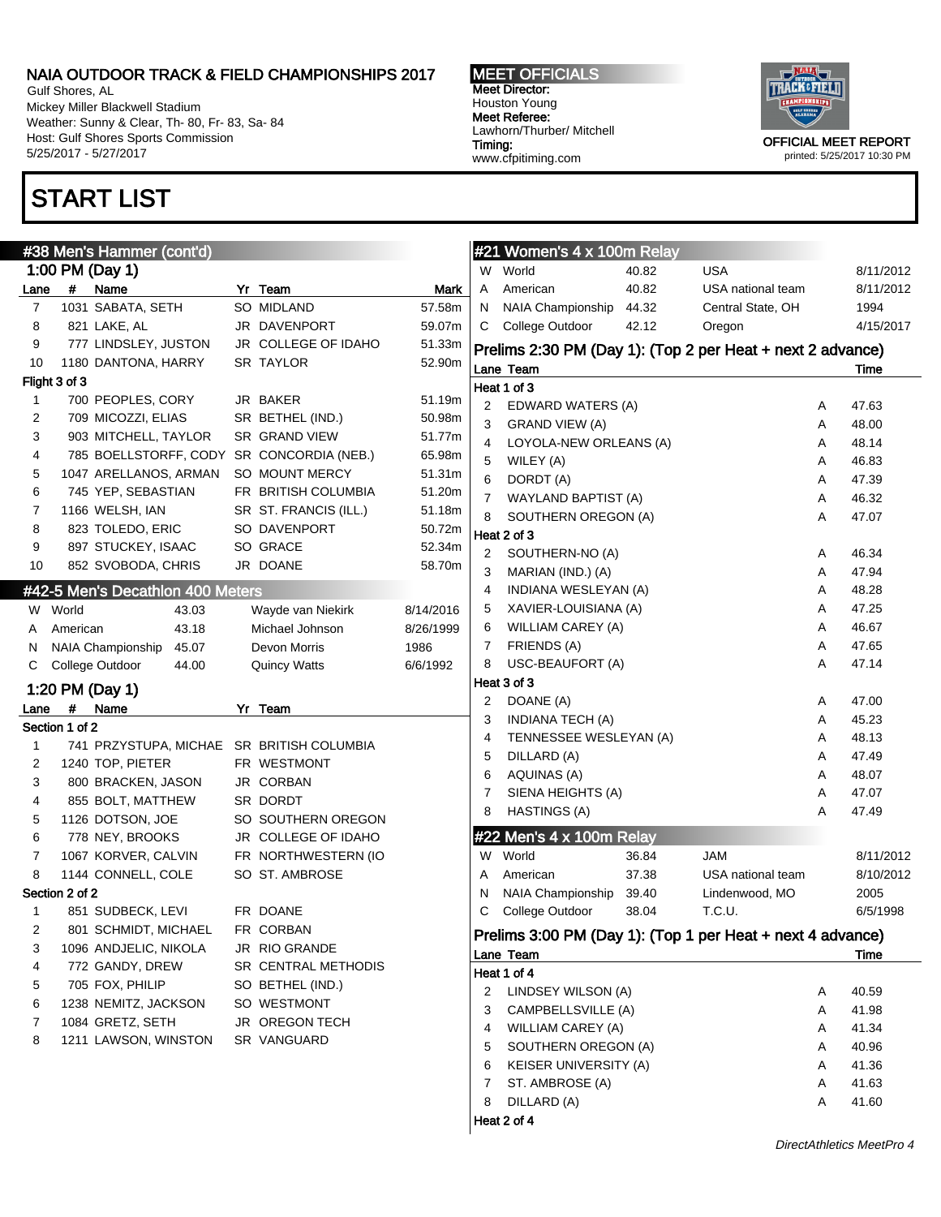# NAIA OUTDOOR TRACK & FIELD CHAMPIONSHIPS 2017

Gulf Shores, AL
Mickey Miller Blackwell Stadium
Weather: Sunny & Clear, Th- 80, Fr- 83, Sa- 84
Host: Gulf Shores Sports Commission
5/25/2017 - 5/27/2017

**MEET OFFICIALS**
Meet Director:
Houston Young
Meet Referee:
Lawhorn/Thurber/ Mitchell
Timing:
www.cfpitiming.com

OFFICIAL MEET REPORT
printed: 5/25/2017 10:30 PM

# START LIST

## #38 Men's Hammer (cont'd)

### 1:00 PM (Day 1)

| Lane | # | Name | Yr | Team | Mark |
|---|---|---|---|---|---|
| 7 | 1031 | SABATA, SETH | SO | MIDLAND | 57.58m |
| 8 | 821 | LAKE, AL | JR | DAVENPORT | 59.07m |
| 9 | 777 | LINDSLEY, JUSTON | JR | COLLEGE OF IDAHO | 51.33m |
| 10 | 1180 | DANTONA, HARRY | SR | TAYLOR | 52.90m |
| **Flight 3 of 3** | | | | | |
| 1 | 700 | PEOPLES, CORY | JR | BAKER | 51.19m |
| 2 | 709 | MICOZZI, ELIAS | SR | BETHEL (IND.) | 50.98m |
| 3 | 903 | MITCHELL, TAYLOR | SR | GRAND VIEW | 51.77m |
| 4 | 785 | BOELLSTORFF, CODY | SR | CONCORDIA (NEB.) | 65.98m |
| 5 | 1047 | ARELLANOS, ARMAN | SO | MOUNT MERCY | 51.31m |
| 6 | 745 | YEP, SEBASTIAN | FR | BRITISH COLUMBIA | 51.20m |
| 7 | 1166 | WELSH, IAN | SR | ST. FRANCIS (ILL.) | 51.18m |
| 8 | 823 | TOLEDO, ERIC | SO | DAVENPORT | 50.72m |
| 9 | 897 | STUCKEY, ISAAC | SO | GRACE | 52.34m |
| 10 | 852 | SVOBODA, CHRIS | JR | DOANE | 58.70m |

## #42-5 Men's Decathlon 400 Meters

| | | Mark | Name | Date |
|---|---|---|---|---|
| W | World | 43.03 | Wayde van Niekirk | 8/14/2016 |
| A | American | 43.18 | Michael Johnson | 8/26/1999 |
| N | NAIA Championship | 45.07 | Devon Morris | 1986 |
| C | College Outdoor | 44.00 | Quincy Watts | 6/6/1992 |

### 1:20 PM (Day 1)

| Lane | # | Name | Yr | Team |
|---|---|---|---|---|
| **Section 1 of 2** | | | | |
| 1 | 741 | PRZYSTUPA, MICHAE | SR | BRITISH COLUMBIA |
| 2 | 1240 | TOP, PIETER | FR | WESTMONT |
| 3 | 800 | BRACKEN, JASON | JR | CORBAN |
| 4 | 855 | BOLT, MATTHEW | SR | DORDT |
| 5 | 1126 | DOTSON, JOE | SO | SOUTHERN OREGON |
| 6 | 778 | NEY, BROOKS | JR | COLLEGE OF IDAHO |
| 7 | 1067 | KORVER, CALVIN | FR | NORTHWESTERN (IO |
| 8 | 1144 | CONNELL, COLE | SO | ST. AMBROSE |
| **Section 2 of 2** | | | | |
| 1 | 851 | SUDBECK, LEVI | FR | DOANE |
| 2 | 801 | SCHMIDT, MICHAEL | FR | CORBAN |
| 3 | 1096 | ANDJELIC, NIKOLA | JR | RIO GRANDE |
| 4 | 772 | GANDY, DREW | SR | CENTRAL METHODIS |
| 5 | 705 | FOX, PHILIP | SO | BETHEL (IND.) |
| 6 | 1238 | NEMITZ, JACKSON | SO | WESTMONT |
| 7 | 1084 | GRETZ, SETH | JR | OREGON TECH |
| 8 | 1211 | LAWSON, WINSTON | SR | VANGUARD |

## #21 Women's 4 x 100m Relay

| | | Mark | Team | Date |
|---|---|---|---|---|
| W | World | 40.82 | USA | 8/11/2012 |
| A | American | 40.82 | USA national team | 8/11/2012 |
| N | NAIA Championship | 44.32 | Central State, OH | 1994 |
| C | College Outdoor | 42.12 | Oregon | 4/15/2017 |

### Prelims 2:30 PM (Day 1): (Top 2 per Heat + next 2 advance)

| Lane | Team | | Time |
|---|---|---|---|
| **Heat 1 of 3** | | | |
| 2 | EDWARD WATERS (A) | A | 47.63 |
| 3 | GRAND VIEW (A) | A | 48.00 |
| 4 | LOYOLA-NEW ORLEANS (A) | A | 48.14 |
| 5 | WILEY (A) | A | 46.83 |
| 6 | DORDT (A) | A | 47.39 |
| 7 | WAYLAND BAPTIST (A) | A | 46.32 |
| 8 | SOUTHERN OREGON (A) | A | 47.07 |
| **Heat 2 of 3** | | | |
| 2 | SOUTHERN-NO (A) | A | 46.34 |
| 3 | MARIAN (IND.) (A) | A | 47.94 |
| 4 | INDIANA WESLEYAN (A) | A | 48.28 |
| 5 | XAVIER-LOUISIANA (A) | A | 47.25 |
| 6 | WILLIAM CAREY (A) | A | 46.67 |
| 7 | FRIENDS (A) | A | 47.65 |
| 8 | USC-BEAUFORT (A) | A | 47.14 |
| **Heat 3 of 3** | | | |
| 2 | DOANE (A) | A | 47.00 |
| 3 | INDIANA TECH (A) | A | 45.23 |
| 4 | TENNESSEE WESLEYAN (A) | A | 48.13 |
| 5 | DILLARD (A) | A | 47.49 |
| 6 | AQUINAS (A) | A | 48.07 |
| 7 | SIENA HEIGHTS (A) | A | 47.07 |
| 8 | HASTINGS (A) | A | 47.49 |

## #22 Men's 4 x 100m Relay

| | | Mark | Team | Date |
|---|---|---|---|---|
| W | World | 36.84 | JAM | 8/11/2012 |
| A | American | 37.38 | USA national team | 8/10/2012 |
| N | NAIA Championship | 39.40 | Lindenwood, MO | 2005 |
| C | College Outdoor | 38.04 | T.C.U. | 6/5/1998 |

### Prelims 3:00 PM (Day 1): (Top 1 per Heat + next 4 advance)

| Lane | Team | | Time |
|---|---|---|---|
| **Heat 1 of 4** | | | |
| 2 | LINDSEY WILSON (A) | A | 40.59 |
| 3 | CAMPBELLSVILLE (A) | A | 41.98 |
| 4 | WILLIAM CAREY (A) | A | 41.34 |
| 5 | SOUTHERN OREGON (A) | A | 40.96 |
| 6 | KEISER UNIVERSITY (A) | A | 41.36 |
| 7 | ST. AMBROSE (A) | A | 41.63 |
| 8 | DILLARD (A) | A | 41.60 |
| **Heat 2 of 4** | | | |

DirectAthletics MeetPro 4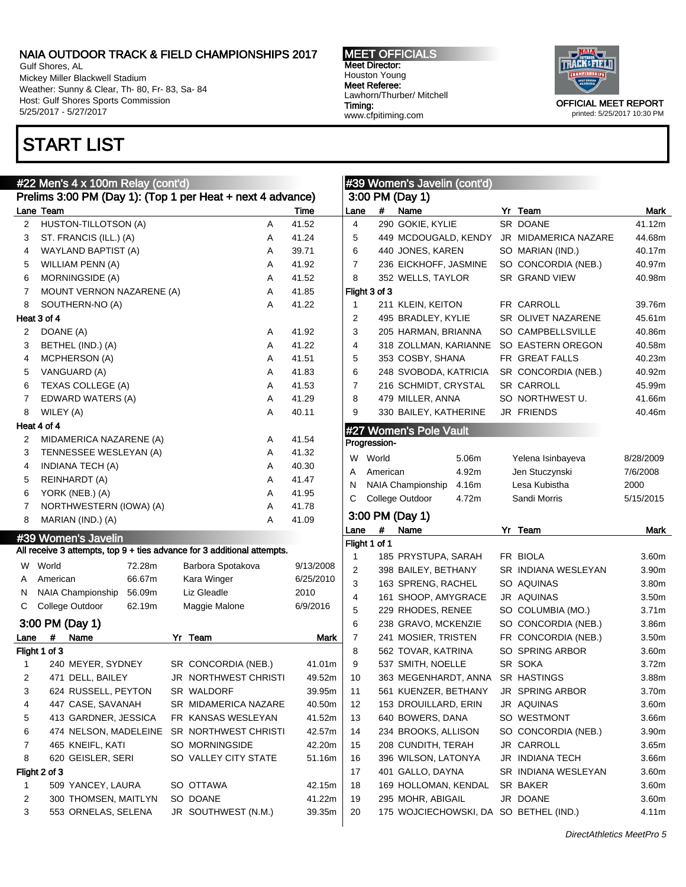# START LIST

## #22 Men's 4 x 100m Relay (cont'd)

### Prelims 3:00 PM (Day 1): (Top 1 per Heat + next 4 advance)

| Lane | Team | | Time |
|---|---|---|---|
| 2 | HUSTON-TILLOTSON (A) | A | 41.52 |
| 3 | ST. FRANCIS (ILL.) (A) | A | 41.24 |
| 4 | WAYLAND BAPTIST (A) | A | 39.71 |
| 5 | WILLIAM PENN (A) | A | 41.92 |
| 6 | MORNINGSIDE (A) | A | 41.52 |
| 7 | MOUNT VERNON NAZARENE (A) | A | 41.85 |
| 8 | SOUTHERN-NO (A) | A | 41.22 |

**Heat 3 of 4**

| Lane | Team | | Time |
|---|---|---|---|
| 2 | DOANE (A) | A | 41.92 |
| 3 | BETHEL (IND.) (A) | A | 41.22 |
| 4 | MCPHERSON (A) | A | 41.51 |
| 5 | VANGUARD (A) | A | 41.83 |
| 6 | TEXAS COLLEGE (A) | A | 41.53 |
| 7 | EDWARD WATERS (A) | A | 41.29 |
| 8 | WILEY (A) | A | 40.11 |

**Heat 4 of 4**

| Lane | Team | | Time |
|---|---|---|---|
| 2 | MIDAMERICA NAZARENE (A) | A | 41.54 |
| 3 | TENNESSEE WESLEYAN (A) | A | 41.32 |
| 4 | INDIANA TECH (A) | A | 40.30 |
| 5 | REINHARDT (A) | A | 41.47 |
| 6 | YORK (NEB.) (A) | A | 41.95 |
| 7 | NORTHWESTERN (IOWA) (A) | A | 41.78 |
| 8 | MARIAN (IND.) (A) | A | 41.09 |

## #39 Women's Javelin

All receive 3 attempts, top 9 + ties advance for 3 additional attempts.

| | Record | Mark | Holder | Date |
|---|---|---|---|---|
| W | World | 72.28m | Barbora Spotakova | 9/13/2008 |
| A | American | 66.67m | Kara Winger | 6/25/2010 |
| N | NAIA Championship | 56.09m | Liz Gleadle | 2010 |
| C | College Outdoor | 62.19m | Maggie Malone | 6/9/2016 |

### 3:00 PM (Day 1)

| Lane | # | Name | Yr | Team | Mark |
|---|---|---|---|---|---|
| **Flight 1 of 3** | | | | | |
| 1 | 240 | MEYER, SYDNEY | SR | CONCORDIA (NEB.) | 41.01m |
| 2 | 471 | DELL, BAILEY | JR | NORTHWEST CHRISTI | 49.52m |
| 3 | 624 | RUSSELL, PEYTON | SR | WALDORF | 39.95m |
| 4 | 447 | CASE, SAVANAH | SR | MIDAMERICA NAZARE | 40.50m |
| 5 | 413 | GARDNER, JESSICA | FR | KANSAS WESLEYAN | 41.52m |
| 6 | 474 | NELSON, MADELEINE | SR | NORTHWEST CHRISTI | 42.57m |
| 7 | 465 | KNEIFL, KATI | SO | MORNINGSIDE | 42.20m |
| 8 | 620 | GEISLER, SERI | SO | VALLEY CITY STATE | 51.16m |
| **Flight 2 of 3** | | | | | |
| 1 | 509 | YANCEY, LAURA | SO | OTTAWA | 42.15m |
| 2 | 300 | THOMSEN, MAITLYN | SO | DOANE | 41.22m |
| 3 | 553 | ORNELAS, SELENA | JR | SOUTHWEST (N.M.) | 39.35m |

## #39 Women's Javelin (cont'd)

### 3:00 PM (Day 1)

| Lane | # | Name | Yr | Team | Mark |
|---|---|---|---|---|---|
| 4 | 290 | GOKIE, KYLIE | SR | DOANE | 41.12m |
| 5 | 449 | MCDOUGALD, KENDY | JR | MIDAMERICA NAZARE | 44.68m |
| 6 | 440 | JONES, KAREN | SO | MARIAN (IND.) | 40.17m |
| 7 | 236 | EICKHOFF, JASMINE | SO | CONCORDIA (NEB.) | 40.97m |
| 8 | 352 | WELLS, TAYLOR | SR | GRAND VIEW | 40.98m |
| **Flight 3 of 3** | | | | | |
| 1 | 211 | KLEIN, KEITON | FR | CARROLL | 39.76m |
| 2 | 495 | BRADLEY, KYLIE | SR | OLIVET NAZARENE | 45.61m |
| 3 | 205 | HARMAN, BRIANNA | SO | CAMPBELLSVILLE | 40.86m |
| 4 | 318 | ZOLLMAN, KARIANNE | SO | EASTERN OREGON | 40.58m |
| 5 | 353 | COSBY, SHANA | FR | GREAT FALLS | 40.23m |
| 6 | 248 | SVOBODA, KATRICIA | SR | CONCORDIA (NEB.) | 40.92m |
| 7 | 216 | SCHMIDT, CRYSTAL | SR | CARROLL | 45.99m |
| 8 | 479 | MILLER, ANNA | SO | NORTHWEST U. | 41.66m |
| 9 | 330 | BAILEY, KATHERINE | JR | FRIENDS | 40.46m |

## #27 Women's Pole Vault

Progression-

| | Record | Mark | Holder | Date |
|---|---|---|---|---|
| W | World | 5.06m | Yelena Isinbayeva | 8/28/2009 |
| A | American | 4.92m | Jen Stuczynski | 7/6/2008 |
| N | NAIA Championship | 4.16m | Lesa Kubistha | 2000 |
| C | College Outdoor | 4.72m | Sandi Morris | 5/15/2015 |

### 3:00 PM (Day 1)

| Lane | # | Name | Yr | Team | Mark |
|---|---|---|---|---|---|
| **Flight 1 of 1** | | | | | |
| 1 | 185 | PRYSTUPA, SARAH | FR | BIOLA | 3.60m |
| 2 | 398 | BAILEY, BETHANY | SR | INDIANA WESLEYAN | 3.90m |
| 3 | 163 | SPRENG, RACHEL | SO | AQUINAS | 3.80m |
| 4 | 161 | SHOOP, AMYGRACE | JR | AQUINAS | 3.50m |
| 5 | 229 | RHODES, RENEE | SO | COLUMBIA (MO.) | 3.71m |
| 6 | 238 | GRAVO, MCKENZIE | SO | CONCORDIA (NEB.) | 3.86m |
| 7 | 241 | MOSIER, TRISTEN | FR | CONCORDIA (NEB.) | 3.50m |
| 8 | 562 | TOVAR, KATRINA | SO | SPRING ARBOR | 3.60m |
| 9 | 537 | SMITH, NOELLE | SR | SOKA | 3.72m |
| 10 | 363 | MEGENHARDT, ANNA | SR | HASTINGS | 3.88m |
| 11 | 561 | KUENZER, BETHANY | JR | SPRING ARBOR | 3.70m |
| 12 | 153 | DROUILLARD, ERIN | JR | AQUINAS | 3.60m |
| 13 | 640 | BOWERS, DANA | SO | WESTMONT | 3.66m |
| 14 | 234 | BROOKS, ALLISON | SO | CONCORDIA (NEB.) | 3.90m |
| 15 | 208 | CUNDITH, TERAH | JR | CARROLL | 3.65m |
| 16 | 396 | WILSON, LATONYA | JR | INDIANA TECH | 3.66m |
| 17 | 401 | GALLO, DAYNA | SR | INDIANA WESLEYAN | 3.60m |
| 18 | 169 | HOLLOMAN, KENDAL | SR | BAKER | 3.60m |
| 19 | 295 | MOHR, ABIGAIL | JR | DOANE | 3.60m |
| 20 | 175 | WOJCIECHOWSKI, DA | SO | BETHEL (IND.) | 4.11m |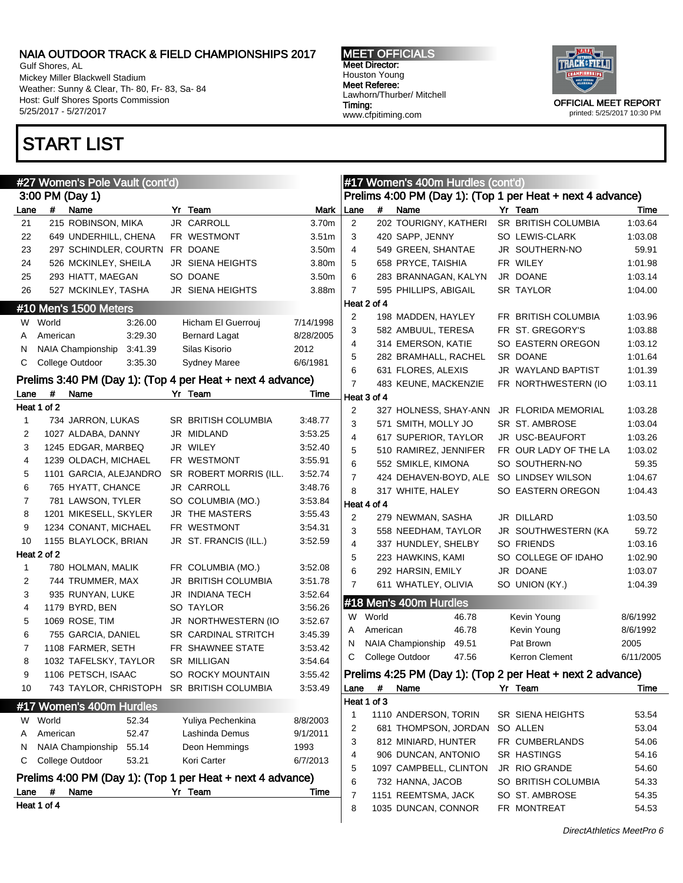# START LIST

## #27 Women's Pole Vault (cont'd)

3:00 PM (Day 1)

| Lane | # | Name | Yr | Team | Mark |
|---|---|---|---|---|---|
| 21 | 215 | ROBINSON, MIKA | JR | CARROLL | 3.70m |
| 22 | 649 | UNDERHILL, CHENA | FR | WESTMONT | 3.51m |
| 23 | 297 | SCHINDLER, COURTN | FR | DOANE | 3.50m |
| 24 | 526 | MCKINLEY, SHEILA | JR | SIENA HEIGHTS | 3.80m |
| 25 | 293 | HIATT, MAEGAN | SO | DOANE | 3.50m |
| 26 | 527 | MCKINLEY, TASHA | JR | SIENA HEIGHTS | 3.88m |

## #10 Men's 1500 Meters

| | | Mark | Holder | Date |
|---|---|---|---|---|
| W | World | 3:26.00 | Hicham El Guerrouj | 7/14/1998 |
| A | American | 3:29.30 | Bernard Lagat | 8/28/2005 |
| N | NAIA Championship | 3:41.39 | Silas Kisorio | 2012 |
| C | College Outdoor | 3:35.30 | Sydney Maree | 6/6/1981 |

### Prelims 3:40 PM (Day 1): (Top 4 per Heat + next 4 advance)

| Lane | # | Name | Yr | Team | Time |
|---|---|---|---|---|---|
| **Heat 1 of 2** | | | | | |
| 1 | 734 | JARRON, LUKAS | SR | BRITISH COLUMBIA | 3:48.77 |
| 2 | 1027 | ALDABA, DANNY | JR | MIDLAND | 3:53.25 |
| 3 | 1245 | EDGAR, MARBEQ | JR | WILEY | 3:52.40 |
| 4 | 1239 | OLDACH, MICHAEL | FR | WESTMONT | 3:55.91 |
| 5 | 1101 | GARCIA, ALEJANDRO | SR | ROBERT MORRIS (ILL. | 3:52.74 |
| 6 | 765 | HYATT, CHANCE | JR | CARROLL | 3:48.76 |
| 7 | 781 | LAWSON, TYLER | SO | COLUMBIA (MO.) | 3:53.84 |
| 8 | 1201 | MIKESELL, SKYLER | JR | THE MASTERS | 3:55.43 |
| 9 | 1234 | CONANT, MICHAEL | FR | WESTMONT | 3:54.31 |
| 10 | 1155 | BLAYLOCK, BRIAN | JR | ST. FRANCIS (ILL.) | 3:52.59 |
| **Heat 2 of 2** | | | | | |
| 1 | 780 | HOLMAN, MALIK | FR | COLUMBIA (MO.) | 3:52.08 |
| 2 | 744 | TRUMMER, MAX | JR | BRITISH COLUMBIA | 3:51.78 |
| 3 | 935 | RUNYAN, LUKE | JR | INDIANA TECH | 3:52.64 |
| 4 | 1179 | BYRD, BEN | SO | TAYLOR | 3:56.26 |
| 5 | 1069 | ROSE, TIM | JR | NORTHWESTERN (IO | 3:52.67 |
| 6 | 755 | GARCIA, DANIEL | SR | CARDINAL STRITCH | 3:45.39 |
| 7 | 1108 | FARMER, SETH | FR | SHAWNEE STATE | 3:53.42 |
| 8 | 1032 | TAFELSKY, TAYLOR | SR | MILLIGAN | 3:54.64 |
| 9 | 1106 | PETSCH, ISAAC | SO | ROCKY MOUNTAIN | 3:55.42 |
| 10 | 743 | TAYLOR, CHRISTOPH | SR | BRITISH COLUMBIA | 3:53.49 |

## #17 Women's 400m Hurdles

| | | Mark | Holder | Date |
|---|---|---|---|---|
| W | World | 52.34 | Yuliya Pechenkina | 8/8/2003 |
| A | American | 52.47 | Lashinda Demus | 9/1/2011 |
| N | NAIA Championship | 55.14 | Deon Hemmings | 1993 |
| C | College Outdoor | 53.21 | Kori Carter | 6/7/2013 |

### Prelims 4:00 PM (Day 1): (Top 1 per Heat + next 4 advance)

| Lane | # | Name | Yr | Team | Time |
|---|---|---|---|---|---|
| **Heat 1 of 4** | | | | | |
| 2 | 202 | TOURIGNY, KATHERI | SR | BRITISH COLUMBIA | 1:03.64 |
| 3 | 420 | SAPP, JENNY | SO | LEWIS-CLARK | 1:03.08 |
| 4 | 549 | GREEN, SHANTAE | JR | SOUTHERN-NO | 59.91 |
| 5 | 658 | PRYCE, TAISHIA | FR | WILEY | 1:01.98 |
| 6 | 283 | BRANNAGAN, KALYN | JR | DOANE | 1:03.14 |
| 7 | 595 | PHILLIPS, ABIGAIL | SR | TAYLOR | 1:04.00 |
| **Heat 2 of 4** | | | | | |
| 2 | 198 | MADDEN, HAYLEY | FR | BRITISH COLUMBIA | 1:03.96 |
| 3 | 582 | AMBUUL, TERESA | FR | ST. GREGORY'S | 1:03.88 |
| 4 | 314 | EMERSON, KATIE | SO | EASTERN OREGON | 1:03.12 |
| 5 | 282 | BRAMHALL, RACHEL | SR | DOANE | 1:01.64 |
| 6 | 631 | FLORES, ALEXIS | JR | WAYLAND BAPTIST | 1:01.39 |
| 7 | 483 | KEUNE, MACKENZIE | FR | NORTHWESTERN (IO | 1:03.11 |
| **Heat 3 of 4** | | | | | |
| 2 | 327 | HOLNESS, SHAY-ANN | JR | FLORIDA MEMORIAL | 1:03.28 |
| 3 | 571 | SMITH, MOLLY JO | SR | ST. AMBROSE | 1:03.04 |
| 4 | 617 | SUPERIOR, TAYLOR | JR | USC-BEAUFORT | 1:03.26 |
| 5 | 510 | RAMIREZ, JENNIFER | FR | OUR LADY OF THE LA | 1:03.02 |
| 6 | 552 | SMIKLE, KIMONA | SO | SOUTHERN-NO | 59.35 |
| 7 | 424 | DEHAVEN-BOYD, ALE | SO | LINDSEY WILSON | 1:04.67 |
| 8 | 317 | WHITE, HALEY | SO | EASTERN OREGON | 1:04.43 |
| **Heat 4 of 4** | | | | | |
| 2 | 279 | NEWMAN, SASHA | JR | DILLARD | 1:03.50 |
| 3 | 558 | NEEDHAM, TAYLOR | JR | SOUTHWESTERN (KA | 59.72 |
| 4 | 337 | HUNDLEY, SHELBY | SO | FRIENDS | 1:03.16 |
| 5 | 223 | HAWKINS, KAMI | SO | COLLEGE OF IDAHO | 1:02.90 |
| 6 | 292 | HARSIN, EMILY | JR | DOANE | 1:03.07 |
| 7 | 611 | WHATLEY, OLIVIA | SO | UNION (KY.) | 1:04.39 |

## #18 Men's 400m Hurdles

| | | Mark | Holder | Date |
|---|---|---|---|---|
| W | World | 46.78 | Kevin Young | 8/6/1992 |
| A | American | 46.78 | Kevin Young | 8/6/1992 |
| N | NAIA Championship | 49.51 | Pat Brown | 2005 |
| C | College Outdoor | 47.56 | Kerron Clement | 6/11/2005 |

### Prelims 4:25 PM (Day 1): (Top 2 per Heat + next 2 advance)

| Lane | # | Name | Yr | Team | Time |
|---|---|---|---|---|---|
| **Heat 1 of 3** | | | | | |
| 1 | 1110 | ANDERSON, TORIN | SR | SIENA HEIGHTS | 53.54 |
| 2 | 681 | THOMPSON, JORDAN | SO | ALLEN | 53.04 |
| 3 | 812 | MINIARD, HUNTER | FR | CUMBERLANDS | 54.06 |
| 4 | 906 | DUNCAN, ANTONIO | SR | HASTINGS | 54.16 |
| 5 | 1097 | CAMPBELL, CLINTON | JR | RIO GRANDE | 54.60 |
| 6 | 732 | HANNA, JACOB | SO | BRITISH COLUMBIA | 54.33 |
| 7 | 1151 | REEMTSMA, JACK | SO | ST. AMBROSE | 54.35 |
| 8 | 1035 | DUNCAN, CONNOR | FR | MONTREAT | 54.53 |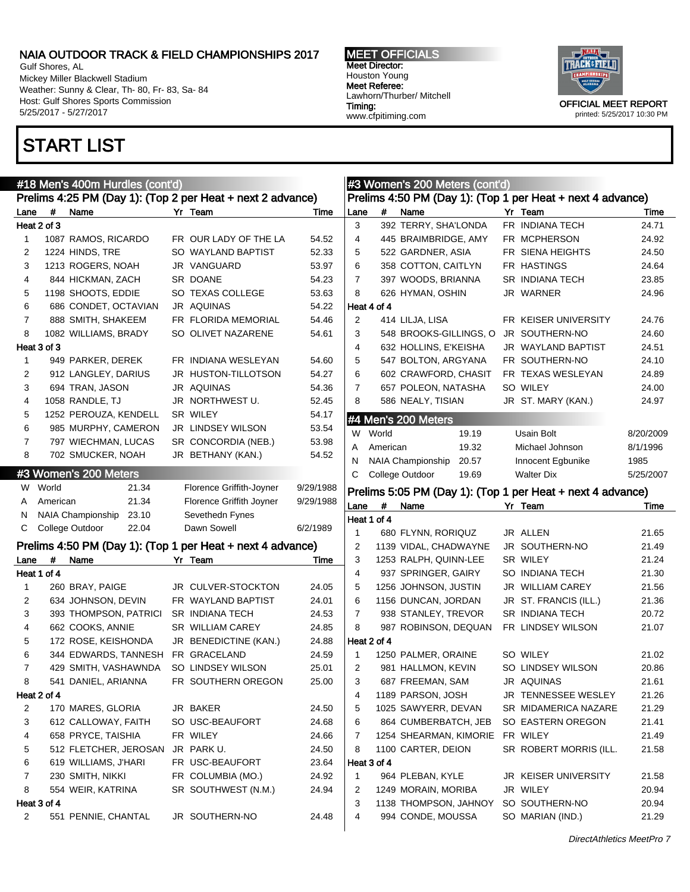# NAIA OUTDOOR TRACK & FIELD CHAMPIONSHIPS 2017

Gulf Shores, AL
Mickey Miller Blackwell Stadium
Weather: Sunny & Clear, Th- 80, Fr- 83, Sa- 84
Host: Gulf Shores Sports Commission
5/25/2017 - 5/27/2017

**MEET OFFICIALS**
**Meet Director:** Houston Young
**Meet Referee:** Lawhorn/Thurber/ Mitchell
**Timing:** www.cfpitiming.com

OFFICIAL MEET REPORT
printed: 5/25/2017 10:30 PM

# START LIST

## #18 Men's 400m Hurdles (cont'd)

### Prelims 4:25 PM (Day 1): (Top 2 per Heat + next 2 advance)

| Lane | # | Name | Yr | Team | Time |
|---|---|---|---|---|---|
| **Heat 2 of 3** | | | | | |
| 1 | 1087 | RAMOS, RICARDO | FR | OUR LADY OF THE LA | 54.52 |
| 2 | 1224 | HINDS, TRE | SO | WAYLAND BAPTIST | 52.33 |
| 3 | 1213 | ROGERS, NOAH | JR | VANGUARD | 53.97 |
| 4 | 844 | HICKMAN, ZACH | SR | DOANE | 54.23 |
| 5 | 1198 | SHOOTS, EDDIE | SO | TEXAS COLLEGE | 53.63 |
| 6 | 686 | CONDET, OCTAVIAN | JR | AQUINAS | 54.22 |
| 7 | 888 | SMITH, SHAKEEM | FR | FLORIDA MEMORIAL | 54.46 |
| 8 | 1082 | WILLIAMS, BRADY | SO | OLIVET NAZARENE | 54.61 |
| **Heat 3 of 3** | | | | | |
| 1 | 949 | PARKER, DEREK | FR | INDIANA WESLEYAN | 54.60 |
| 2 | 912 | LANGLEY, DARIUS | JR | HUSTON-TILLOTSON | 54.27 |
| 3 | 694 | TRAN, JASON | JR | AQUINAS | 54.36 |
| 4 | 1058 | RANDLE, TJ | JR | NORTHWEST U. | 52.45 |
| 5 | 1252 | PEROUZA, KENDELL | SR | WILEY | 54.17 |
| 6 | 985 | MURPHY, CAMERON | JR | LINDSEY WILSON | 53.54 |
| 7 | 797 | WIECHMAN, LUCAS | SR | CONCORDIA (NEB.) | 53.98 |
| 8 | 702 | SMUCKER, NOAH | JR | BETHANY (KAN.) | 54.52 |

## #3 Women's 200 Meters

| | Record | Mark | Holder | Date |
|---|---|---|---|---|
| W | World | 21.34 | Florence Griffith-Joyner | 9/29/1988 |
| A | American | 21.34 | Florence Griffith Joyner | 9/29/1988 |
| N | NAIA Championship | 23.10 | Sevethedn Fynes | |
| C | College Outdoor | 22.04 | Dawn Sowell | 6/2/1989 |

### Prelims 4:50 PM (Day 1): (Top 1 per Heat + next 4 advance)

| Lane | # | Name | Yr | Team | Time |
|---|---|---|---|---|---|
| **Heat 1 of 4** | | | | | |
| 1 | 260 | BRAY, PAIGE | JR | CULVER-STOCKTON | 24.05 |
| 2 | 634 | JOHNSON, DEVIN | FR | WAYLAND BAPTIST | 24.01 |
| 3 | 393 | THOMPSON, PATRICI | SR | INDIANA TECH | 24.53 |
| 4 | 662 | COOKS, ANNIE | SR | WILLIAM CAREY | 24.85 |
| 5 | 172 | ROSE, KEISHONDA | JR | BENEDICTINE (KAN.) | 24.88 |
| 6 | 344 | EDWARDS, TANNESH | FR | GRACELAND | 24.59 |
| 7 | 429 | SMITH, VASHAWNDA | SO | LINDSEY WILSON | 25.01 |
| 8 | 541 | DANIEL, ARIANNA | FR | SOUTHERN OREGON | 25.00 |
| **Heat 2 of 4** | | | | | |
| 2 | 170 | MARES, GLORIA | JR | BAKER | 24.50 |
| 3 | 612 | CALLOWAY, FAITH | SO | USC-BEAUFORT | 24.68 |
| 4 | 658 | PRYCE, TAISHIA | FR | WILEY | 24.66 |
| 5 | 512 | FLETCHER, JEROSAN | JR | PARK U. | 24.50 |
| 6 | 619 | WILLIAMS, J'HARI | FR | USC-BEAUFORT | 23.64 |
| 7 | 230 | SMITH, NIKKI | FR | COLUMBIA (MO.) | 24.92 |
| 8 | 554 | WEIR, KATRINA | SR | SOUTHWEST (N.M.) | 24.94 |
| **Heat 3 of 4** | | | | | |
| 2 | 551 | PENNIE, CHANTAL | JR | SOUTHERN-NO | 24.48 |
| 3 | 392 | TERRY, SHA'LONDA | FR | INDIANA TECH | 24.71 |
| 4 | 445 | BRAIMBRIDGE, AMY | FR | MCPHERSON | 24.92 |
| 5 | 522 | GARDNER, ASIA | FR | SIENA HEIGHTS | 24.50 |
| 6 | 358 | COTTON, CAITLYN | FR | HASTINGS | 24.64 |
| 7 | 397 | WOODS, BRIANNA | SR | INDIANA TECH | 23.85 |
| 8 | 626 | HYMAN, OSHIN | JR | WARNER | 24.96 |
| **Heat 4 of 4** | | | | | |
| 2 | 414 | LILJA, LISA | FR | KEISER UNIVERSITY | 24.76 |
| 3 | 548 | BROOKS-GILLINGS, O | JR | SOUTHERN-NO | 24.60 |
| 4 | 632 | HOLLINS, E'KEISHA | JR | WAYLAND BAPTIST | 24.51 |
| 5 | 547 | BOLTON, ARGYANA | FR | SOUTHERN-NO | 24.10 |
| 6 | 602 | CRAWFORD, CHASIT | FR | TEXAS WESLEYAN | 24.89 |
| 7 | 657 | POLEON, NATASHA | SO | WILEY | 24.00 |
| 8 | 586 | NEALY, TISIAN | JR | ST. MARY (KAN.) | 24.97 |

## #4 Men's 200 Meters

| | Record | Mark | Holder | Date |
|---|---|---|---|---|
| W | World | 19.19 | Usain Bolt | 8/20/2009 |
| A | American | 19.32 | Michael Johnson | 8/1/1996 |
| N | NAIA Championship | 20.57 | Innocent Egbunike | 1985 |
| C | College Outdoor | 19.69 | Walter Dix | 5/25/2007 |

### Prelims 5:05 PM (Day 1): (Top 1 per Heat + next 4 advance)

| Lane | # | Name | Yr | Team | Time |
|---|---|---|---|---|---|
| **Heat 1 of 4** | | | | | |
| 1 | 680 | FLYNN, RORIQUZ | JR | ALLEN | 21.65 |
| 2 | 1139 | VIDAL, CHADWAYNE | JR | SOUTHERN-NO | 21.49 |
| 3 | 1253 | RALPH, QUINN-LEE | SR | WILEY | 21.24 |
| 4 | 937 | SPRINGER, GAIRY | SO | INDIANA TECH | 21.30 |
| 5 | 1256 | JOHNSON, JUSTIN | JR | WILLIAM CAREY | 21.56 |
| 6 | 1156 | DUNCAN, JORDAN | JR | ST. FRANCIS (ILL.) | 21.36 |
| 7 | 938 | STANLEY, TREVOR | SR | INDIANA TECH | 20.72 |
| 8 | 987 | ROBINSON, DEQUAN | FR | LINDSEY WILSON | 21.07 |
| **Heat 2 of 4** | | | | | |
| 1 | 1250 | PALMER, ORAINE | SO | WILEY | 21.02 |
| 2 | 981 | HALLMON, KEVIN | SO | LINDSEY WILSON | 20.86 |
| 3 | 687 | FREEMAN, SAM | JR | AQUINAS | 21.61 |
| 4 | 1189 | PARSON, JOSH | JR | TENNESSEE WESLEY | 21.26 |
| 5 | 1025 | SAWYERR, DEVAN | SR | MIDAMERICA NAZARE | 21.29 |
| 6 | 864 | CUMBERBATCH, JEB | SO | EASTERN OREGON | 21.41 |
| 7 | 1254 | SHEARMAN, KIMORIE | FR | WILEY | 21.49 |
| 8 | 1100 | CARTER, DEION | SR | ROBERT MORRIS (ILL. | 21.58 |
| **Heat 3 of 4** | | | | | |
| 1 | 964 | PLEBAN, KYLE | JR | KEISER UNIVERSITY | 21.58 |
| 2 | 1249 | MORAIN, MORIBA | JR | WILEY | 20.94 |
| 3 | 1138 | THOMPSON, JAHNOY | SO | SOUTHERN-NO | 20.94 |
| 4 | 994 | CONDE, MOUSSA | SO | MARIAN (IND.) | 21.29 |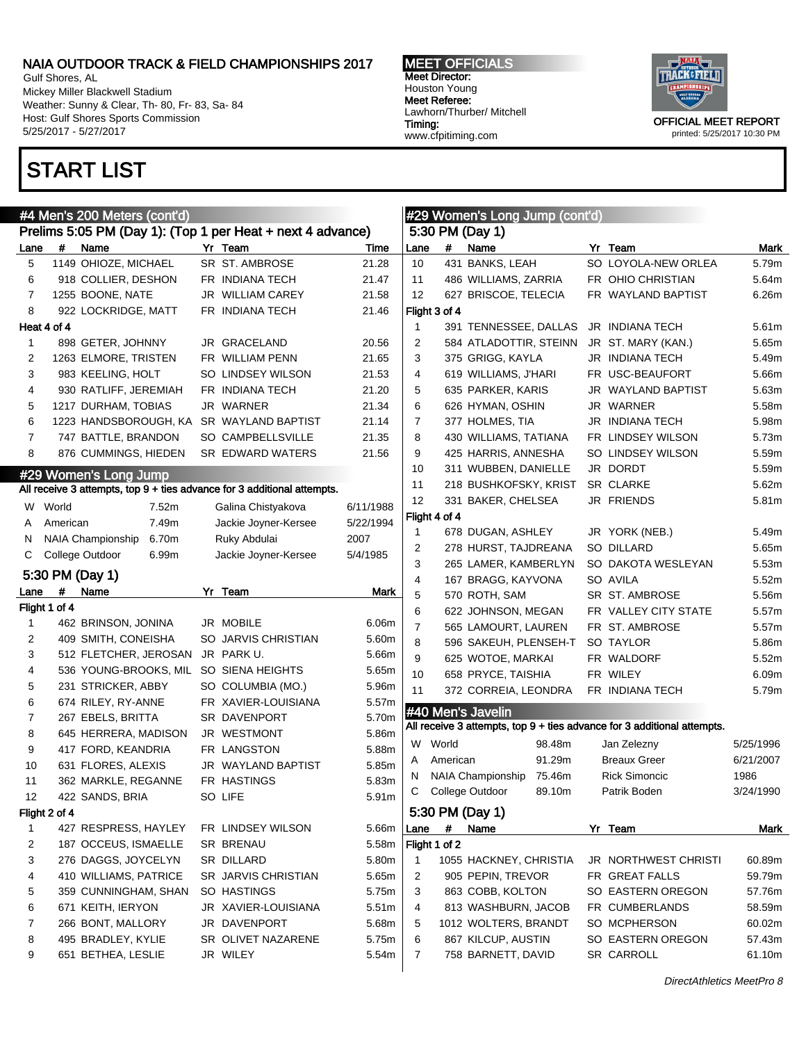# NAIA OUTDOOR TRACK & FIELD CHAMPIONSHIPS 2017

Gulf Shores, AL
Mickey Miller Blackwell Stadium
Weather: Sunny & Clear, Th- 80, Fr- 83, Sa- 84
Host: Gulf Shores Sports Commission
5/25/2017 - 5/27/2017

**MEET OFFICIALS**
Meet Director: Houston Young
Meet Referee: Lawhorn/Thurber/ Mitchell
Timing: www.cfpitiming.com

OFFICIAL MEET REPORT
printed: 5/25/2017 10:30 PM

# START LIST

## #4 Men's 200 Meters (cont'd)

### Prelims 5:05 PM (Day 1): (Top 1 per Heat + next 4 advance)

| Lane | # | Name | Yr | Team | Time |
|---|---|---|---|---|---|
| 5 | 1149 | OHIOZE, MICHAEL | SR | ST. AMBROSE | 21.28 |
| 6 | 918 | COLLIER, DESHON | FR | INDIANA TECH | 21.47 |
| 7 | 1255 | BOONE, NATE | JR | WILLIAM CAREY | 21.58 |
| 8 | 922 | LOCKRIDGE, MATT | FR | INDIANA TECH | 21.46 |
| **Heat 4 of 4** | | | | | |
| 1 | 898 | GETER, JOHNNY | JR | GRACELAND | 20.56 |
| 2 | 1263 | ELMORE, TRISTEN | FR | WILLIAM PENN | 21.65 |
| 3 | 983 | KEELING, HOLT | SO | LINDSEY WILSON | 21.53 |
| 4 | 930 | RATLIFF, JEREMIAH | FR | INDIANA TECH | 21.20 |
| 5 | 1217 | DURHAM, TOBIAS | JR | WARNER | 21.34 |
| 6 | 1223 | HANDSBOROUGH, KA | SR | WAYLAND BAPTIST | 21.14 |
| 7 | 747 | BATTLE, BRANDON | SO | CAMPBELLSVILLE | 21.35 |
| 8 | 876 | CUMMINGS, HIEDEN | SR | EDWARD WATERS | 21.56 |

## #29 Women's Long Jump

All receive 3 attempts, top 9 + ties advance for 3 additional attempts.

| | Record | Mark | Holder | Date |
|---|---|---|---|---|
| W | World | 7.52m | Galina Chistyakova | 6/11/1988 |
| A | American | 7.49m | Jackie Joyner-Kersee | 5/22/1994 |
| N | NAIA Championship | 6.70m | Ruky Abdulai | 2007 |
| C | College Outdoor | 6.99m | Jackie Joyner-Kersee | 5/4/1985 |

### 5:30 PM (Day 1)

| Lane | # | Name | Yr | Team | Mark |
|---|---|---|---|---|---|
| **Flight 1 of 4** | | | | | |
| 1 | 462 | BRINSON, JONINA | JR | MOBILE | 6.06m |
| 2 | 409 | SMITH, CONEISHA | SO | JARVIS CHRISTIAN | 5.60m |
| 3 | 512 | FLETCHER, JEROSAN | JR | PARK U. | 5.66m |
| 4 | 536 | YOUNG-BROOKS, MIL | SO | SIENA HEIGHTS | 5.65m |
| 5 | 231 | STRICKER, ABBY | SO | COLUMBIA (MO.) | 5.96m |
| 6 | 674 | RILEY, RY-ANNE | FR | XAVIER-LOUISIANA | 5.57m |
| 7 | 267 | EBELS, BRITTA | SR | DAVENPORT | 5.70m |
| 8 | 645 | HERRERA, MADISON | JR | WESTMONT | 5.86m |
| 9 | 417 | FORD, KEANDRIA | FR | LANGSTON | 5.88m |
| 10 | 631 | FLORES, ALEXIS | JR | WAYLAND BAPTIST | 5.85m |
| 11 | 362 | MARKLE, REGANNE | FR | HASTINGS | 5.83m |
| 12 | 422 | SANDS, BRIA | SO | LIFE | 5.91m |
| **Flight 2 of 4** | | | | | |
| 1 | 427 | RESPRESS, HAYLEY | FR | LINDSEY WILSON | 5.66m |
| 2 | 187 | OCCEUS, ISMAELLE | SR | BRENAU | 5.58m |
| 3 | 276 | DAGGS, JOYCELYN | SR | DILLARD | 5.80m |
| 4 | 410 | WILLIAMS, PATRICE | SR | JARVIS CHRISTIAN | 5.65m |
| 5 | 359 | CUNNINGHAM, SHAN | SO | HASTINGS | 5.75m |
| 6 | 671 | KEITH, IERYON | JR | XAVIER-LOUISIANA | 5.51m |
| 7 | 266 | BONT, MALLORY | JR | DAVENPORT | 5.68m |
| 8 | 495 | BRADLEY, KYLIE | SR | OLIVET NAZARENE | 5.75m |
| 9 | 651 | BETHEA, LESLIE | JR | WILEY | 5.54m |
| 10 | 431 | BANKS, LEAH | SO | LOYOLA-NEW ORLEA | 5.79m |
| 11 | 486 | WILLIAMS, ZARRIA | FR | OHIO CHRISTIAN | 5.64m |
| 12 | 627 | BRISCOE, TELECIA | FR | WAYLAND BAPTIST | 6.26m |
| **Flight 3 of 4** | | | | | |
| 1 | 391 | TENNESSEE, DALLAS | JR | INDIANA TECH | 5.61m |
| 2 | 584 | ATLADOTTIR, STEINN | JR | ST. MARY (KAN.) | 5.65m |
| 3 | 375 | GRIGG, KAYLA | JR | INDIANA TECH | 5.49m |
| 4 | 619 | WILLIAMS, J'HARI | FR | USC-BEAUFORT | 5.66m |
| 5 | 635 | PARKER, KARIS | JR | WAYLAND BAPTIST | 5.63m |
| 6 | 626 | HYMAN, OSHIN | JR | WARNER | 5.58m |
| 7 | 377 | HOLMES, TIA | JR | INDIANA TECH | 5.98m |
| 8 | 430 | WILLIAMS, TATIANA | FR | LINDSEY WILSON | 5.73m |
| 9 | 425 | HARRIS, ANNESHA | SO | LINDSEY WILSON | 5.59m |
| 10 | 311 | WUBBEN, DANIELLE | JR | DORDT | 5.59m |
| 11 | 218 | BUSHKOFSKY, KRIST | SR | CLARKE | 5.62m |
| 12 | 331 | BAKER, CHELSEA | JR | FRIENDS | 5.81m |
| **Flight 4 of 4** | | | | | |
| 1 | 678 | DUGAN, ASHLEY | JR | YORK (NEB.) | 5.49m |
| 2 | 278 | HURST, TAJDREANA | SO | DILLARD | 5.65m |
| 3 | 265 | LAMER, KAMBERLYN | SO | DAKOTA WESLEYAN | 5.53m |
| 4 | 167 | BRAGG, KAYVONA | SO | AVILA | 5.52m |
| 5 | 570 | ROTH, SAM | SR | ST. AMBROSE | 5.56m |
| 6 | 622 | JOHNSON, MEGAN | FR | VALLEY CITY STATE | 5.57m |
| 7 | 565 | LAMOURT, LAUREN | FR | ST. AMBROSE | 5.57m |
| 8 | 596 | SAKEUH, PLENSEH-T | SO | TAYLOR | 5.86m |
| 9 | 625 | WOTOE, MARKAI | FR | WALDORF | 5.52m |
| 10 | 658 | PRYCE, TAISHIA | FR | WILEY | 6.09m |
| 11 | 372 | CORREIA, LEONDRA | FR | INDIANA TECH | 5.79m |

## #40 Men's Javelin

All receive 3 attempts, top 9 + ties advance for 3 additional attempts.

| | Record | Mark | Holder | Date |
|---|---|---|---|---|
| W | World | 98.48m | Jan Zelezny | 5/25/1996 |
| A | American | 91.29m | Breaux Greer | 6/21/2007 |
| N | NAIA Championship | 75.46m | Rick Simoncic | 1986 |
| C | College Outdoor | 89.10m | Patrik Boden | 3/24/1990 |

### 5:30 PM (Day 1)

| Lane | # | Name | Yr | Team | Mark |
|---|---|---|---|---|---|
| **Flight 1 of 2** | | | | | |
| 1 | 1055 | HACKNEY, CHRISTIA | JR | NORTHWEST CHRISTI | 60.89m |
| 2 | 905 | PEPIN, TREVOR | FR | GREAT FALLS | 59.79m |
| 3 | 863 | COBB, KOLTON | SO | EASTERN OREGON | 57.76m |
| 4 | 813 | WASHBURN, JACOB | FR | CUMBERLANDS | 58.59m |
| 5 | 1012 | WOLTERS, BRANDT | SO | MCPHERSON | 60.02m |
| 6 | 867 | KILCUP, AUSTIN | SO | EASTERN OREGON | 57.43m |
| 7 | 758 | BARNETT, DAVID | SR | CARROLL | 61.10m |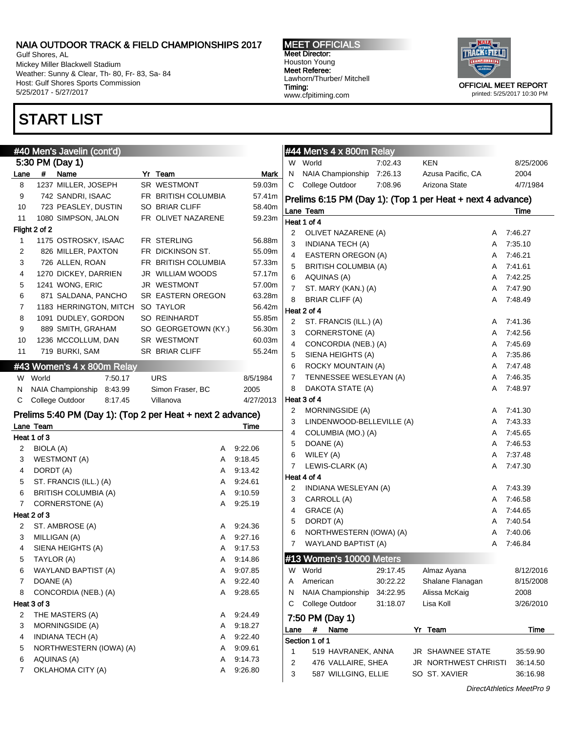# START LIST

## #40 Men's Javelin (cont'd)

### 5:30 PM (Day 1)

| Lane | # | Name | Yr | Team | Mark |
|---|---|---|---|---|---|
| 8 | 1237 | MILLER, JOSEPH | SR | WESTMONT | 59.03m |
| 9 | 742 | SANDRI, ISAAC | FR | BRITISH COLUMBIA | 57.41m |
| 10 | 723 | PEASLEY, DUSTIN | SO | BRIAR CLIFF | 58.40m |
| 11 | 1080 | SIMPSON, JALON | FR | OLIVET NAZARENE | 59.23m |
| **Flight 2 of 2** | | | | | |
| 1 | 1175 | OSTROSKY, ISAAC | FR | STERLING | 56.88m |
| 2 | 826 | MILLER, PAXTON | FR | DICKINSON ST. | 55.09m |
| 3 | 726 | ALLEN, ROAN | FR | BRITISH COLUMBIA | 57.33m |
| 4 | 1270 | DICKEY, DARRIEN | JR | WILLIAM WOODS | 57.17m |
| 5 | 1241 | WONG, ERIC | JR | WESTMONT | 57.00m |
| 6 | 871 | SALDANA, PANCHO | SR | EASTERN OREGON | 63.28m |
| 7 | 1183 | HERRINGTON, MITCH | SO | TAYLOR | 56.42m |
| 8 | 1091 | DUDLEY, GORDON | SO | REINHARDT | 55.85m |
| 9 | 889 | SMITH, GRAHAM | SO | GEORGETOWN (KY.) | 56.30m |
| 10 | 1236 | MCCOLLUM, DAN | SR | WESTMONT | 60.03m |
| 11 | 719 | BURKI, SAM | SR | BRIAR CLIFF | 55.24m |

## #43 Women's 4 x 800m Relay

| | | | | |
|---|---|---|---|---|
| W | World | 7:50.17 | URS | 8/5/1984 |
| N | NAIA Championship | 8:43.99 | Simon Fraser, BC | 2005 |
| C | College Outdoor | 8:17.45 | Villanova | 4/27/2013 |

### Prelims 5:40 PM (Day 1): (Top 2 per Heat + next 2 advance)

| Lane | Team | | Time |
|---|---|---|---|
| **Heat 1 of 3** | | | |
| 2 | BIOLA (A) | A | 9:22.06 |
| 3 | WESTMONT (A) | A | 9:18.45 |
| 4 | DORDT (A) | A | 9:13.42 |
| 5 | ST. FRANCIS (ILL.) (A) | A | 9:24.61 |
| 6 | BRITISH COLUMBIA (A) | A | 9:10.59 |
| 7 | CORNERSTONE (A) | A | 9:25.19 |
| **Heat 2 of 3** | | | |
| 2 | ST. AMBROSE (A) | A | 9:24.36 |
| 3 | MILLIGAN (A) | A | 9:27.16 |
| 4 | SIENA HEIGHTS (A) | A | 9:17.53 |
| 5 | TAYLOR (A) | A | 9:14.86 |
| 6 | WAYLAND BAPTIST (A) | A | 9:07.85 |
| 7 | DOANE (A) | A | 9:22.40 |
| 8 | CONCORDIA (NEB.) (A) | A | 9:28.65 |
| **Heat 3 of 3** | | | |
| 2 | THE MASTERS (A) | A | 9:24.49 |
| 3 | MORNINGSIDE (A) | A | 9:18.27 |
| 4 | INDIANA TECH (A) | A | 9:22.40 |
| 5 | NORTHWESTERN (IOWA) (A) | A | 9:09.61 |
| 6 | AQUINAS (A) | A | 9:14.73 |
| 7 | OKLAHOMA CITY (A) | A | 9:26.80 |

## #44 Men's 4 x 800m Relay

| | | | | |
|---|---|---|---|---|
| W | World | 7:02.43 | KEN | 8/25/2006 |
| N | NAIA Championship | 7:26.13 | Azusa Pacific, CA | 2004 |
| C | College Outdoor | 7:08.96 | Arizona State | 4/7/1984 |

### Prelims 6:15 PM (Day 1): (Top 1 per Heat + next 4 advance)

| Lane | Team | | Time |
|---|---|---|---|
| **Heat 1 of 4** | | | |
| 2 | OLIVET NAZARENE (A) | A | 7:46.27 |
| 3 | INDIANA TECH (A) | A | 7:35.10 |
| 4 | EASTERN OREGON (A) | A | 7:46.21 |
| 5 | BRITISH COLUMBIA (A) | A | 7:41.61 |
| 6 | AQUINAS (A) | A | 7:42.25 |
| 7 | ST. MARY (KAN.) (A) | A | 7:47.90 |
| 8 | BRIAR CLIFF (A) | A | 7:48.49 |
| **Heat 2 of 4** | | | |
| 2 | ST. FRANCIS (ILL.) (A) | A | 7:41.36 |
| 3 | CORNERSTONE (A) | A | 7:42.56 |
| 4 | CONCORDIA (NEB.) (A) | A | 7:45.69 |
| 5 | SIENA HEIGHTS (A) | A | 7:35.86 |
| 6 | ROCKY MOUNTAIN (A) | A | 7:47.48 |
| 7 | TENNESSEE WESLEYAN (A) | A | 7:46.35 |
| 8 | DAKOTA STATE (A) | A | 7:48.97 |
| **Heat 3 of 4** | | | |
| 2 | MORNINGSIDE (A) | A | 7:41.30 |
| 3 | LINDENWOOD-BELLEVILLE (A) | A | 7:43.33 |
| 4 | COLUMBIA (MO.) (A) | A | 7:45.65 |
| 5 | DOANE (A) | A | 7:46.53 |
| 6 | WILEY (A) | A | 7:37.48 |
| 7 | LEWIS-CLARK (A) | A | 7:47.30 |
| **Heat 4 of 4** | | | |
| 2 | INDIANA WESLEYAN (A) | A | 7:43.39 |
| 3 | CARROLL (A) | A | 7:46.58 |
| 4 | GRACE (A) | A | 7:44.65 |
| 5 | DORDT (A) | A | 7:40.54 |
| 6 | NORTHWESTERN (IOWA) (A) | A | 7:40.06 |
| 7 | WAYLAND BAPTIST (A) | A | 7:46.84 |

## #13 Women's 10000 Meters

| | | | | |
|---|---|---|---|---|
| W | World | 29:17.45 | Almaz Ayana | 8/12/2016 |
| A | American | 30:22.22 | Shalane Flanagan | 8/15/2008 |
| N | NAIA Championship | 34:22.95 | Alissa McKaig | 2008 |
| C | College Outdoor | 31:18.07 | Lisa Koll | 3/26/2010 |

### 7:50 PM (Day 1)

| Lane | # | Name | Yr | Team | Time |
|---|---|---|---|---|---|
| **Section 1 of 1** | | | | | |
| 1 | 519 | HAVRANEK, ANNA | JR | SHAWNEE STATE | 35:59.90 |
| 2 | 476 | VALLAIRE, SHEA | JR | NORTHWEST CHRISTI | 36:14.50 |
| 3 | 587 | WILLGING, ELLIE | SO | ST. XAVIER | 36:16.98 |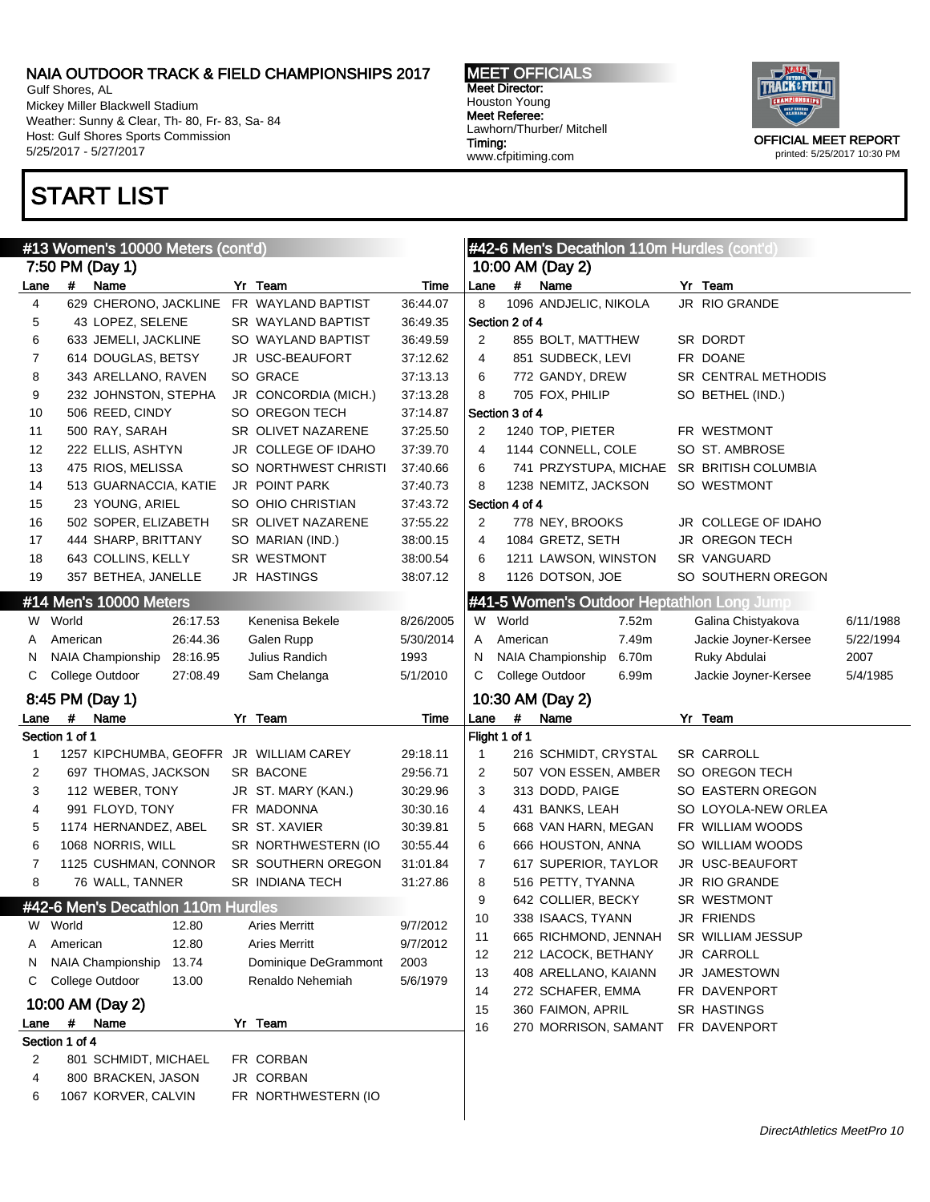# START LIST

## #13 Women's 10000 Meters (cont'd)

### 7:50 PM (Day 1)

| Lane | # | Name | Yr | Team | Time |
|---|---|---|---|---|---|
| 4 | 629 | CHERONO, JACKLINE | FR | WAYLAND BAPTIST | 36:44.07 |
| 5 | 43 | LOPEZ, SELENE | SR | WAYLAND BAPTIST | 36:49.35 |
| 6 | 633 | JEMELI, JACKLINE | SO | WAYLAND BAPTIST | 36:49.59 |
| 7 | 614 | DOUGLAS, BETSY | JR | USC-BEAUFORT | 37:12.62 |
| 8 | 343 | ARELLANO, RAVEN | SO | GRACE | 37:13.13 |
| 9 | 232 | JOHNSTON, STEPHA | JR | CONCORDIA (MICH.) | 37:13.28 |
| 10 | 506 | REED, CINDY | SO | OREGON TECH | 37:14.87 |
| 11 | 500 | RAY, SARAH | SR | OLIVET NAZARENE | 37:25.50 |
| 12 | 222 | ELLIS, ASHTYN | JR | COLLEGE OF IDAHO | 37:39.70 |
| 13 | 475 | RIOS, MELISSA | SO | NORTHWEST CHRISTI | 37:40.66 |
| 14 | 513 | GUARNACCIA, KATIE | JR | POINT PARK | 37:40.73 |
| 15 | 23 | YOUNG, ARIEL | SO | OHIO CHRISTIAN | 37:43.72 |
| 16 | 502 | SOPER, ELIZABETH | SR | OLIVET NAZARENE | 37:55.22 |
| 17 | 444 | SHARP, BRITTANY | SO | MARIAN (IND.) | 38:00.15 |
| 18 | 643 | COLLINS, KELLY | SR | WESTMONT | 38:00.54 |
| 19 | 357 | BETHEA, JANELLE | JR | HASTINGS | 38:07.12 |

## #14 Men's 10000 Meters

| | Record | Mark | Holder | Date |
|---|---|---|---|---|
| W | World | 26:17.53 | Kenenisa Bekele | 8/26/2005 |
| A | American | 26:44.36 | Galen Rupp | 5/30/2014 |
| N | NAIA Championship | 28:16.95 | Julius Randich | 1993 |
| C | College Outdoor | 27:08.49 | Sam Chelanga | 5/1/2010 |

### 8:45 PM (Day 1)

**Section 1 of 1**

| Lane | # | Name | Yr | Team | Time |
|---|---|---|---|---|---|
| 1 | 1257 | KIPCHUMBA, GEOFFR | JR | WILLIAM CAREY | 29:18.11 |
| 2 | 697 | THOMAS, JACKSON | SR | BACONE | 29:56.71 |
| 3 | 112 | WEBER, TONY | JR | ST. MARY (KAN.) | 30:29.96 |
| 4 | 991 | FLOYD, TONY | FR | MADONNA | 30:30.16 |
| 5 | 1174 | HERNANDEZ, ABEL | SR | ST. XAVIER | 30:39.81 |
| 6 | 1068 | NORRIS, WILL | SR | NORTHWESTERN (IO | 30:55.44 |
| 7 | 1125 | CUSHMAN, CONNOR | SR | SOUTHERN OREGON | 31:01.84 |
| 8 | 76 | WALL, TANNER | SR | INDIANA TECH | 31:27.86 |

## #42-6 Men's Decathlon 110m Hurdles

| | Record | Mark | Holder | Date |
|---|---|---|---|---|
| W | World | 12.80 | Aries Merritt | 9/7/2012 |
| A | American | 12.80 | Aries Merritt | 9/7/2012 |
| N | NAIA Championship | 13.74 | Dominique DeGrammont | 2003 |
| C | College Outdoor | 13.00 | Renaldo Nehemiah | 5/6/1979 |

### 10:00 AM (Day 2)

| Lane | # | Name | Yr | Team |
|---|---|---|---|---|
| **Section 1 of 4** | | | | |
| 2 | 801 | SCHMIDT, MICHAEL | FR | CORBAN |
| 4 | 800 | BRACKEN, JASON | JR | CORBAN |
| 6 | 1067 | KORVER, CALVIN | FR | NORTHWESTERN (IO |
| 8 | 1096 | ANDJELIC, NIKOLA | JR | RIO GRANDE |
| **Section 2 of 4** | | | | |
| 2 | 855 | BOLT, MATTHEW | SR | DORDT |
| 4 | 851 | SUDBECK, LEVI | FR | DOANE |
| 6 | 772 | GANDY, DREW | SR | CENTRAL METHODIS |
| 8 | 705 | FOX, PHILIP | SO | BETHEL (IND.) |
| **Section 3 of 4** | | | | |
| 2 | 1240 | TOP, PIETER | FR | WESTMONT |
| 4 | 1144 | CONNELL, COLE | SO | ST. AMBROSE |
| 6 | 741 | PRZYSTUPA, MICHAE | SR | BRITISH COLUMBIA |
| 8 | 1238 | NEMITZ, JACKSON | SO | WESTMONT |
| **Section 4 of 4** | | | | |
| 2 | 778 | NEY, BROOKS | JR | COLLEGE OF IDAHO |
| 4 | 1084 | GRETZ, SETH | JR | OREGON TECH |
| 6 | 1211 | LAWSON, WINSTON | SR | VANGUARD |
| 8 | 1126 | DOTSON, JOE | SO | SOUTHERN OREGON |

## #41-5 Women's Outdoor Heptathlon Long Jump

| | Record | Mark | Holder | Date |
|---|---|---|---|---|
| W | World | 7.52m | Galina Chistyakova | 6/11/1988 |
| A | American | 7.49m | Jackie Joyner-Kersee | 5/22/1994 |
| N | NAIA Championship | 6.70m | Ruky Abdulai | 2007 |
| C | College Outdoor | 6.99m | Jackie Joyner-Kersee | 5/4/1985 |

### 10:30 AM (Day 2)

**Flight 1 of 1**

| Lane | # | Name | Yr | Team |
|---|---|---|---|---|
| 1 | 216 | SCHMIDT, CRYSTAL | SR | CARROLL |
| 2 | 507 | VON ESSEN, AMBER | SO | OREGON TECH |
| 3 | 313 | DODD, PAIGE | SO | EASTERN OREGON |
| 4 | 431 | BANKS, LEAH | SO | LOYOLA-NEW ORLEA |
| 5 | 668 | VAN HARN, MEGAN | FR | WILLIAM WOODS |
| 6 | 666 | HOUSTON, ANNA | SO | WILLIAM WOODS |
| 7 | 617 | SUPERIOR, TAYLOR | JR | USC-BEAUFORT |
| 8 | 516 | PETTY, TYANNA | JR | RIO GRANDE |
| 9 | 642 | COLLIER, BECKY | SR | WESTMONT |
| 10 | 338 | ISAACS, TYANN | JR | FRIENDS |
| 11 | 665 | RICHMOND, JENNAH | SR | WILLIAM JESSUP |
| 12 | 212 | LACOCK, BETHANY | JR | CARROLL |
| 13 | 408 | ARELLANO, KAIANN | JR | JAMESTOWN |
| 14 | 272 | SCHAFER, EMMA | FR | DAVENPORT |
| 15 | 360 | FAIMON, APRIL | SR | HASTINGS |
| 16 | 270 | MORRISON, SAMANT | FR | DAVENPORT |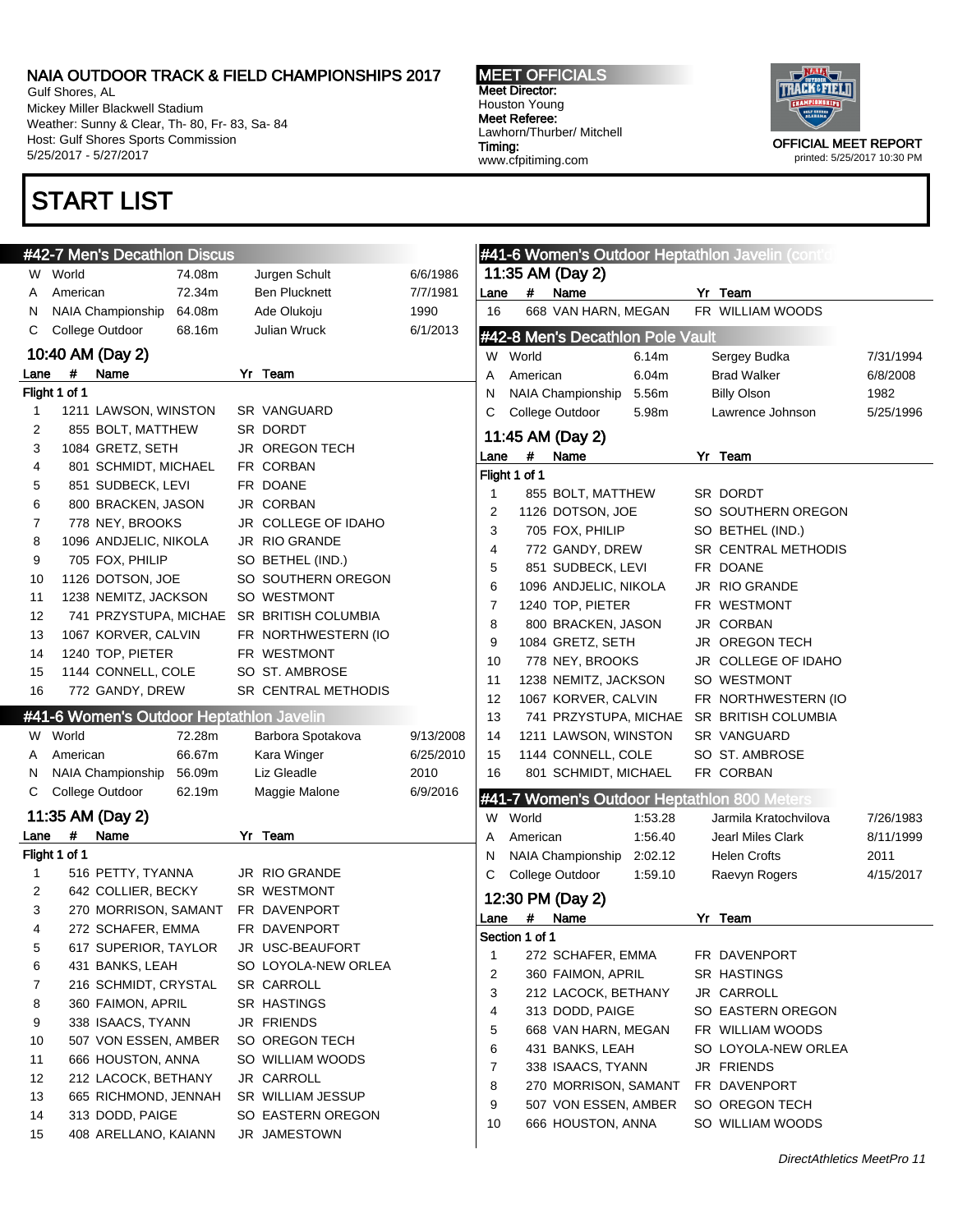# NAIA OUTDOOR TRACK & FIELD CHAMPIONSHIPS 2017

Gulf Shores, AL
Mickey Miller Blackwell Stadium
Weather: Sunny & Clear, Th- 80, Fr- 83, Sa- 84
Host: Gulf Shores Sports Commission
5/25/2017 - 5/27/2017

**MEET OFFICIALS**
Meet Director:
Houston Young
Meet Referee:
Lawhorn/Thurber/ Mitchell
Timing:
www.cfpitiming.com

OFFICIAL MEET REPORT
printed: 5/25/2017 10:30 PM

# START LIST

## #42-7 Men's Decathlon Discus

| | | | | |
|---|---|---|---|---|
| W | World | 74.08m | Jurgen Schult | 6/6/1986 |
| A | American | 72.34m | Ben Plucknett | 7/7/1981 |
| N | NAIA Championship | 64.08m | Ade Olukoju | 1990 |
| C | College Outdoor | 68.16m | Julian Wruck | 6/1/2013 |

### 10:40 AM (Day 2)

Flight 1 of 1

| Lane | # | Name | Yr | Team |
|---|---|---|---|---|
| 1 | 1211 | LAWSON, WINSTON | SR | VANGUARD |
| 2 | 855 | BOLT, MATTHEW | SR | DORDT |
| 3 | 1084 | GRETZ, SETH | JR | OREGON TECH |
| 4 | 801 | SCHMIDT, MICHAEL | FR | CORBAN |
| 5 | 851 | SUDBECK, LEVI | FR | DOANE |
| 6 | 800 | BRACKEN, JASON | JR | CORBAN |
| 7 | 778 | NEY, BROOKS | JR | COLLEGE OF IDAHO |
| 8 | 1096 | ANDJELIC, NIKOLA | JR | RIO GRANDE |
| 9 | 705 | FOX, PHILIP | SO | BETHEL (IND.) |
| 10 | 1126 | DOTSON, JOE | SO | SOUTHERN OREGON |
| 11 | 1238 | NEMITZ, JACKSON | SO | WESTMONT |
| 12 | 741 | PRZYSTUPA, MICHAE | SR | BRITISH COLUMBIA |
| 13 | 1067 | KORVER, CALVIN | FR | NORTHWESTERN (IO |
| 14 | 1240 | TOP, PIETER | FR | WESTMONT |
| 15 | 1144 | CONNELL, COLE | SO | ST. AMBROSE |
| 16 | 772 | GANDY, DREW | SR | CENTRAL METHODIS |

## #41-6 Women's Outdoor Heptathlon Javelin

| | | | | |
|---|---|---|---|---|
| W | World | 72.28m | Barbora Spotakova | 9/13/2008 |
| A | American | 66.67m | Kara Winger | 6/25/2010 |
| N | NAIA Championship | 56.09m | Liz Gleadle | 2010 |
| C | College Outdoor | 62.19m | Maggie Malone | 6/9/2016 |

### 11:35 AM (Day 2)

Flight 1 of 1

| Lane | # | Name | Yr | Team |
|---|---|---|---|---|
| 1 | 516 | PETTY, TYANNA | JR | RIO GRANDE |
| 2 | 642 | COLLIER, BECKY | SR | WESTMONT |
| 3 | 270 | MORRISON, SAMANT | FR | DAVENPORT |
| 4 | 272 | SCHAFER, EMMA | FR | DAVENPORT |
| 5 | 617 | SUPERIOR, TAYLOR | JR | USC-BEAUFORT |
| 6 | 431 | BANKS, LEAH | SO | LOYOLA-NEW ORLEA |
| 7 | 216 | SCHMIDT, CRYSTAL | SR | CARROLL |
| 8 | 360 | FAIMON, APRIL | SR | HASTINGS |
| 9 | 338 | ISAACS, TYANN | JR | FRIENDS |
| 10 | 507 | VON ESSEN, AMBER | SO | OREGON TECH |
| 11 | 666 | HOUSTON, ANNA | SO | WILLIAM WOODS |
| 12 | 212 | LACOCK, BETHANY | JR | CARROLL |
| 13 | 665 | RICHMOND, JENNAH | SR | WILLIAM JESSUP |
| 14 | 313 | DODD, PAIGE | SO | EASTERN OREGON |
| 15 | 408 | ARELLANO, KAIANN | JR | JAMESTOWN |

## #41-6 Women's Outdoor Heptathlon Javelin (cont'd)

### 11:35 AM (Day 2)

| Lane | # | Name | Yr | Team |
|---|---|---|---|---|
| 16 | 668 | VAN HARN, MEGAN | FR | WILLIAM WOODS |

## #42-8 Men's Decathlon Pole Vault

| | | | | |
|---|---|---|---|---|
| W | World | 6.14m | Sergey Budka | 7/31/1994 |
| A | American | 6.04m | Brad Walker | 6/8/2008 |
| N | NAIA Championship | 5.56m | Billy Olson | 1982 |
| C | College Outdoor | 5.98m | Lawrence Johnson | 5/25/1996 |

### 11:45 AM (Day 2)

Flight 1 of 1

| Lane | # | Name | Yr | Team |
|---|---|---|---|---|
| 1 | 855 | BOLT, MATTHEW | SR | DORDT |
| 2 | 1126 | DOTSON, JOE | SO | SOUTHERN OREGON |
| 3 | 705 | FOX, PHILIP | SO | BETHEL (IND.) |
| 4 | 772 | GANDY, DREW | SR | CENTRAL METHODIS |
| 5 | 851 | SUDBECK, LEVI | FR | DOANE |
| 6 | 1096 | ANDJELIC, NIKOLA | JR | RIO GRANDE |
| 7 | 1240 | TOP, PIETER | FR | WESTMONT |
| 8 | 800 | BRACKEN, JASON | JR | CORBAN |
| 9 | 1084 | GRETZ, SETH | JR | OREGON TECH |
| 10 | 778 | NEY, BROOKS | JR | COLLEGE OF IDAHO |
| 11 | 1238 | NEMITZ, JACKSON | SO | WESTMONT |
| 12 | 1067 | KORVER, CALVIN | FR | NORTHWESTERN (IO |
| 13 | 741 | PRZYSTUPA, MICHAE | SR | BRITISH COLUMBIA |
| 14 | 1211 | LAWSON, WINSTON | SR | VANGUARD |
| 15 | 1144 | CONNELL, COLE | SO | ST. AMBROSE |
| 16 | 801 | SCHMIDT, MICHAEL | FR | CORBAN |

## #41-7 Women's Outdoor Heptathlon 800 Meters

| | | | | |
|---|---|---|---|---|
| W | World | 1:53.28 | Jarmila Kratochvilova | 7/26/1983 |
| A | American | 1:56.40 | Jearl Miles Clark | 8/11/1999 |
| N | NAIA Championship | 2:02.12 | Helen Crofts | 2011 |
| C | College Outdoor | 1:59.10 | Raevyn Rogers | 4/15/2017 |

### 12:30 PM (Day 2)

Section 1 of 1

| Lane | # | Name | Yr | Team |
|---|---|---|---|---|
| 1 | 272 | SCHAFER, EMMA | FR | DAVENPORT |
| 2 | 360 | FAIMON, APRIL | SR | HASTINGS |
| 3 | 212 | LACOCK, BETHANY | JR | CARROLL |
| 4 | 313 | DODD, PAIGE | SO | EASTERN OREGON |
| 5 | 668 | VAN HARN, MEGAN | FR | WILLIAM WOODS |
| 6 | 431 | BANKS, LEAH | SO | LOYOLA-NEW ORLEA |
| 7 | 338 | ISAACS, TYANN | JR | FRIENDS |
| 8 | 270 | MORRISON, SAMANT | FR | DAVENPORT |
| 9 | 507 | VON ESSEN, AMBER | SO | OREGON TECH |
| 10 | 666 | HOUSTON, ANNA | SO | WILLIAM WOODS |

*DirectAthletics MeetPro 11*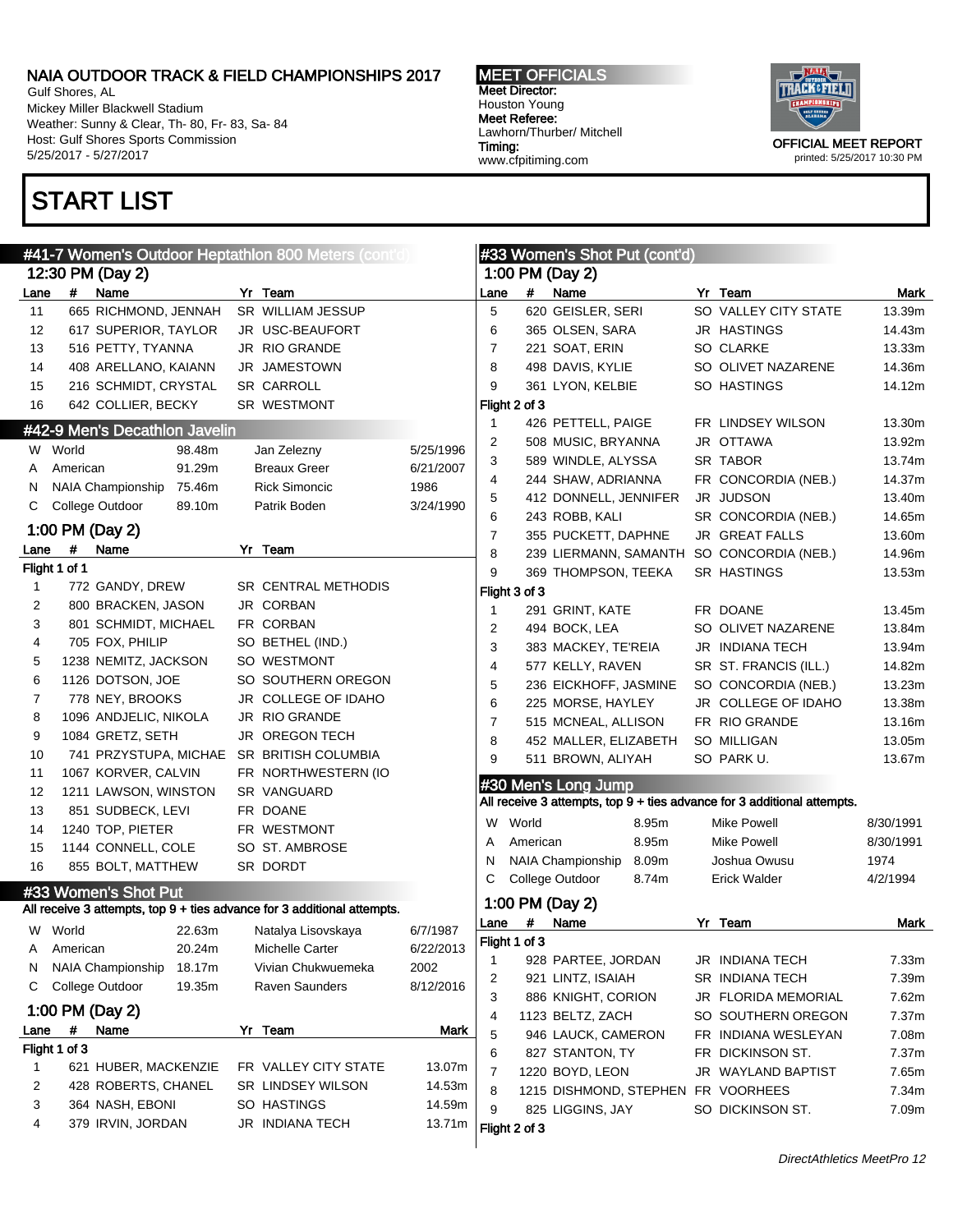# START LIST

## #41-7 Women's Outdoor Heptathlon 800 Meters (cont'd)

### 12:30 PM (Day 2)

| Lane | # | Name | Yr | Team |
|---|---|---|---|---|
| 11 | 665 | RICHMOND, JENNAH | SR | WILLIAM JESSUP |
| 12 | 617 | SUPERIOR, TAYLOR | JR | USC-BEAUFORT |
| 13 | 516 | PETTY, TYANNA | JR | RIO GRANDE |
| 14 | 408 | ARELLANO, KAIANN | JR | JAMESTOWN |
| 15 | 216 | SCHMIDT, CRYSTAL | SR | CARROLL |
| 16 | 642 | COLLIER, BECKY | SR | WESTMONT |

## #42-9 Men's Decathlon Javelin

| | | | | |
|---|---|---|---|---|
| W | World | 98.48m | Jan Zelezny | 5/25/1996 |
| A | American | 91.29m | Breaux Greer | 6/21/2007 |
| N | NAIA Championship | 75.46m | Rick Simoncic | 1986 |
| C | College Outdoor | 89.10m | Patrik Boden | 3/24/1990 |

### 1:00 PM (Day 2)

Flight 1 of 1

| Lane | # | Name | Yr | Team |
|---|---|---|---|---|
| 1 | 772 | GANDY, DREW | SR | CENTRAL METHODIS |
| 2 | 800 | BRACKEN, JASON | JR | CORBAN |
| 3 | 801 | SCHMIDT, MICHAEL | FR | CORBAN |
| 4 | 705 | FOX, PHILIP | SO | BETHEL (IND.) |
| 5 | 1238 | NEMITZ, JACKSON | SO | WESTMONT |
| 6 | 1126 | DOTSON, JOE | SO | SOUTHERN OREGON |
| 7 | 778 | NEY, BROOKS | JR | COLLEGE OF IDAHO |
| 8 | 1096 | ANDJELIC, NIKOLA | JR | RIO GRANDE |
| 9 | 1084 | GRETZ, SETH | JR | OREGON TECH |
| 10 | 741 | PRZYSTUPA, MICHAE | SR | BRITISH COLUMBIA |
| 11 | 1067 | KORVER, CALVIN | FR | NORTHWESTERN (IO |
| 12 | 1211 | LAWSON, WINSTON | SR | VANGUARD |
| 13 | 851 | SUDBECK, LEVI | FR | DOANE |
| 14 | 1240 | TOP, PIETER | FR | WESTMONT |
| 15 | 1144 | CONNELL, COLE | SO | ST. AMBROSE |
| 16 | 855 | BOLT, MATTHEW | SR | DORDT |

## #33 Women's Shot Put

All receive 3 attempts, top 9 + ties advance for 3 additional attempts.

| | | | | |
|---|---|---|---|---|
| W | World | 22.63m | Natalya Lisovskaya | 6/7/1987 |
| A | American | 20.24m | Michelle Carter | 6/22/2013 |
| N | NAIA Championship | 18.17m | Vivian Chukwuemeka | 2002 |
| C | College Outdoor | 19.35m | Raven Saunders | 8/12/2016 |

### 1:00 PM (Day 2)

| Lane | # | Name | Yr | Team | Mark |
|---|---|---|---|---|---|
| **Flight 1 of 3** | | | | | |
| 1 | 621 | HUBER, MACKENZIE | FR | VALLEY CITY STATE | 13.07m |
| 2 | 428 | ROBERTS, CHANEL | SR | LINDSEY WILSON | 14.53m |
| 3 | 364 | NASH, EBONI | SO | HASTINGS | 14.59m |
| 4 | 379 | IRVIN, JORDAN | JR | INDIANA TECH | 13.71m |
| 5 | 620 | GEISLER, SERI | SO | VALLEY CITY STATE | 13.39m |
| 6 | 365 | OLSEN, SARA | JR | HASTINGS | 14.43m |
| 7 | 221 | SOAT, ERIN | SO | CLARKE | 13.33m |
| 8 | 498 | DAVIS, KYLIE | SO | OLIVET NAZARENE | 14.36m |
| 9 | 361 | LYON, KELBIE | SO | HASTINGS | 14.12m |
| **Flight 2 of 3** | | | | | |
| 1 | 426 | PETTELL, PAIGE | FR | LINDSEY WILSON | 13.30m |
| 2 | 508 | MUSIC, BRYANNA | JR | OTTAWA | 13.92m |
| 3 | 589 | WINDLE, ALYSSA | SR | TABOR | 13.74m |
| 4 | 244 | SHAW, ADRIANNA | FR | CONCORDIA (NEB.) | 14.37m |
| 5 | 412 | DONNELL, JENNIFER | JR | JUDSON | 13.40m |
| 6 | 243 | ROBB, KALI | SR | CONCORDIA (NEB.) | 14.65m |
| 7 | 355 | PUCKETT, DAPHNE | JR | GREAT FALLS | 13.60m |
| 8 | 239 | LIERMANN, SAMANTH | SO | CONCORDIA (NEB.) | 14.96m |
| 9 | 369 | THOMPSON, TEEKA | SR | HASTINGS | 13.53m |
| **Flight 3 of 3** | | | | | |
| 1 | 291 | GRINT, KATE | FR | DOANE | 13.45m |
| 2 | 494 | BOCK, LEA | SO | OLIVET NAZARENE | 13.84m |
| 3 | 383 | MACKEY, TE'REIA | JR | INDIANA TECH | 13.94m |
| 4 | 577 | KELLY, RAVEN | SR | ST. FRANCIS (ILL.) | 14.82m |
| 5 | 236 | EICKHOFF, JASMINE | SO | CONCORDIA (NEB.) | 13.23m |
| 6 | 225 | MORSE, HAYLEY | JR | COLLEGE OF IDAHO | 13.38m |
| 7 | 515 | MCNEAL, ALLISON | FR | RIO GRANDE | 13.16m |
| 8 | 452 | MALLER, ELIZABETH | SO | MILLIGAN | 13.05m |
| 9 | 511 | BROWN, ALIYAH | SO | PARK U. | 13.67m |

## #30 Men's Long Jump

All receive 3 attempts, top 9 + ties advance for 3 additional attempts.

| | | | | |
|---|---|---|---|---|
| W | World | 8.95m | Mike Powell | 8/30/1991 |
| A | American | 8.95m | Mike Powell | 8/30/1991 |
| N | NAIA Championship | 8.09m | Joshua Owusu | 1974 |
| C | College Outdoor | 8.74m | Erick Walder | 4/2/1994 |

### 1:00 PM (Day 2)

| Lane | # | Name | Yr | Team | Mark |
|---|---|---|---|---|---|
| **Flight 1 of 3** | | | | | |
| 1 | 928 | PARTEE, JORDAN | JR | INDIANA TECH | 7.33m |
| 2 | 921 | LINTZ, ISAIAH | SR | INDIANA TECH | 7.39m |
| 3 | 886 | KNIGHT, CORION | JR | FLORIDA MEMORIAL | 7.62m |
| 4 | 1123 | BELTZ, ZACH | SO | SOUTHERN OREGON | 7.37m |
| 5 | 946 | LAUCK, CAMERON | FR | INDIANA WESLEYAN | 7.08m |
| 6 | 827 | STANTON, TY | FR | DICKINSON ST. | 7.37m |
| 7 | 1220 | BOYD, LEON | JR | WAYLAND BAPTIST | 7.65m |
| 8 | 1215 | DISHMOND, STEPHEN | FR | VOORHEES | 7.34m |
| 9 | 825 | LIGGINS, JAY | SO | DICKINSON ST. | 7.09m |

Flight 2 of 3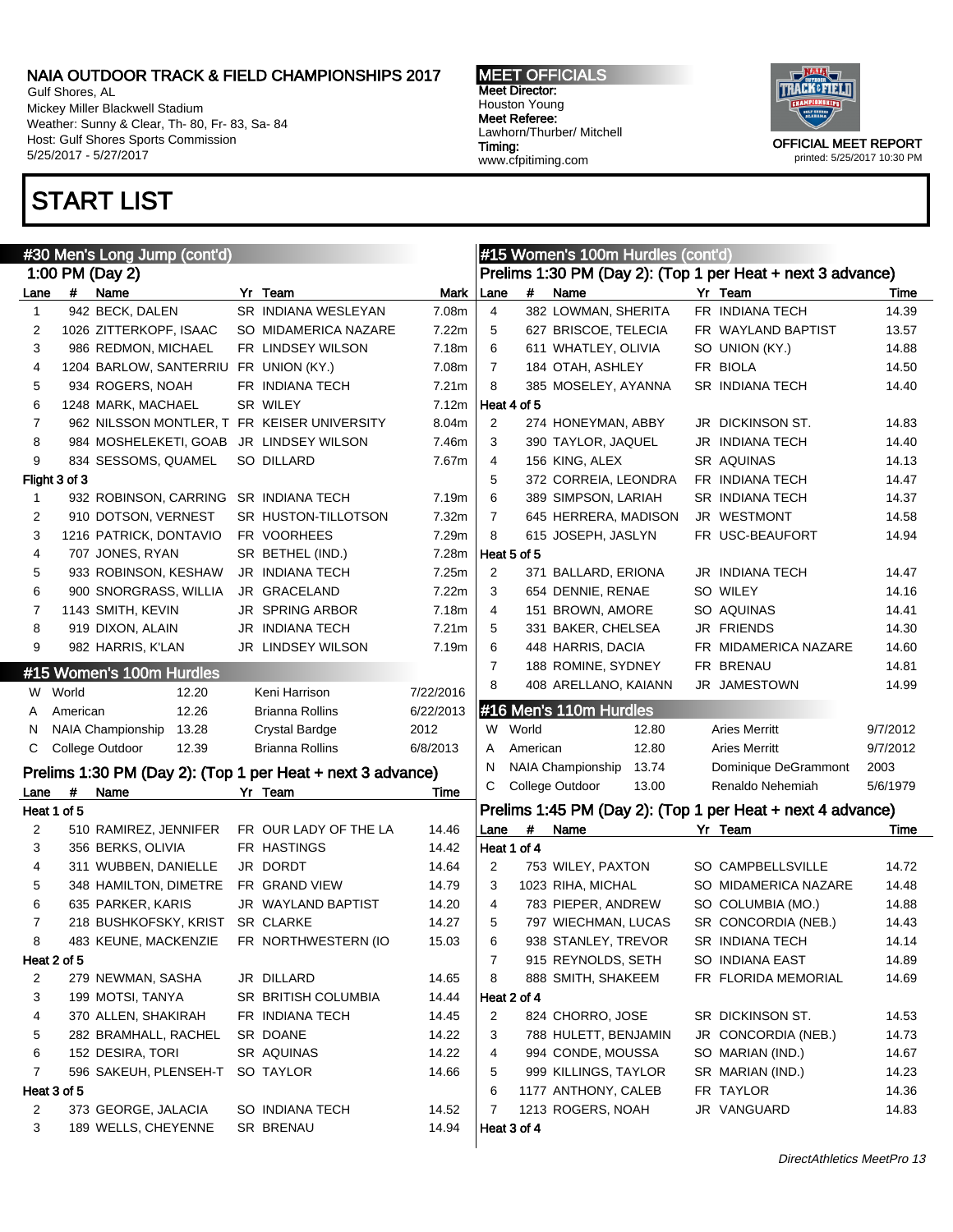# START LIST

## #30 Men's Long Jump (cont'd)

1:00 PM (Day 2)

| Lane | # | Name | Yr | Team | Mark |
|---|---|---|---|---|---|
| 1 | 942 | BECK, DALEN | SR | INDIANA WESLEYAN | 7.08m |
| 2 | 1026 | ZITTERKOPF, ISAAC | SO | MIDAMERICA NAZARE | 7.22m |
| 3 | 986 | REDMON, MICHAEL | FR | LINDSEY WILSON | 7.18m |
| 4 | 1204 | BARLOW, SANTERRIU | FR | UNION (KY.) | 7.08m |
| 5 | 934 | ROGERS, NOAH | FR | INDIANA TECH | 7.21m |
| 6 | 1248 | MARK, MACHAEL | SR | WILEY | 7.12m |
| 7 | 962 | NILSSON MONTLER, T | FR | KEISER UNIVERSITY | 8.04m |
| 8 | 984 | MOSHELEKETI, GOAB | JR | LINDSEY WILSON | 7.46m |
| 9 | 834 | SESSOMS, QUAMEL | SO | DILLARD | 7.67m |
| **Flight 3 of 3** | | | | | |
| 1 | 932 | ROBINSON, CARRING | SR | INDIANA TECH | 7.19m |
| 2 | 910 | DOTSON, VERNEST | SR | HUSTON-TILLOTSON | 7.32m |
| 3 | 1216 | PATRICK, DONTAVIO | FR | VOORHEES | 7.29m |
| 4 | 707 | JONES, RYAN | SR | BETHEL (IND.) | 7.28m |
| 5 | 933 | ROBINSON, KESHAW | JR | INDIANA TECH | 7.25m |
| 6 | 900 | SNORGRASS, WILLIA | JR | GRACELAND | 7.22m |
| 7 | 1143 | SMITH, KEVIN | JR | SPRING ARBOR | 7.18m |
| 8 | 919 | DIXON, ALAIN | JR | INDIANA TECH | 7.21m |
| 9 | 982 | HARRIS, K'LAN | JR | LINDSEY WILSON | 7.19m |

## #15 Women's 100m Hurdles

| | | | | |
|---|---|---|---|---|
| W | World | 12.20 | Keni Harrison | 7/22/2016 |
| A | American | 12.26 | Brianna Rollins | 6/22/2013 |
| N | NAIA Championship | 13.28 | Crystal Bardge | 2012 |
| C | College Outdoor | 12.39 | Brianna Rollins | 6/8/2013 |

Prelims 1:30 PM (Day 2): (Top 1 per Heat + next 3 advance)

| Lane | # | Name | Yr | Team | Time |
|---|---|---|---|---|---|
| **Heat 1 of 5** | | | | | |
| 2 | 510 | RAMIREZ, JENNIFER | FR | OUR LADY OF THE LA | 14.46 |
| 3 | 356 | BERKS, OLIVIA | FR | HASTINGS | 14.42 |
| 4 | 311 | WUBBEN, DANIELLE | JR | DORDT | 14.64 |
| 5 | 348 | HAMILTON, DIMETRE | FR | GRAND VIEW | 14.79 |
| 6 | 635 | PARKER, KARIS | JR | WAYLAND BAPTIST | 14.20 |
| 7 | 218 | BUSHKOFSKY, KRIST | SR | CLARKE | 14.27 |
| 8 | 483 | KEUNE, MACKENZIE | FR | NORTHWESTERN (IO | 15.03 |
| **Heat 2 of 5** | | | | | |
| 2 | 279 | NEWMAN, SASHA | JR | DILLARD | 14.65 |
| 3 | 199 | MOTSI, TANYA | SR | BRITISH COLUMBIA | 14.44 |
| 4 | 370 | ALLEN, SHAKIRAH | FR | INDIANA TECH | 14.45 |
| 5 | 282 | BRAMHALL, RACHEL | SR | DOANE | 14.22 |
| 6 | 152 | DESIRA, TORI | SR | AQUINAS | 14.22 |
| 7 | 596 | SAKEUH, PLENSEH-T | SO | TAYLOR | 14.66 |
| **Heat 3 of 5** | | | | | |
| 2 | 373 | GEORGE, JALACIA | SO | INDIANA TECH | 14.52 |
| 3 | 189 | WELLS, CHEYENNE | SR | BRENAU | 14.94 |
| 4 | 382 | LOWMAN, SHERITA | FR | INDIANA TECH | 14.39 |
| 5 | 627 | BRISCOE, TELECIA | FR | WAYLAND BAPTIST | 13.57 |
| 6 | 611 | WHATLEY, OLIVIA | SO | UNION (KY.) | 14.88 |
| 7 | 184 | OTAH, ASHLEY | FR | BIOLA | 14.50 |
| 8 | 385 | MOSELEY, AYANNA | SR | INDIANA TECH | 14.40 |
| **Heat 4 of 5** | | | | | |
| 2 | 274 | HONEYMAN, ABBY | JR | DICKINSON ST. | 14.83 |
| 3 | 390 | TAYLOR, JAQUEL | JR | INDIANA TECH | 14.40 |
| 4 | 156 | KING, ALEX | SR | AQUINAS | 14.13 |
| 5 | 372 | CORREIA, LEONDRA | FR | INDIANA TECH | 14.47 |
| 6 | 389 | SIMPSON, LARIAH | SR | INDIANA TECH | 14.37 |
| 7 | 645 | HERRERA, MADISON | JR | WESTMONT | 14.58 |
| 8 | 615 | JOSEPH, JASLYN | FR | USC-BEAUFORT | 14.94 |
| **Heat 5 of 5** | | | | | |
| 2 | 371 | BALLARD, ERIONA | JR | INDIANA TECH | 14.47 |
| 3 | 654 | DENNIE, RENAE | SO | WILEY | 14.16 |
| 4 | 151 | BROWN, AMORE | SO | AQUINAS | 14.41 |
| 5 | 331 | BAKER, CHELSEA | JR | FRIENDS | 14.30 |
| 6 | 448 | HARRIS, DACIA | FR | MIDAMERICA NAZARE | 14.60 |
| 7 | 188 | ROMINE, SYDNEY | FR | BRENAU | 14.81 |
| 8 | 408 | ARELLANO, KAIANN | JR | JAMESTOWN | 14.99 |

## #16 Men's 110m Hurdles

| | | | | |
|---|---|---|---|---|
| W | World | 12.80 | Aries Merritt | 9/7/2012 |
| A | American | 12.80 | Aries Merritt | 9/7/2012 |
| N | NAIA Championship | 13.74 | Dominique DeGrammont | 2003 |
| C | College Outdoor | 13.00 | Renaldo Nehemiah | 5/6/1979 |

Prelims 1:45 PM (Day 2): (Top 1 per Heat + next 4 advance)

| Lane | # | Name | Yr | Team | Time |
|---|---|---|---|---|---|
| **Heat 1 of 4** | | | | | |
| 2 | 753 | WILEY, PAXTON | SO | CAMPBELLSVILLE | 14.72 |
| 3 | 1023 | RIHA, MICHAL | SO | MIDAMERICA NAZARE | 14.48 |
| 4 | 783 | PIEPER, ANDREW | SO | COLUMBIA (MO.) | 14.88 |
| 5 | 797 | WIECHMAN, LUCAS | SR | CONCORDIA (NEB.) | 14.43 |
| 6 | 938 | STANLEY, TREVOR | SR | INDIANA TECH | 14.14 |
| 7 | 915 | REYNOLDS, SETH | SO | INDIANA EAST | 14.89 |
| 8 | 888 | SMITH, SHAKEEM | FR | FLORIDA MEMORIAL | 14.69 |
| **Heat 2 of 4** | | | | | |
| 2 | 824 | CHORRO, JOSE | SR | DICKINSON ST. | 14.53 |
| 3 | 788 | HULETT, BENJAMIN | JR | CONCORDIA (NEB.) | 14.73 |
| 4 | 994 | CONDE, MOUSSA | SO | MARIAN (IND.) | 14.67 |
| 5 | 999 | KILLINGS, TAYLOR | SR | MARIAN (IND.) | 14.23 |
| 6 | 1177 | ANTHONY, CALEB | FR | TAYLOR | 14.36 |
| 7 | 1213 | ROGERS, NOAH | JR | VANGUARD | 14.83 |
| **Heat 3 of 4** | | | | | |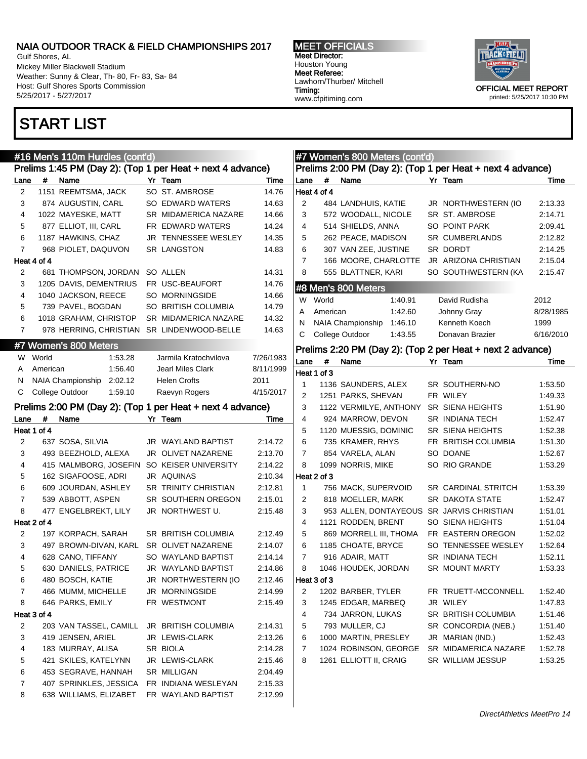# NAIA OUTDOOR TRACK & FIELD CHAMPIONSHIPS 2017

Gulf Shores, AL
Mickey Miller Blackwell Stadium
Weather: Sunny & Clear, Th- 80, Fr- 83, Sa- 84
Host: Gulf Shores Sports Commission
5/25/2017 - 5/27/2017

**MEET OFFICIALS**
**Meet Director:** Houston Young
**Meet Referee:** Lawhorn/Thurber/ Mitchell
**Timing:** www.cfpitiming.com

OFFICIAL MEET REPORT
printed: 5/25/2017 10:30 PM

# START LIST

## #16 Men's 110m Hurdles (cont'd)

### Prelims 1:45 PM (Day 2): (Top 1 per Heat + next 4 advance)

| Lane | # | Name | Yr | Team | Time |
|---|---|---|---|---|---|
| 2 | 1151 | REEMTSMA, JACK | SO | ST. AMBROSE | 14.76 |
| 3 | 874 | AUGUSTIN, CARL | SO | EDWARD WATERS | 14.63 |
| 4 | 1022 | MAYESKE, MATT | SR | MIDAMERICA NAZARE | 14.66 |
| 5 | 877 | ELLIOT, III, CARL | FR | EDWARD WATERS | 14.24 |
| 6 | 1187 | HAWKINS, CHAZ | JR | TENNESSEE WESLEY | 14.35 |
| 7 | 968 | PIOLET, DAQUVON | SR | LANGSTON | 14.83 |
| **Heat 4 of 4** | | | | | |
| 2 | 681 | THOMPSON, JORDAN | SO | ALLEN | 14.31 |
| 3 | 1205 | DAVIS, DEMENTRIUS | FR | USC-BEAUFORT | 14.76 |
| 4 | 1040 | JACKSON, REECE | SO | MORNINGSIDE | 14.66 |
| 5 | 739 | PAVEL, BOGDAN | SO | BRITISH COLUMBIA | 14.79 |
| 6 | 1018 | GRAHAM, CHRISTOP | SR | MIDAMERICA NAZARE | 14.32 |
| 7 | 978 | HERRING, CHRISTIAN | SR | LINDENWOOD-BELLE | 14.63 |

## #7 Women's 800 Meters

| | | | | |
|---|---|---|---|---|
| W | World | 1:53.28 | Jarmila Kratochvilova | 7/26/1983 |
| A | American | 1:56.40 | Jearl Miles Clark | 8/11/1999 |
| N | NAIA Championship | 2:02.12 | Helen Crofts | 2011 |
| C | College Outdoor | 1:59.10 | Raevyn Rogers | 4/15/2017 |

### Prelims 2:00 PM (Day 2): (Top 1 per Heat + next 4 advance)

| Lane | # | Name | Yr | Team | Time |
|---|---|---|---|---|---|
| **Heat 1 of 4** | | | | | |
| 2 | 637 | SOSA, SILVIA | JR | WAYLAND BAPTIST | 2:14.72 |
| 3 | 493 | BEEZHOLD, ALEXA | JR | OLIVET NAZARENE | 2:13.70 |
| 4 | 415 | MALMBORG, JOSEFIN | SO | KEISER UNIVERSITY | 2:14.22 |
| 5 | 162 | SIGAFOOSE, ADRI | JR | AQUINAS | 2:10.34 |
| 6 | 609 | JOURDAN, ASHLEY | SR | TRINITY CHRISTIAN | 2:12.81 |
| 7 | 539 | ABBOTT, ASPEN | SR | SOUTHERN OREGON | 2:15.01 |
| 8 | 477 | ENGELBREKT, LILY | JR | NORTHWEST U. | 2:15.48 |
| **Heat 2 of 4** | | | | | |
| 2 | 197 | KORPACH, SARAH | SR | BRITISH COLUMBIA | 2:12.49 |
| 3 | 497 | BROWN-DIVAN, KARL | SR | OLIVET NAZARENE | 2:14.07 |
| 4 | 628 | CANO, TIFFANY | SO | WAYLAND BAPTIST | 2:14.14 |
| 5 | 630 | DANIELS, PATRICE | JR | WAYLAND BAPTIST | 2:14.86 |
| 6 | 480 | BOSCH, KATIE | JR | NORTHWESTERN (IO | 2:12.46 |
| 7 | 466 | MUMM, MICHELLE | JR | MORNINGSIDE | 2:14.99 |
| 8 | 646 | PARKS, EMILY | FR | WESTMONT | 2:15.49 |
| **Heat 3 of 4** | | | | | |
| 2 | 203 | VAN TASSEL, CAMILL | JR | BRITISH COLUMBIA | 2:14.31 |
| 3 | 419 | JENSEN, ARIEL | JR | LEWIS-CLARK | 2:13.26 |
| 4 | 183 | MURRAY, ALISA | SR | BIOLA | 2:14.28 |
| 5 | 421 | SKILES, KATELYNN | JR | LEWIS-CLARK | 2:15.46 |
| 6 | 453 | SEGRAVE, HANNAH | SR | MILLIGAN | 2:04.49 |
| 7 | 407 | SPRINKLES, JESSICA | FR | INDIANA WESLEYAN | 2:15.33 |
| 8 | 638 | WILLIAMS, ELIZABET | FR | WAYLAND BAPTIST | 2:12.99 |

## #7 Women's 800 Meters (cont'd)

### Prelims 2:00 PM (Day 2): (Top 1 per Heat + next 4 advance)

| Lane | # | Name | Yr | Team | Time |
|---|---|---|---|---|---|
| **Heat 4 of 4** | | | | | |
| 2 | 484 | LANDHUIS, KATIE | JR | NORTHWESTERN (IO | 2:13.33 |
| 3 | 572 | WOODALL, NICOLE | SR | ST. AMBROSE | 2:14.71 |
| 4 | 514 | SHIELDS, ANNA | SO | POINT PARK | 2:09.41 |
| 5 | 262 | PEACE, MADISON | SR | CUMBERLANDS | 2:12.82 |
| 6 | 307 | VAN ZEE, JUSTINE | SR | DORDT | 2:14.25 |
| 7 | 166 | MOORE, CHARLOTTE | JR | ARIZONA CHRISTIAN | 2:15.04 |
| 8 | 555 | BLATTNER, KARI | SO | SOUTHWESTERN (KA | 2:15.47 |

## #8 Men's 800 Meters

| | | | | |
|---|---|---|---|---|
| W | World | 1:40.91 | David Rudisha | 2012 |
| A | American | 1:42.60 | Johnny Gray | 8/28/1985 |
| N | NAIA Championship | 1:46.10 | Kenneth Koech | 1999 |
| C | College Outdoor | 1:43.55 | Donavan Brazier | 6/16/2010 |

### Prelims 2:20 PM (Day 2): (Top 2 per Heat + next 2 advance)

| Lane | # | Name | Yr | Team | Time |
|---|---|---|---|---|---|
| **Heat 1 of 3** | | | | | |
| 1 | 1136 | SAUNDERS, ALEX | SR | SOUTHERN-NO | 1:53.50 |
| 2 | 1251 | PARKS, SHEVAN | FR | WILEY | 1:49.33 |
| 3 | 1122 | VERMILYE, ANTHONY | SR | SIENA HEIGHTS | 1:51.90 |
| 4 | 924 | MARROW, DEVON | SR | INDIANA TECH | 1:52.47 |
| 5 | 1120 | MUESSIG, DOMINIC | SR | SIENA HEIGHTS | 1:52.38 |
| 6 | 735 | KRAMER, RHYS | FR | BRITISH COLUMBIA | 1:51.30 |
| 7 | 854 | VARELA, ALAN | SO | DOANE | 1:52.67 |
| 8 | 1099 | NORRIS, MIKE | SO | RIO GRANDE | 1:53.29 |
| **Heat 2 of 3** | | | | | |
| 1 | 756 | MACK, SUPERVOID | SR | CARDINAL STRITCH | 1:53.39 |
| 2 | 818 | MOELLER, MARK | SR | DAKOTA STATE | 1:52.47 |
| 3 | 953 | ALLEN, DONTAYEOUS | SR | JARVIS CHRISTIAN | 1:51.01 |
| 4 | 1121 | RODDEN, BRENT | SO | SIENA HEIGHTS | 1:51.04 |
| 5 | 869 | MORRELL III, THOMA | FR | EASTERN OREGON | 1:52.02 |
| 6 | 1185 | CHOATE, BRYCE | SO | TENNESSEE WESLEY | 1:52.64 |
| 7 | 916 | ADAIR, MATT | SR | INDIANA TECH | 1:52.11 |
| 8 | 1046 | HOUDEK, JORDAN | SR | MOUNT MARTY | 1:53.33 |
| **Heat 3 of 3** | | | | | |
| 2 | 1202 | BARBER, TYLER | FR | TRUETT-MCCONNELL | 1:52.40 |
| 3 | 1245 | EDGAR, MARBEQ | JR | WILEY | 1:47.83 |
| 4 | 734 | JARRON, LUKAS | SR | BRITISH COLUMBIA | 1:51.46 |
| 5 | 793 | MULLER, CJ | SR | CONCORDIA (NEB.) | 1:51.40 |
| 6 | 1000 | MARTIN, PRESLEY | JR | MARIAN (IND.) | 1:52.43 |
| 7 | 1024 | ROBINSON, GEORGE | SR | MIDAMERICA NAZARE | 1:52.78 |
| 8 | 1261 | ELLIOTT II, CRAIG | SR | WILLIAM JESSUP | 1:53.25 |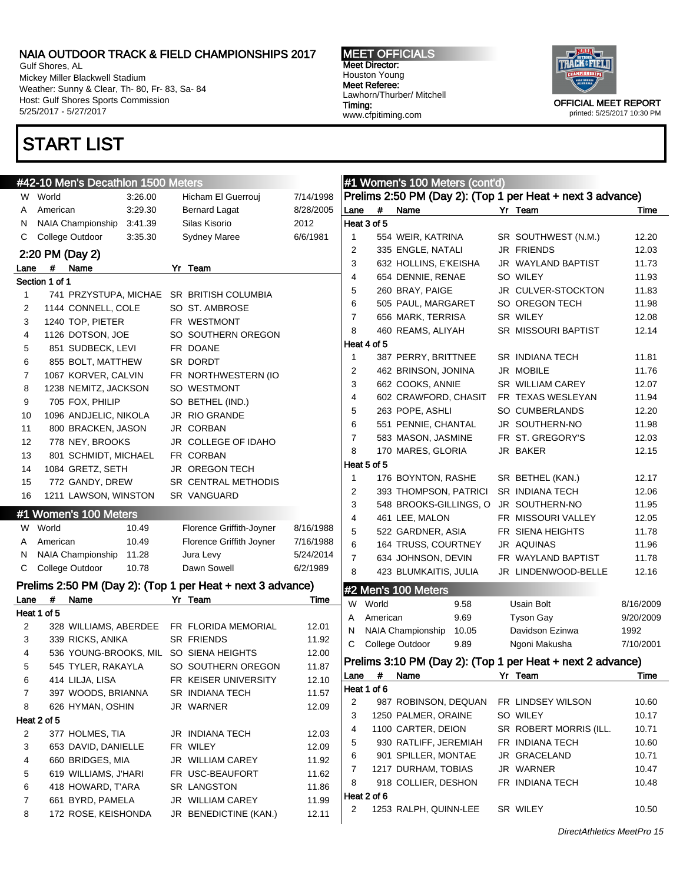# NAIA OUTDOOR TRACK & FIELD CHAMPIONSHIPS 2017

Gulf Shores, AL
Mickey Miller Blackwell Stadium
Weather: Sunny & Clear, Th- 80, Fr- 83, Sa- 84
Host: Gulf Shores Sports Commission
5/25/2017 - 5/27/2017

**MEET OFFICIALS**
Meet Director:
Houston Young
Meet Referee:
Lawhorn/Thurber/ Mitchell
Timing:
www.cfpitiming.com

OFFICIAL MEET REPORT
printed: 5/25/2017 10:30 PM

# START LIST

## #42-10 Men's Decathlon 1500 Meters

| | Record | Mark | Holder | Date |
|---|---|---|---|---|
| W | World | 3:26.00 | Hicham El Guerrouj | 7/14/1998 |
| A | American | 3:29.30 | Bernard Lagat | 8/28/2005 |
| N | NAIA Championship | 3:41.39 | Silas Kisorio | 2012 |
| C | College Outdoor | 3:35.30 | Sydney Maree | 6/6/1981 |

### 2:20 PM (Day 2)

| Lane | # | Name | Yr | Team |
|---|---|---|---|---|
| **Section 1 of 1** | | | | |
| 1 | 741 | PRZYSTUPA, MICHAE | SR | BRITISH COLUMBIA |
| 2 | 1144 | CONNELL, COLE | SO | ST. AMBROSE |
| 3 | 1240 | TOP, PIETER | FR | WESTMONT |
| 4 | 1126 | DOTSON, JOE | SO | SOUTHERN OREGON |
| 5 | 851 | SUDBECK, LEVI | FR | DOANE |
| 6 | 855 | BOLT, MATTHEW | SR | DORDT |
| 7 | 1067 | KORVER, CALVIN | FR | NORTHWESTERN (IO |
| 8 | 1238 | NEMITZ, JACKSON | SO | WESTMONT |
| 9 | 705 | FOX, PHILIP | SO | BETHEL (IND.) |
| 10 | 1096 | ANDJELIC, NIKOLA | JR | RIO GRANDE |
| 11 | 800 | BRACKEN, JASON | JR | CORBAN |
| 12 | 778 | NEY, BROOKS | JR | COLLEGE OF IDAHO |
| 13 | 801 | SCHMIDT, MICHAEL | FR | CORBAN |
| 14 | 1084 | GRETZ, SETH | JR | OREGON TECH |
| 15 | 772 | GANDY, DREW | SR | CENTRAL METHODIS |
| 16 | 1211 | LAWSON, WINSTON | SR | VANGUARD |

## #1 Women's 100 Meters

| | Record | Mark | Holder | Date |
|---|---|---|---|---|
| W | World | 10.49 | Florence Griffith-Joyner | 8/16/1988 |
| A | American | 10.49 | Florence Griffith Joyner | 7/16/1988 |
| N | NAIA Championship | 11.28 | Jura Levy | 5/24/2014 |
| C | College Outdoor | 10.78 | Dawn Sowell | 6/2/1989 |

### Prelims 2:50 PM (Day 2): (Top 1 per Heat + next 3 advance)

| Lane | # | Name | Yr | Team | Time |
|---|---|---|---|---|---|
| **Heat 1 of 5** | | | | | |
| 2 | 328 | WILLIAMS, ABERDEE | FR | FLORIDA MEMORIAL | 12.01 |
| 3 | 339 | RICKS, ANIKA | SR | FRIENDS | 11.92 |
| 4 | 536 | YOUNG-BROOKS, MIL | SO | SIENA HEIGHTS | 12.00 |
| 5 | 545 | TYLER, RAKAYLA | SO | SOUTHERN OREGON | 11.87 |
| 6 | 414 | LILJA, LISA | FR | KEISER UNIVERSITY | 12.10 |
| 7 | 397 | WOODS, BRIANNA | SR | INDIANA TECH | 11.57 |
| 8 | 626 | HYMAN, OSHIN | JR | WARNER | 12.09 |
| **Heat 2 of 5** | | | | | |
| 2 | 377 | HOLMES, TIA | JR | INDIANA TECH | 12.03 |
| 3 | 653 | DAVID, DANIELLE | FR | WILEY | 12.09 |
| 4 | 660 | BRIDGES, MIA | JR | WILLIAM CAREY | 11.92 |
| 5 | 619 | WILLIAMS, J'HARI | FR | USC-BEAUFORT | 11.62 |
| 6 | 418 | HOWARD, T'ARA | SR | LANGSTON | 11.86 |
| 7 | 661 | BYRD, PAMELA | JR | WILLIAM CAREY | 11.99 |
| 8 | 172 | ROSE, KEISHONDA | JR | BENEDICTINE (KAN.) | 12.11 |

## #1 Women's 100 Meters (cont'd)

### Prelims 2:50 PM (Day 2): (Top 1 per Heat + next 3 advance)

| Lane | # | Name | Yr | Team | Time |
|---|---|---|---|---|---|
| **Heat 3 of 5** | | | | | |
| 1 | 554 | WEIR, KATRINA | SR | SOUTHWEST (N.M.) | 12.20 |
| 2 | 335 | ENGLE, NATALI | JR | FRIENDS | 12.03 |
| 3 | 632 | HOLLINS, E'KEISHA | JR | WAYLAND BAPTIST | 11.73 |
| 4 | 654 | DENNIE, RENAE | SO | WILEY | 11.93 |
| 5 | 260 | BRAY, PAIGE | JR | CULVER-STOCKTON | 11.83 |
| 6 | 505 | PAUL, MARGARET | SO | OREGON TECH | 11.98 |
| 7 | 656 | MARK, TERRISA | SR | WILEY | 12.08 |
| 8 | 460 | REAMS, ALIYAH | SR | MISSOURI BAPTIST | 12.14 |
| **Heat 4 of 5** | | | | | |
| 1 | 387 | PERRY, BRITTNEE | SR | INDIANA TECH | 11.81 |
| 2 | 462 | BRINSON, JONINA | JR | MOBILE | 11.76 |
| 3 | 662 | COOKS, ANNIE | SR | WILLIAM CAREY | 12.07 |
| 4 | 602 | CRAWFORD, CHASIT | FR | TEXAS WESLEYAN | 11.94 |
| 5 | 263 | POPE, ASHLI | SO | CUMBERLANDS | 12.20 |
| 6 | 551 | PENNIE, CHANTAL | JR | SOUTHERN-NO | 11.98 |
| 7 | 583 | MASON, JASMINE | FR | ST. GREGORY'S | 12.03 |
| 8 | 170 | MARES, GLORIA | JR | BAKER | 12.15 |
| **Heat 5 of 5** | | | | | |
| 1 | 176 | BOYNTON, RASHE | SR | BETHEL (KAN.) | 12.17 |
| 2 | 393 | THOMPSON, PATRICI | SR | INDIANA TECH | 12.06 |
| 3 | 548 | BROOKS-GILLINGS, O | JR | SOUTHERN-NO | 11.95 |
| 4 | 461 | LEE, MALON | FR | MISSOURI VALLEY | 12.05 |
| 5 | 522 | GARDNER, ASIA | FR | SIENA HEIGHTS | 11.78 |
| 6 | 164 | TRUSS, COURTNEY | JR | AQUINAS | 11.96 |
| 7 | 634 | JOHNSON, DEVIN | FR | WAYLAND BAPTIST | 11.78 |
| 8 | 423 | BLUMKAITIS, JULIA | JR | LINDENWOOD-BELLE | 12.16 |

## #2 Men's 100 Meters

| | Record | Mark | Holder | Date |
|---|---|---|---|---|
| W | World | 9.58 | Usain Bolt | 8/16/2009 |
| A | American | 9.69 | Tyson Gay | 9/20/2009 |
| N | NAIA Championship | 10.05 | Davidson Ezinwa | 1992 |
| C | College Outdoor | 9.89 | Ngoni Makusha | 7/10/2001 |

### Prelims 3:10 PM (Day 2): (Top 1 per Heat + next 2 advance)

| Lane | # | Name | Yr | Team | Time |
|---|---|---|---|---|---|
| **Heat 1 of 6** | | | | | |
| 2 | 987 | ROBINSON, DEQUAN | FR | LINDSEY WILSON | 10.60 |
| 3 | 1250 | PALMER, ORAINE | SO | WILEY | 10.17 |
| 4 | 1100 | CARTER, DEION | SR | ROBERT MORRIS (ILL. | 10.71 |
| 5 | 930 | RATLIFF, JEREMIAH | FR | INDIANA TECH | 10.60 |
| 6 | 901 | SPILLER, MONTAE | JR | GRACELAND | 10.71 |
| 7 | 1217 | DURHAM, TOBIAS | JR | WARNER | 10.47 |
| 8 | 918 | COLLIER, DESHON | FR | INDIANA TECH | 10.48 |
| **Heat 2 of 6** | | | | | |
| 2 | 1253 | RALPH, QUINN-LEE | SR | WILEY | 10.50 |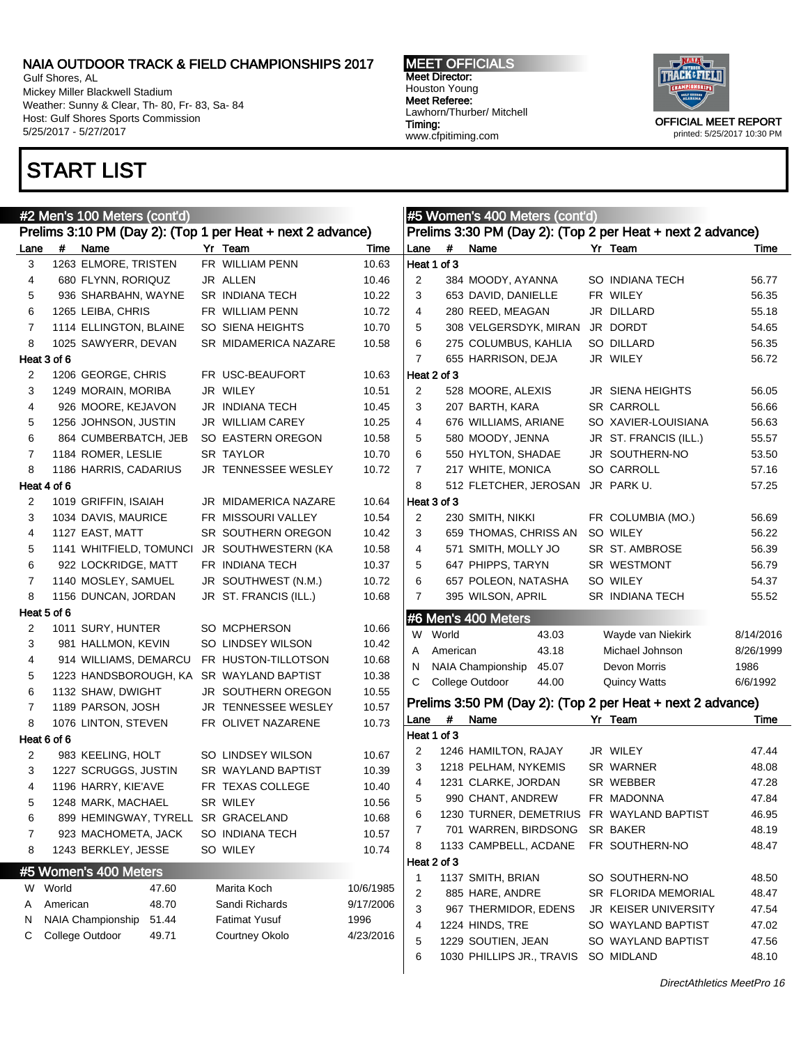# START LIST

## #2 Men's 100 Meters (cont'd)

### Prelims 3:10 PM (Day 2): (Top 1 per Heat + next 2 advance)

| Lane | # | Name | Yr | Team | Time |
|---|---|---|---|---|---|
| 3 | 1263 | ELMORE, TRISTEN | FR | WILLIAM PENN | 10.63 |
| 4 | 680 | FLYNN, RORIQUZ | JR | ALLEN | 10.46 |
| 5 | 936 | SHARBAHN, WAYNE | SR | INDIANA TECH | 10.22 |
| 6 | 1265 | LEIBA, CHRIS | FR | WILLIAM PENN | 10.72 |
| 7 | 1114 | ELLINGTON, BLAINE | SO | SIENA HEIGHTS | 10.70 |
| 8 | 1025 | SAWYERR, DEVAN | SR | MIDAMERICA NAZARE | 10.58 |
| **Heat 3 of 6** | | | | | |
| 2 | 1206 | GEORGE, CHRIS | FR | USC-BEAUFORT | 10.63 |
| 3 | 1249 | MORAIN, MORIBA | JR | WILEY | 10.51 |
| 4 | 926 | MOORE, KEJAVON | JR | INDIANA TECH | 10.45 |
| 5 | 1256 | JOHNSON, JUSTIN | JR | WILLIAM CAREY | 10.25 |
| 6 | 864 | CUMBERBATCH, JEB | SO | EASTERN OREGON | 10.58 |
| 7 | 1184 | ROMER, LESLIE | SR | TAYLOR | 10.70 |
| 8 | 1186 | HARRIS, CADARIUS | JR | TENNESSEE WESLEY | 10.72 |
| **Heat 4 of 6** | | | | | |
| 2 | 1019 | GRIFFIN, ISAIAH | JR | MIDAMERICA NAZARE | 10.64 |
| 3 | 1034 | DAVIS, MAURICE | FR | MISSOURI VALLEY | 10.54 |
| 4 | 1127 | EAST, MATT | SR | SOUTHERN OREGON | 10.42 |
| 5 | 1141 | WHITFIELD, TOMUNCI | JR | SOUTHWESTERN (KA | 10.58 |
| 6 | 922 | LOCKRIDGE, MATT | FR | INDIANA TECH | 10.37 |
| 7 | 1140 | MOSLEY, SAMUEL | JR | SOUTHWEST (N.M.) | 10.72 |
| 8 | 1156 | DUNCAN, JORDAN | JR | ST. FRANCIS (ILL.) | 10.68 |
| **Heat 5 of 6** | | | | | |
| 2 | 1011 | SURY, HUNTER | SO | MCPHERSON | 10.66 |
| 3 | 981 | HALLMON, KEVIN | SO | LINDSEY WILSON | 10.42 |
| 4 | 914 | WILLIAMS, DEMARCU | FR | HUSTON-TILLOTSON | 10.68 |
| 5 | 1223 | HANDSBOROUGH, KA | SR | WAYLAND BAPTIST | 10.38 |
| 6 | 1132 | SHAW, DWIGHT | JR | SOUTHERN OREGON | 10.55 |
| 7 | 1189 | PARSON, JOSH | JR | TENNESSEE WESLEY | 10.57 |
| 8 | 1076 | LINTON, STEVEN | FR | OLIVET NAZARENE | 10.73 |
| **Heat 6 of 6** | | | | | |
| 2 | 983 | KEELING, HOLT | SO | LINDSEY WILSON | 10.67 |
| 3 | 1227 | SCRUGGS, JUSTIN | SR | WAYLAND BAPTIST | 10.39 |
| 4 | 1196 | HARRY, KIE'AVE | FR | TEXAS COLLEGE | 10.40 |
| 5 | 1248 | MARK, MACHAEL | SR | WILEY | 10.56 |
| 6 | 899 | HEMINGWAY, TYRELL | SR | GRACELAND | 10.68 |
| 7 | 923 | MACHOMETA, JACK | SO | INDIANA TECH | 10.57 |
| 8 | 1243 | BERKLEY, JESSE | SO | WILEY | 10.74 |

## #5 Women's 400 Meters

| | Record | Mark | Holder | Date |
|---|---|---|---|---|
| W | World | 47.60 | Marita Koch | 10/6/1985 |
| A | American | 48.70 | Sandi Richards | 9/17/2006 |
| N | NAIA Championship | 51.44 | Fatimat Yusuf | 1996 |
| C | College Outdoor | 49.71 | Courtney Okolo | 4/23/2016 |

## #5 Women's 400 Meters (cont'd)

### Prelims 3:30 PM (Day 2): (Top 2 per Heat + next 2 advance)

| Lane | # | Name | Yr | Team | Time |
|---|---|---|---|---|---|
| **Heat 1 of 3** | | | | | |
| 2 | 384 | MOODY, AYANNA | SO | INDIANA TECH | 56.77 |
| 3 | 653 | DAVID, DANIELLE | FR | WILEY | 56.35 |
| 4 | 280 | REED, MEAGAN | JR | DILLARD | 55.18 |
| 5 | 308 | VELGERSDYK, MIRAN | JR | DORDT | 54.65 |
| 6 | 275 | COLUMBUS, KAHLIA | SO | DILLARD | 56.35 |
| 7 | 655 | HARRISON, DEJA | JR | WILEY | 56.72 |
| **Heat 2 of 3** | | | | | |
| 2 | 528 | MOORE, ALEXIS | JR | SIENA HEIGHTS | 56.05 |
| 3 | 207 | BARTH, KARA | SR | CARROLL | 56.66 |
| 4 | 676 | WILLIAMS, ARIANE | SO | XAVIER-LOUISIANA | 56.63 |
| 5 | 580 | MOODY, JENNA | JR | ST. FRANCIS (ILL.) | 55.57 |
| 6 | 550 | HYLTON, SHADAE | JR | SOUTHERN-NO | 53.50 |
| 7 | 217 | WHITE, MONICA | SO | CARROLL | 57.16 |
| 8 | 512 | FLETCHER, JEROSAN | JR | PARK U. | 57.25 |
| **Heat 3 of 3** | | | | | |
| 2 | 230 | SMITH, NIKKI | FR | COLUMBIA (MO.) | 56.69 |
| 3 | 659 | THOMAS, CHRISS AN | SO | WILEY | 56.22 |
| 4 | 571 | SMITH, MOLLY JO | SR | ST. AMBROSE | 56.39 |
| 5 | 647 | PHIPPS, TARYN | SR | WESTMONT | 56.79 |
| 6 | 657 | POLEON, NATASHA | SO | WILEY | 54.37 |
| 7 | 395 | WILSON, APRIL | SR | INDIANA TECH | 55.52 |

## #6 Men's 400 Meters

| | Record | Mark | Holder | Date |
|---|---|---|---|---|
| W | World | 43.03 | Wayde van Niekirk | 8/14/2016 |
| A | American | 43.18 | Michael Johnson | 8/26/1999 |
| N | NAIA Championship | 45.07 | Devon Morris | 1986 |
| C | College Outdoor | 44.00 | Quincy Watts | 6/6/1992 |

### Prelims 3:50 PM (Day 2): (Top 2 per Heat + next 2 advance)

| Lane | # | Name | Yr | Team | Time |
|---|---|---|---|---|---|
| **Heat 1 of 3** | | | | | |
| 2 | 1246 | HAMILTON, RAJAY | JR | WILEY | 47.44 |
| 3 | 1218 | PELHAM, NYKEMIS | SR | WARNER | 48.08 |
| 4 | 1231 | CLARKE, JORDAN | SR | WEBBER | 47.28 |
| 5 | 990 | CHANT, ANDREW | FR | MADONNA | 47.84 |
| 6 | 1230 | TURNER, DEMETRIUS | FR | WAYLAND BAPTIST | 46.95 |
| 7 | 701 | WARREN, BIRDSONG | SR | BAKER | 48.19 |
| 8 | 1133 | CAMPBELL, ACDANE | FR | SOUTHERN-NO | 48.47 |
| **Heat 2 of 3** | | | | | |
| 1 | 1137 | SMITH, BRIAN | SO | SOUTHERN-NO | 48.50 |
| 2 | 885 | HARE, ANDRE | SR | FLORIDA MEMORIAL | 48.47 |
| 3 | 967 | THERMIDOR, EDENS | JR | KEISER UNIVERSITY | 47.54 |
| 4 | 1224 | HINDS, TRE | SO | WAYLAND BAPTIST | 47.02 |
| 5 | 1229 | SOUTIEN, JEAN | SO | WAYLAND BAPTIST | 47.56 |
| 6 | 1030 | PHILLIPS JR., TRAVIS | SO | MIDLAND | 48.10 |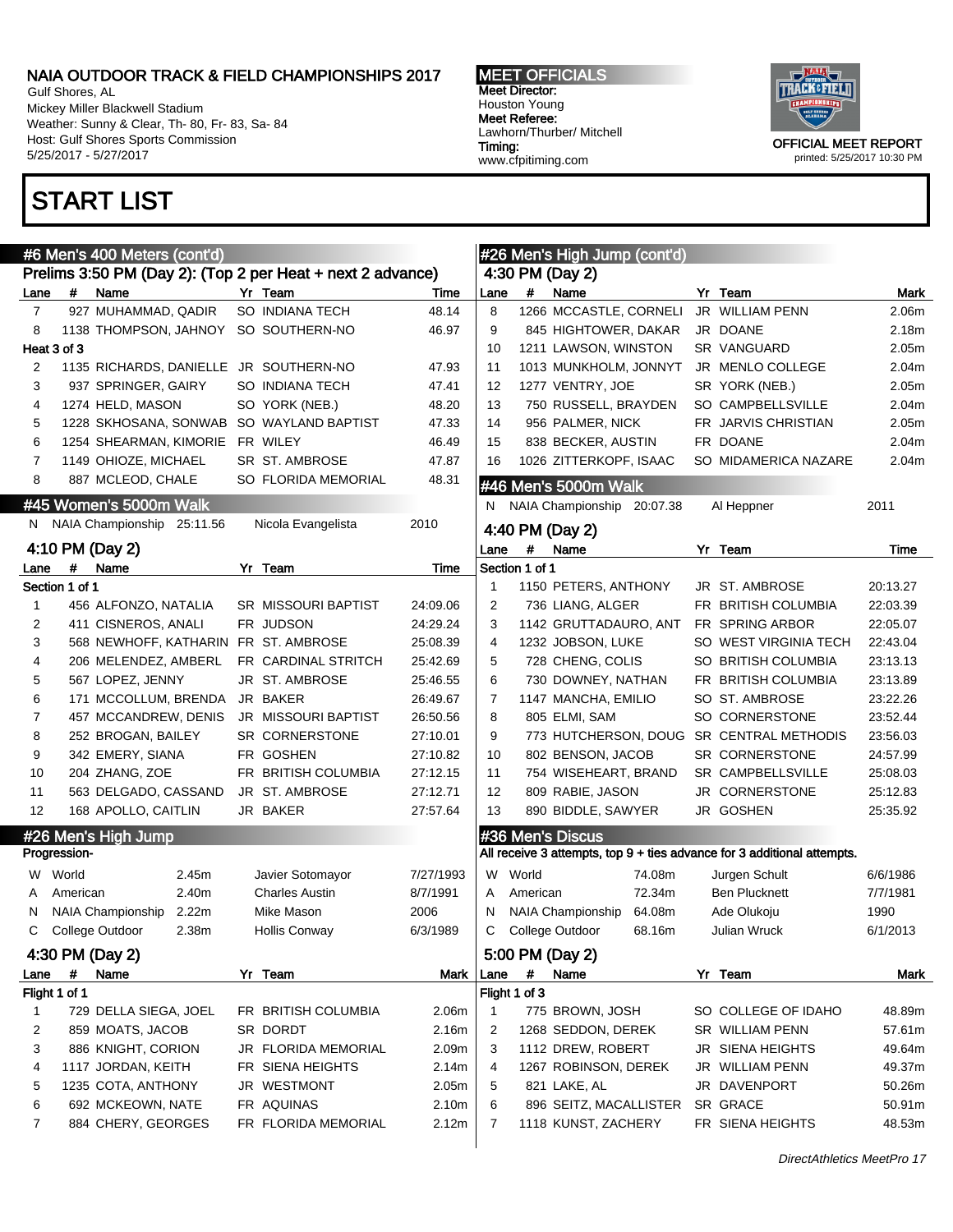# START LIST

## #6 Men's 400 Meters (cont'd)

### Prelims 3:50 PM (Day 2): (Top 2 per Heat + next 2 advance)

| Lane | # | Name | Yr | Team | Time |
|---|---|---|---|---|---|
| 7 | 927 | MUHAMMAD, QADIR | SO | INDIANA TECH | 48.14 |
| 8 | 1138 | THOMPSON, JAHNOY | SO | SOUTHERN-NO | 46.97 |
| **Heat 3 of 3** | | | | | |
| 2 | 1135 | RICHARDS, DANIELLE | JR | SOUTHERN-NO | 47.93 |
| 3 | 937 | SPRINGER, GAIRY | SO | INDIANA TECH | 47.41 |
| 4 | 1274 | HELD, MASON | SO | YORK (NEB.) | 48.20 |
| 5 | 1228 | SKHOSANA, SONWAB | SO | WAYLAND BAPTIST | 47.33 |
| 6 | 1254 | SHEARMAN, KIMORIE | FR | WILEY | 46.49 |
| 7 | 1149 | OHIOZE, MICHAEL | SR | ST. AMBROSE | 47.87 |
| 8 | 887 | MCLEOD, CHALE | SO | FLORIDA MEMORIAL | 48.31 |

## #45 Women's 5000m Walk

N NAIA Championship 25:11.56 Nicola Evangelista 2010

### 4:10 PM (Day 2)

| Lane | # | Name | Yr | Team | Time |
|---|---|---|---|---|---|
| **Section 1 of 1** | | | | | |
| 1 | 456 | ALFONZO, NATALIA | SR | MISSOURI BAPTIST | 24:09.06 |
| 2 | 411 | CISNEROS, ANALI | FR | JUDSON | 24:29.24 |
| 3 | 568 | NEWHOFF, KATHARIN | FR | ST. AMBROSE | 25:08.39 |
| 4 | 206 | MELENDEZ, AMBERL | FR | CARDINAL STRITCH | 25:42.69 |
| 5 | 567 | LOPEZ, JENNY | JR | ST. AMBROSE | 25:46.55 |
| 6 | 171 | MCCOLLUM, BRENDA | JR | BAKER | 26:49.67 |
| 7 | 457 | MCCANDREW, DENIS | JR | MISSOURI BAPTIST | 26:50.56 |
| 8 | 252 | BROGAN, BAILEY | SR | CORNERSTONE | 27:10.01 |
| 9 | 342 | EMERY, SIANA | FR | GOSHEN | 27:10.82 |
| 10 | 204 | ZHANG, ZOE | FR | BRITISH COLUMBIA | 27:12.15 |
| 11 | 563 | DELGADO, CASSAND | JR | ST. AMBROSE | 27:12.71 |
| 12 | 168 | APOLLO, CAITLIN | JR | BAKER | 27:57.64 |

## #26 Men's High Jump

Progression-

| | | | | |
|---|---|---|---|---|
| W | World | 2.45m | Javier Sotomayor | 7/27/1993 |
| A | American | 2.40m | Charles Austin | 8/7/1991 |
| N | NAIA Championship | 2.22m | Mike Mason | 2006 |
| C | College Outdoor | 2.38m | Hollis Conway | 6/3/1989 |

### 4:30 PM (Day 2)

| Lane | # | Name | Yr | Team | Mark |
|---|---|---|---|---|---|
| **Flight 1 of 1** | | | | | |
| 1 | 729 | DELLA SIEGA, JOEL | FR | BRITISH COLUMBIA | 2.06m |
| 2 | 859 | MOATS, JACOB | SR | DORDT | 2.16m |
| 3 | 886 | KNIGHT, CORION | JR | FLORIDA MEMORIAL | 2.09m |
| 4 | 1117 | JORDAN, KEITH | FR | SIENA HEIGHTS | 2.14m |
| 5 | 1235 | COTA, ANTHONY | JR | WESTMONT | 2.05m |
| 6 | 692 | MCKEOWN, NATE | FR | AQUINAS | 2.10m |
| 7 | 884 | CHERY, GEORGES | FR | FLORIDA MEMORIAL | 2.12m |

## #26 Men's High Jump (cont'd)

### 4:30 PM (Day 2)

| Lane | # | Name | Yr | Team | Mark |
|---|---|---|---|---|---|
| 8 | 1266 | MCCASTLE, CORNELI | JR | WILLIAM PENN | 2.06m |
| 9 | 845 | HIGHTOWER, DAKAR | JR | DOANE | 2.18m |
| 10 | 1211 | LAWSON, WINSTON | SR | VANGUARD | 2.05m |
| 11 | 1013 | MUNKHOLM, JONNYT | JR | MENLO COLLEGE | 2.04m |
| 12 | 1277 | VENTRY, JOE | SR | YORK (NEB.) | 2.05m |
| 13 | 750 | RUSSELL, BRAYDEN | SO | CAMPBELLSVILLE | 2.04m |
| 14 | 956 | PALMER, NICK | FR | JARVIS CHRISTIAN | 2.05m |
| 15 | 838 | BECKER, AUSTIN | FR | DOANE | 2.04m |
| 16 | 1026 | ZITTERKOPF, ISAAC | SO | MIDAMERICA NAZARE | 2.04m |

## #46 Men's 5000m Walk

N NAIA Championship 20:07.38 Al Heppner 2011

### 4:40 PM (Day 2)

| Lane | # | Name | Yr | Team | Time |
|---|---|---|---|---|---|
| **Section 1 of 1** | | | | | |
| 1 | 1150 | PETERS, ANTHONY | JR | ST. AMBROSE | 20:13.27 |
| 2 | 736 | LIANG, ALGER | FR | BRITISH COLUMBIA | 22:03.39 |
| 3 | 1142 | GRUTTADAURO, ANT | FR | SPRING ARBOR | 22:05.07 |
| 4 | 1232 | JOBSON, LUKE | SO | WEST VIRGINIA TECH | 22:43.04 |
| 5 | 728 | CHENG, COLIS | SO | BRITISH COLUMBIA | 23:13.13 |
| 6 | 730 | DOWNEY, NATHAN | FR | BRITISH COLUMBIA | 23:13.89 |
| 7 | 1147 | MANCHA, EMILIO | SO | ST. AMBROSE | 23:22.26 |
| 8 | 805 | ELMI, SAM | SO | CORNERSTONE | 23:52.44 |
| 9 | 773 | HUTCHERSON, DOUG | SR | CENTRAL METHODIS | 23:56.03 |
| 10 | 802 | BENSON, JACOB | SR | CORNERSTONE | 24:57.99 |
| 11 | 754 | WISEHEART, BRAND | SR | CAMPBELLSVILLE | 25:08.03 |
| 12 | 809 | RABIE, JASON | JR | CORNERSTONE | 25:12.83 |
| 13 | 890 | BIDDLE, SAWYER | JR | GOSHEN | 25:35.92 |

## #36 Men's Discus

All receive 3 attempts, top 9 + ties advance for 3 additional attempts.

| | | | | |
|---|---|---|---|---|
| W | World | 74.08m | Jurgen Schult | 6/6/1986 |
| A | American | 72.34m | Ben Plucknett | 7/7/1981 |
| N | NAIA Championship | 64.08m | Ade Olukoju | 1990 |
| C | College Outdoor | 68.16m | Julian Wruck | 6/1/2013 |

### 5:00 PM (Day 2)

| Lane | # | Name | Yr | Team | Mark |
|---|---|---|---|---|---|
| **Flight 1 of 3** | | | | | |
| 1 | 775 | BROWN, JOSH | SO | COLLEGE OF IDAHO | 48.89m |
| 2 | 1268 | SEDDON, DEREK | SR | WILLIAM PENN | 57.61m |
| 3 | 1112 | DREW, ROBERT | JR | SIENA HEIGHTS | 49.64m |
| 4 | 1267 | ROBINSON, DEREK | JR | WILLIAM PENN | 49.37m |
| 5 | 821 | LAKE, AL | JR | DAVENPORT | 50.26m |
| 6 | 896 | SEITZ, MACALLISTER | SR | GRACE | 50.91m |
| 7 | 1118 | KUNST, ZACHERY | FR | SIENA HEIGHTS | 48.53m |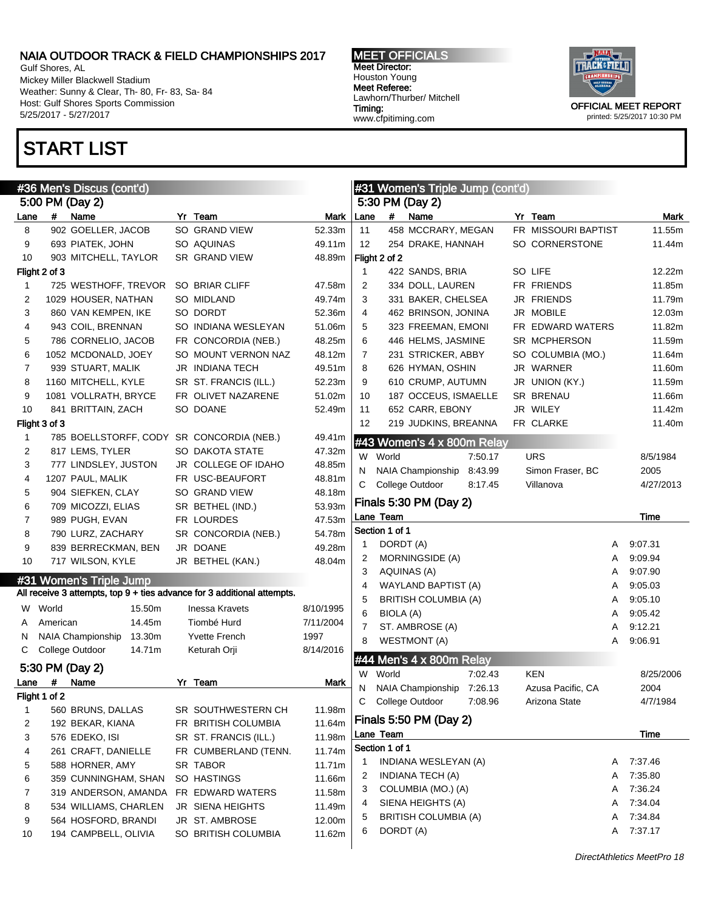# START LIST

## #36 Men's Discus (cont'd)

### 5:00 PM (Day 2)

| Lane | # | Name | Yr | Team | Mark |
|---|---|---|---|---|---|
| 8 | 902 | GOELLER, JACOB | SO | GRAND VIEW | 52.33m |
| 9 | 693 | PIATEK, JOHN | SO | AQUINAS | 49.11m |
| 10 | 903 | MITCHELL, TAYLOR | SR | GRAND VIEW | 48.89m |
| **Flight 2 of 3** | | | | | |
| 1 | 725 | WESTHOFF, TREVOR | SO | BRIAR CLIFF | 47.58m |
| 2 | 1029 | HOUSER, NATHAN | SO | MIDLAND | 49.74m |
| 3 | 860 | VAN KEMPEN, IKE | SO | DORDT | 52.36m |
| 4 | 943 | COIL, BRENNAN | SO | INDIANA WESLEYAN | 51.06m |
| 5 | 786 | CORNELIO, JACOB | FR | CONCORDIA (NEB.) | 48.25m |
| 6 | 1052 | MCDONALD, JOEY | SO | MOUNT VERNON NAZ | 48.12m |
| 7 | 939 | STUART, MALIK | JR | INDIANA TECH | 49.51m |
| 8 | 1160 | MITCHELL, KYLE | SR | ST. FRANCIS (ILL.) | 52.23m |
| 9 | 1081 | VOLLRATH, BRYCE | FR | OLIVET NAZARENE | 51.02m |
| 10 | 841 | BRITTAIN, ZACH | SO | DOANE | 52.49m |
| **Flight 3 of 3** | | | | | |
| 1 | 785 | BOELLSTORFF, CODY | SR | CONCORDIA (NEB.) | 49.41m |
| 2 | 817 | LEMS, TYLER | SO | DAKOTA STATE | 47.32m |
| 3 | 777 | LINDSLEY, JUSTON | JR | COLLEGE OF IDAHO | 48.85m |
| 4 | 1207 | PAUL, MALIK | FR | USC-BEAUFORT | 48.81m |
| 5 | 904 | SIEFKEN, CLAY | SO | GRAND VIEW | 48.18m |
| 6 | 709 | MICOZZI, ELIAS | SR | BETHEL (IND.) | 53.93m |
| 7 | 989 | PUGH, EVAN | FR | LOURDES | 47.53m |
| 8 | 790 | LURZ, ZACHARY | SR | CONCORDIA (NEB.) | 54.78m |
| 9 | 839 | BERRECKMAN, BEN | JR | DOANE | 49.28m |
| 10 | 717 | WILSON, KYLE | JR | BETHEL (KAN.) | 48.04m |

## #31 Women's Triple Jump

All receive 3 attempts, top 9 + ties advance for 3 additional attempts.

| | Record | Mark | Holder | Date |
|---|---|---|---|---|
| W | World | 15.50m | Inessa Kravets | 8/10/1995 |
| A | American | 14.45m | Tiombé Hurd | 7/11/2004 |
| N | NAIA Championship | 13.30m | Yvette French | 1997 |
| C | College Outdoor | 14.71m | Keturah Orji | 8/14/2016 |

### 5:30 PM (Day 2)

| Lane | # | Name | Yr | Team | Mark |
|---|---|---|---|---|---|
| **Flight 1 of 2** | | | | | |
| 1 | 560 | BRUNS, DALLAS | SR | SOUTHWESTERN CH | 11.98m |
| 2 | 192 | BEKAR, KIANA | FR | BRITISH COLUMBIA | 11.64m |
| 3 | 576 | EDEKO, ISI | SR | ST. FRANCIS (ILL.) | 11.98m |
| 4 | 261 | CRAFT, DANIELLE | FR | CUMBERLAND (TENN. | 11.74m |
| 5 | 588 | HORNER, AMY | SR | TABOR | 11.71m |
| 6 | 359 | CUNNINGHAM, SHAN | SO | HASTINGS | 11.66m |
| 7 | 319 | ANDERSON, AMANDA | FR | EDWARD WATERS | 11.58m |
| 8 | 534 | WILLIAMS, CHARLEN | JR | SIENA HEIGHTS | 11.49m |
| 9 | 564 | HOSFORD, BRANDI | JR | ST. AMBROSE | 12.00m |
| 10 | 194 | CAMPBELL, OLIVIA | SO | BRITISH COLUMBIA | 11.62m |

## #31 Women's Triple Jump (cont'd)

### 5:30 PM (Day 2)

| Lane | # | Name | Yr | Team | Mark |
|---|---|---|---|---|---|
| 11 | 458 | MCCRARY, MEGAN | FR | MISSOURI BAPTIST | 11.55m |
| 12 | 254 | DRAKE, HANNAH | SO | CORNERSTONE | 11.44m |
| **Flight 2 of 2** | | | | | |
| 1 | 422 | SANDS, BRIA | SO | LIFE | 12.22m |
| 2 | 334 | DOLL, LAUREN | FR | FRIENDS | 11.85m |
| 3 | 331 | BAKER, CHELSEA | JR | FRIENDS | 11.79m |
| 4 | 462 | BRINSON, JONINA | JR | MOBILE | 12.03m |
| 5 | 323 | FREEMAN, EMONI | FR | EDWARD WATERS | 11.82m |
| 6 | 446 | HELMS, JASMINE | SR | MCPHERSON | 11.59m |
| 7 | 231 | STRICKER, ABBY | SO | COLUMBIA (MO.) | 11.64m |
| 8 | 626 | HYMAN, OSHIN | JR | WARNER | 11.60m |
| 9 | 610 | CRUMP, AUTUMN | JR | UNION (KY.) | 11.59m |
| 10 | 187 | OCCEUS, ISMAELLE | SR | BRENAU | 11.66m |
| 11 | 652 | CARR, EBONY | JR | WILEY | 11.42m |
| 12 | 219 | JUDKINS, BREANNA | FR | CLARKE | 11.40m |

## #43 Women's 4 x 800m Relay

| | Record | Mark | Holder | Date |
|---|---|---|---|---|
| W | World | 7:50.17 | URS | 8/5/1984 |
| N | NAIA Championship | 8:43.99 | Simon Fraser, BC | 2005 |
| C | College Outdoor | 8:17.45 | Villanova | 4/27/2013 |

### Finals 5:30 PM (Day 2)

| Lane | Team | | Time |
|---|---|---|---|
| **Section 1 of 1** | | | |
| 1 | DORDT (A) | A | 9:07.31 |
| 2 | MORNINGSIDE (A) | A | 9:09.94 |
| 3 | AQUINAS (A) | A | 9:07.90 |
| 4 | WAYLAND BAPTIST (A) | A | 9:05.03 |
| 5 | BRITISH COLUMBIA (A) | A | 9:05.10 |
| 6 | BIOLA (A) | A | 9:05.42 |
| 7 | ST. AMBROSE (A) | A | 9:12.21 |
| 8 | WESTMONT (A) | A | 9:06.91 |

## #44 Men's 4 x 800m Relay

| | Record | Mark | Holder | Date |
|---|---|---|---|---|
| W | World | 7:02.43 | KEN | 8/25/2006 |
| N | NAIA Championship | 7:26.13 | Azusa Pacific, CA | 2004 |
| C | College Outdoor | 7:08.96 | Arizona State | 4/7/1984 |

### Finals 5:50 PM (Day 2)

| Lane | Team | | Time |
|---|---|---|---|
| **Section 1 of 1** | | | |
| 1 | INDIANA WESLEYAN (A) | A | 7:37.46 |
| 2 | INDIANA TECH (A) | A | 7:35.80 |
| 3 | COLUMBIA (MO.) (A) | A | 7:36.24 |
| 4 | SIENA HEIGHTS (A) | A | 7:34.04 |
| 5 | BRITISH COLUMBIA (A) | A | 7:34.84 |
| 6 | DORDT (A) | A | 7:37.17 |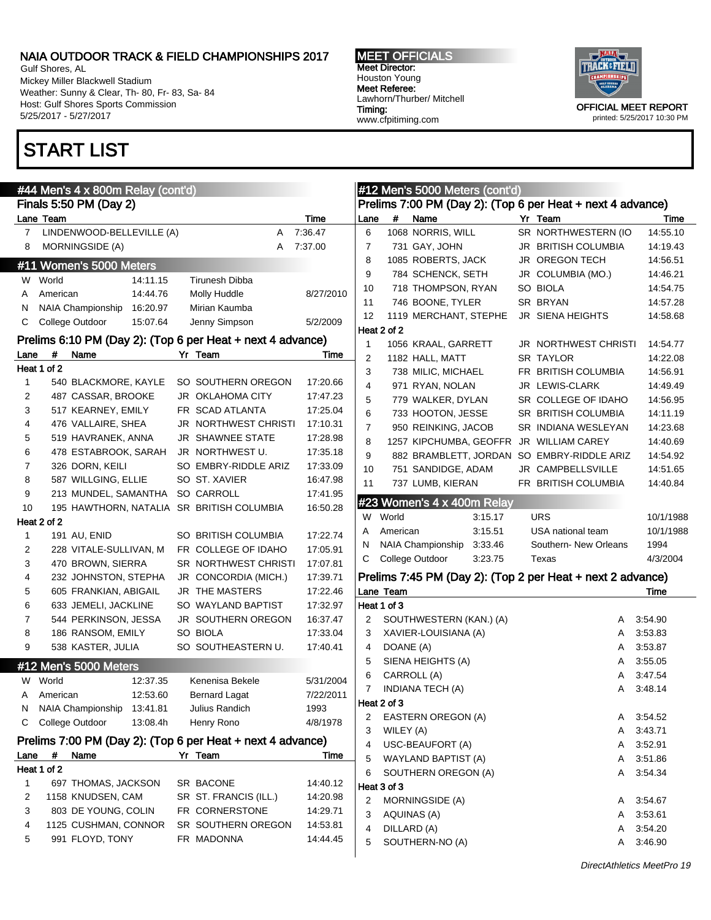# NAIA OUTDOOR TRACK & FIELD CHAMPIONSHIPS 2017

Gulf Shores, AL
Mickey Miller Blackwell Stadium
Weather: Sunny & Clear, Th- 80, Fr- 83, Sa- 84
Host: Gulf Shores Sports Commission
5/25/2017 - 5/27/2017

**MEET OFFICIALS**
Meet Director:
Houston Young
Meet Referee:
Lawhorn/Thurber/ Mitchell
Timing:
www.cfpitiming.com

OFFICIAL MEET REPORT
printed: 5/25/2017 10:30 PM

# START LIST

## #44 Men's 4 x 800m Relay (cont'd)

### Finals 5:50 PM (Day 2)

| Lane | Team | | Time |
|---|---|---|---|
| 7 | LINDENWOOD-BELLEVILLE (A) | A | 7:36.47 |
| 8 | MORNINGSIDE (A) | A | 7:37.00 |

## #11 Women's 5000 Meters

| | | | | |
|---|---|---|---|---|
| W | World | 14:11.15 | Tirunesh Dibba | |
| A | American | 14:44.76 | Molly Huddle | 8/27/2010 |
| N | NAIA Championship | 16:20.97 | Mirian Kaumba | |
| C | College Outdoor | 15:07.64 | Jenny Simpson | 5/2/2009 |

### Prelims 6:10 PM (Day 2): (Top 6 per Heat + next 4 advance)

| Lane | # | Name | Yr | Team | Time |
|---|---|---|---|---|---|
| **Heat 1 of 2** | | | | | |
| 1 | 540 | BLACKMORE, KAYLE | SO | SOUTHERN OREGON | 17:20.66 |
| 2 | 487 | CASSAR, BROOKE | JR | OKLAHOMA CITY | 17:47.23 |
| 3 | 517 | KEARNEY, EMILY | FR | SCAD ATLANTA | 17:25.04 |
| 4 | 476 | VALLAIRE, SHEA | JR | NORTHWEST CHRISTI | 17:10.31 |
| 5 | 519 | HAVRANEK, ANNA | JR | SHAWNEE STATE | 17:28.98 |
| 6 | 478 | ESTABROOK, SARAH | JR | NORTHWEST U. | 17:35.18 |
| 7 | 326 | DORN, KEILI | SO | EMBRY-RIDDLE ARIZ | 17:33.09 |
| 8 | 587 | WILLGING, ELLIE | SO | ST. XAVIER | 16:47.98 |
| 9 | 213 | MUNDEL, SAMANTHA | SO | CARROLL | 17:41.95 |
| 10 | 195 | HAWTHORN, NATALIA | SR | BRITISH COLUMBIA | 16:50.28 |
| **Heat 2 of 2** | | | | | |
| 1 | 191 | AU, ENID | SO | BRITISH COLUMBIA | 17:22.74 |
| 2 | 228 | VITALE-SULLIVAN, M | FR | COLLEGE OF IDAHO | 17:05.91 |
| 3 | 470 | BROWN, SIERRA | SR | NORTHWEST CHRISTI | 17:07.81 |
| 4 | 232 | JOHNSTON, STEPHA | JR | CONCORDIA (MICH.) | 17:39.71 |
| 5 | 605 | FRANKIAN, ABIGAIL | JR | THE MASTERS | 17:22.46 |
| 6 | 633 | JEMELI, JACKLINE | SO | WAYLAND BAPTIST | 17:32.97 |
| 7 | 544 | PERKINSON, JESSA | JR | SOUTHERN OREGON | 16:37.47 |
| 8 | 186 | RANSOM, EMILY | SO | BIOLA | 17:33.04 |
| 9 | 538 | KASTER, JULIA | SO | SOUTHEASTERN U. | 17:40.41 |

## #12 Men's 5000 Meters

| | | | | |
|---|---|---|---|---|
| W | World | 12:37.35 | Kenenisa Bekele | 5/31/2004 |
| A | American | 12:53.60 | Bernard Lagat | 7/22/2011 |
| N | NAIA Championship | 13:41.81 | Julius Randich | 1993 |
| C | College Outdoor | 13:08.4h | Henry Rono | 4/8/1978 |

### Prelims 7:00 PM (Day 2): (Top 6 per Heat + next 4 advance)

| Lane | # | Name | Yr | Team | Time |
|---|---|---|---|---|---|
| **Heat 1 of 2** | | | | | |
| 1 | 697 | THOMAS, JACKSON | SR | BACONE | 14:40.12 |
| 2 | 1158 | KNUDSEN, CAM | SR | ST. FRANCIS (ILL.) | 14:20.98 |
| 3 | 803 | DE YOUNG, COLIN | FR | CORNERSTONE | 14:29.71 |
| 4 | 1125 | CUSHMAN, CONNOR | SR | SOUTHERN OREGON | 14:53.81 |
| 5 | 991 | FLOYD, TONY | FR | MADONNA | 14:44.45 |

## #12 Men's 5000 Meters (cont'd)

### Prelims 7:00 PM (Day 2): (Top 6 per Heat + next 4 advance)

| Lane | # | Name | Yr | Team | Time |
|---|---|---|---|---|---|
| 6 | 1068 | NORRIS, WILL | SR | NORTHWESTERN (IO | 14:55.10 |
| 7 | 731 | GAY, JOHN | JR | BRITISH COLUMBIA | 14:19.43 |
| 8 | 1085 | ROBERTS, JACK | JR | OREGON TECH | 14:56.51 |
| 9 | 784 | SCHENCK, SETH | JR | COLUMBIA (MO.) | 14:46.21 |
| 10 | 718 | THOMPSON, RYAN | SO | BIOLA | 14:54.75 |
| 11 | 746 | BOONE, TYLER | SR | BRYAN | 14:57.28 |
| 12 | 1119 | MERCHANT, STEPHE | JR | SIENA HEIGHTS | 14:58.68 |
| **Heat 2 of 2** | | | | | |
| 1 | 1056 | KRAAL, GARRETT | JR | NORTHWEST CHRISTI | 14:54.77 |
| 2 | 1182 | HALL, MATT | SR | TAYLOR | 14:22.08 |
| 3 | 738 | MILIC, MICHAEL | FR | BRITISH COLUMBIA | 14:56.91 |
| 4 | 971 | RYAN, NOLAN | JR | LEWIS-CLARK | 14:49.49 |
| 5 | 779 | WALKER, DYLAN | SR | COLLEGE OF IDAHO | 14:56.95 |
| 6 | 733 | HOOTON, JESSE | SR | BRITISH COLUMBIA | 14:11.19 |
| 7 | 950 | REINKING, JACOB | SR | INDIANA WESLEYAN | 14:23.68 |
| 8 | 1257 | KIPCHUMBA, GEOFFR | JR | WILLIAM CAREY | 14:40.69 |
| 9 | 882 | BRAMBLETT, JORDAN | SO | EMBRY-RIDDLE ARIZ | 14:54.92 |
| 10 | 751 | SANDIDGE, ADAM | JR | CAMPBELLSVILLE | 14:51.65 |
| 11 | 737 | LUMB, KIERAN | FR | BRITISH COLUMBIA | 14:40.84 |

## #23 Women's 4 x 400m Relay

| | | | | |
|---|---|---|---|---|
| W | World | 3:15.17 | URS | 10/1/1988 |
| A | American | 3:15.51 | USA national team | 10/1/1988 |
| N | NAIA Championship | 3:33.46 | Southern- New Orleans | 1994 |
| C | College Outdoor | 3:23.75 | Texas | 4/3/2004 |

### Prelims 7:45 PM (Day 2): (Top 2 per Heat + next 2 advance)

| Lane | Team | | Time |
|---|---|---|---|
| **Heat 1 of 3** | | | |
| 2 | SOUTHWESTERN (KAN.) (A) | A | 3:54.90 |
| 3 | XAVIER-LOUISIANA (A) | A | 3:53.83 |
| 4 | DOANE (A) | A | 3:53.87 |
| 5 | SIENA HEIGHTS (A) | A | 3:55.05 |
| 6 | CARROLL (A) | A | 3:47.54 |
| 7 | INDIANA TECH (A) | A | 3:48.14 |
| **Heat 2 of 3** | | | |
| 2 | EASTERN OREGON (A) | A | 3:54.52 |
| 3 | WILEY (A) | A | 3:43.71 |
| 4 | USC-BEAUFORT (A) | A | 3:52.91 |
| 5 | WAYLAND BAPTIST (A) | A | 3:51.86 |
| 6 | SOUTHERN OREGON (A) | A | 3:54.34 |
| **Heat 3 of 3** | | | |
| 2 | MORNINGSIDE (A) | A | 3:54.67 |
| 3 | AQUINAS (A) | A | 3:53.61 |
| 4 | DILLARD (A) | A | 3:54.20 |
| 5 | SOUTHERN-NO (A) | A | 3:46.90 |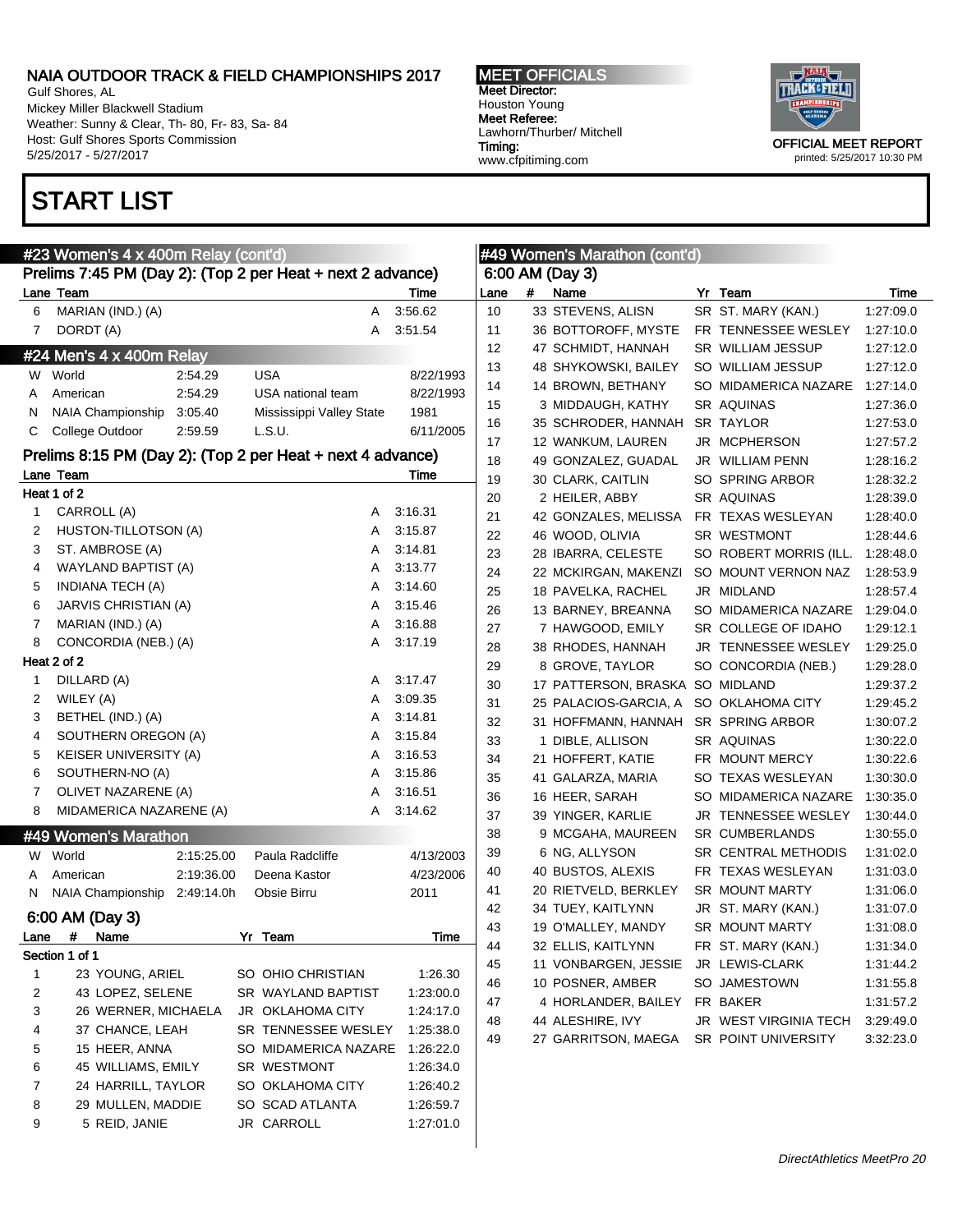## START LIST

### #23 Women's 4 x 400m Relay (cont'd)

**Prelims 7:45 PM (Day 2): (Top 2 per Heat + next 2 advance)**

| Lane | Team | | Time |
|---|---|---|---|
| 6 | MARIAN (IND.) (A) | A | 3:56.62 |
| 7 | DORDT (A) | A | 3:51.54 |

### #24 Men's 4 x 400m Relay

| | | | | |
|---|---|---|---|---|
| W | World | 2:54.29 | USA | 8/22/1993 |
| A | American | 2:54.29 | USA national team | 8/22/1993 |
| N | NAIA Championship | 3:05.40 | Mississippi Valley State | 1981 |
| C | College Outdoor | 2:59.59 | L.S.U. | 6/11/2005 |

**Prelims 8:15 PM (Day 2): (Top 2 per Heat + next 4 advance)**

| Lane | Team | | Time |
|---|---|---|---|
| **Heat 1 of 2** | | | |
| 1 | CARROLL (A) | A | 3:16.31 |
| 2 | HUSTON-TILLOTSON (A) | A | 3:15.87 |
| 3 | ST. AMBROSE (A) | A | 3:14.81 |
| 4 | WAYLAND BAPTIST (A) | A | 3:13.77 |
| 5 | INDIANA TECH (A) | A | 3:14.60 |
| 6 | JARVIS CHRISTIAN (A) | A | 3:15.46 |
| 7 | MARIAN (IND.) (A) | A | 3:16.88 |
| 8 | CONCORDIA (NEB.) (A) | A | 3:17.19 |
| **Heat 2 of 2** | | | |
| 1 | DILLARD (A) | A | 3:17.47 |
| 2 | WILEY (A) | A | 3:09.35 |
| 3 | BETHEL (IND.) (A) | A | 3:14.81 |
| 4 | SOUTHERN OREGON (A) | A | 3:15.84 |
| 5 | KEISER UNIVERSITY (A) | A | 3:16.53 |
| 6 | SOUTHERN-NO (A) | A | 3:15.86 |
| 7 | OLIVET NAZARENE (A) | A | 3:16.51 |
| 8 | MIDAMERICA NAZARENE (A) | A | 3:14.62 |

### #49 Women's Marathon

| | | | | |
|---|---|---|---|---|
| W | World | 2:15:25.00 | Paula Radcliffe | 4/13/2003 |
| A | American | 2:19:36.00 | Deena Kastor | 4/23/2006 |
| N | NAIA Championship | 2:49:14.0h | Obsie Birru | 2011 |

**6:00 AM (Day 3)**

| Lane | # | Name | Yr | Team | Time |
|---|---|---|---|---|---|
| **Section 1 of 1** | | | | | |
| 1 | 23 | YOUNG, ARIEL | SO | OHIO CHRISTIAN | 1:26.30 |
| 2 | 43 | LOPEZ, SELENE | SR | WAYLAND BAPTIST | 1:23:00.0 |
| 3 | 26 | WERNER, MICHAELA | JR | OKLAHOMA CITY | 1:24:17.0 |
| 4 | 37 | CHANCE, LEAH | SR | TENNESSEE WESLEY | 1:25:38.0 |
| 5 | 15 | HEER, ANNA | SO | MIDAMERICA NAZARENE | 1:26:22.0 |
| 6 | 45 | WILLIAMS, EMILY | SR | WESTMONT | 1:26:34.0 |
| 7 | 24 | HARRILL, TAYLOR | SO | OKLAHOMA CITY | 1:26:40.2 |
| 8 | 29 | MULLEN, MADDIE | SO | SCAD ATLANTA | 1:26:59.7 |
| 9 | 5 | REID, JANIE | JR | CARROLL | 1:27:01.0 |
| 10 | 33 | STEVENS, ALISN | SR | ST. MARY (KAN.) | 1:27:09.0 |
| 11 | 36 | BOTTOROFF, MYSTE | FR | TENNESSEE WESLEY | 1:27:10.0 |
| 12 | 47 | SCHMIDT, HANNAH | SR | WILLIAM JESSUP | 1:27:12.0 |
| 13 | 48 | SHYKOWSKI, BAILEY | SO | WILLIAM JESSUP | 1:27:12.0 |
| 14 | 14 | BROWN, BETHANY | SO | MIDAMERICA NAZARE | 1:27:14.0 |
| 15 | 3 | MIDDAUGH, KATHY | SR | AQUINAS | 1:27:36.0 |
| 16 | 35 | SCHRODER, HANNAH | SR | TAYLOR | 1:27:53.0 |
| 17 | 12 | WANKUM, LAUREN | JR | MCPHERSON | 1:27:57.2 |
| 18 | 49 | GONZALEZ, GUADAL | JR | WILLIAM PENN | 1:28:16.2 |
| 19 | 30 | CLARK, CAITLIN | SO | SPRING ARBOR | 1:28:32.2 |
| 20 | 2 | HEILER, ABBY | SR | AQUINAS | 1:28:39.0 |
| 21 | 42 | GONZALES, MELISSA | FR | TEXAS WESLEYAN | 1:28:40.0 |
| 22 | 46 | WOOD, OLIVIA | SR | WESTMONT | 1:28:44.6 |
| 23 | 28 | IBARRA, CELESTE | SO | ROBERT MORRIS (ILL. | 1:28:48.0 |
| 24 | 22 | MCKIRGAN, MAKENZI | SO | MOUNT VERNON NAZ | 1:28:53.9 |
| 25 | 18 | PAVELKA, RACHEL | JR | MIDLAND | 1:28:57.4 |
| 26 | 13 | BARNEY, BREANNA | SO | MIDAMERICA NAZARE | 1:29:04.0 |
| 27 | 7 | HAWGOOD, EMILY | SR | COLLEGE OF IDAHO | 1:29:12.1 |
| 28 | 38 | RHODES, HANNAH | JR | TENNESSEE WESLEY | 1:29:25.0 |
| 29 | 8 | GROVE, TAYLOR | SO | CONCORDIA (NEB.) | 1:29:28.0 |
| 30 | 17 | PATTERSON, BRASKA | SO | MIDLAND | 1:29:37.2 |
| 31 | 25 | PALACIOS-GARCIA, A | SO | OKLAHOMA CITY | 1:29:45.2 |
| 32 | 31 | HOFFMANN, HANNAH | SR | SPRING ARBOR | 1:30:07.2 |
| 33 | 1 | DIBLE, ALLISON | SR | AQUINAS | 1:30:22.0 |
| 34 | 21 | HOFFERT, KATIE | FR | MOUNT MERCY | 1:30:22.6 |
| 35 | 41 | GALARZA, MARIA | SO | TEXAS WESLEYAN | 1:30:30.0 |
| 36 | 16 | HEER, SARAH | SO | MIDAMERICA NAZARENE | 1:30:35.0 |
| 37 | 39 | YINGER, KARLIE | JR | TENNESSEE WESLEY | 1:30:44.0 |
| 38 | 9 | MCGAHA, MAUREEN | SR | CUMBERLANDS | 1:30:55.0 |
| 39 | 6 | NG, ALLYSON | SR | CENTRAL METHODIS | 1:31:02.0 |
| 40 | 40 | BUSTOS, ALEXIS | FR | TEXAS WESLEYAN | 1:31:03.0 |
| 41 | 20 | RIETVELD, BERKLEY | SR | MOUNT MARTY | 1:31:06.0 |
| 42 | 34 | TUEY, KAITLYNN | JR | ST. MARY (KAN.) | 1:31:07.0 |
| 43 | 19 | O'MALLEY, MANDY | SR | MOUNT MARTY | 1:31:08.0 |
| 44 | 32 | ELLIS, KAITLYNN | FR | ST. MARY (KAN.) | 1:31:34.0 |
| 45 | 11 | VONBARGEN, JESSIE | JR | LEWIS-CLARK | 1:31:44.2 |
| 46 | 10 | POSNER, AMBER | SO | JAMESTOWN | 1:31:55.8 |
| 47 | 4 | HORLANDER, BAILEY | FR | BAKER | 1:31:57.2 |
| 48 | 44 | ALESHIRE, IVY | JR | WEST VIRGINIA TECH | 3:29:49.0 |
| 49 | 27 | GARRITSON, MAEGA | SR | POINT UNIVERSITY | 3:32:23.0 |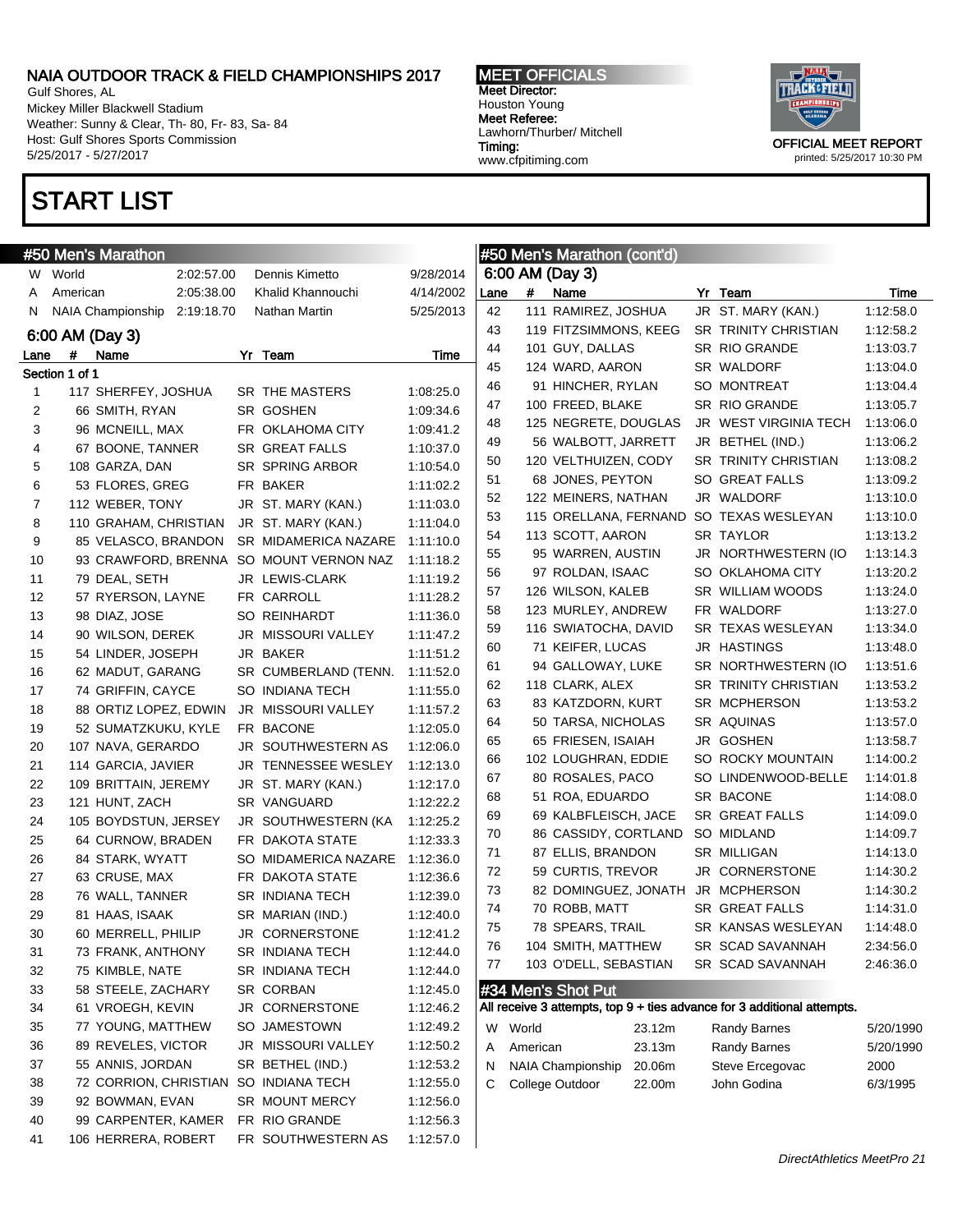# NAIA OUTDOOR TRACK & FIELD CHAMPIONSHIPS 2017

Gulf Shores, AL
Mickey Miller Blackwell Stadium
Weather: Sunny & Clear, Th- 80, Fr- 83, Sa- 84
Host: Gulf Shores Sports Commission
5/25/2017 - 5/27/2017

**MEET OFFICIALS**
Meet Director:
Houston Young
Meet Referee:
Lawhorn/Thurber/ Mitchell
Timing:
www.cfpitiming.com

OFFICIAL MEET REPORT
printed: 5/25/2017 10:30 PM

# START LIST

## #50 Men's Marathon

| | | | | |
|---|---|---|---|---|
| W | World | 2:02:57.00 | Dennis Kimetto | 9/28/2014 |
| A | American | 2:05:38.00 | Khalid Khannouchi | 4/14/2002 |
| N | NAIA Championship | 2:19:18.70 | Nathan Martin | 5/25/2013 |

### 6:00 AM (Day 3)

Section 1 of 1

| Lane | # | Name | Yr | Team | Time |
|---|---|---|---|---|---|
| 1 | 117 | SHERFEY, JOSHUA | SR | THE MASTERS | 1:08:25.0 |
| 2 | 66 | SMITH, RYAN | SR | GOSHEN | 1:09:34.6 |
| 3 | 96 | MCNEILL, MAX | FR | OKLAHOMA CITY | 1:09:41.2 |
| 4 | 67 | BOONE, TANNER | SR | GREAT FALLS | 1:10:37.0 |
| 5 | 108 | GARZA, DAN | SR | SPRING ARBOR | 1:10:54.0 |
| 6 | 53 | FLORES, GREG | FR | BAKER | 1:11:02.2 |
| 7 | 112 | WEBER, TONY | JR | ST. MARY (KAN.) | 1:11:03.0 |
| 8 | 110 | GRAHAM, CHRISTIAN | JR | ST. MARY (KAN.) | 1:11:04.0 |
| 9 | 85 | VELASCO, BRANDON | SR | MIDAMERICA NAZARE | 1:11:10.0 |
| 10 | 93 | CRAWFORD, BRENNA | SO | MOUNT VERNON NAZ | 1:11:18.2 |
| 11 | 79 | DEAL, SETH | JR | LEWIS-CLARK | 1:11:19.2 |
| 12 | 57 | RYERSON, LAYNE | FR | CARROLL | 1:11:28.2 |
| 13 | 98 | DIAZ, JOSE | SO | REINHARDT | 1:11:36.0 |
| 14 | 90 | WILSON, DEREK | JR | MISSOURI VALLEY | 1:11:47.2 |
| 15 | 54 | LINDER, JOSEPH | JR | BAKER | 1:11:51.2 |
| 16 | 62 | MADUT, GARANG | SR | CUMBERLAND (TENN. | 1:11:52.0 |
| 17 | 74 | GRIFFIN, CAYCE | SO | INDIANA TECH | 1:11:55.0 |
| 18 | 88 | ORTIZ LOPEZ, EDWIN | JR | MISSOURI VALLEY | 1:11:57.2 |
| 19 | 52 | SUMATZKUKU, KYLE | FR | BACONE | 1:12:05.0 |
| 20 | 107 | NAVA, GERARDO | JR | SOUTHWESTERN AS | 1:12:06.0 |
| 21 | 114 | GARCIA, JAVIER | JR | TENNESSEE WESLEY | 1:12:13.0 |
| 22 | 109 | BRITTAIN, JEREMY | JR | ST. MARY (KAN.) | 1:12:17.0 |
| 23 | 121 | HUNT, ZACH | SR | VANGUARD | 1:12:22.2 |
| 24 | 105 | BOYDSTUN, JERSEY | JR | SOUTHWESTERN (KA | 1:12:25.2 |
| 25 | 64 | CURNOW, BRADEN | FR | DAKOTA STATE | 1:12:33.3 |
| 26 | 84 | STARK, WYATT | SO | MIDAMERICA NAZARE | 1:12:36.0 |
| 27 | 63 | CRUSE, MAX | FR | DAKOTA STATE | 1:12:36.6 |
| 28 | 76 | WALL, TANNER | SR | INDIANA TECH | 1:12:39.0 |
| 29 | 81 | HAAS, ISAAK | SR | MARIAN (IND.) | 1:12:40.0 |
| 30 | 60 | MERRELL, PHILIP | JR | CORNERSTONE | 1:12:41.2 |
| 31 | 73 | FRANK, ANTHONY | SR | INDIANA TECH | 1:12:44.0 |
| 32 | 75 | KIMBLE, NATE | SR | INDIANA TECH | 1:12:44.0 |
| 33 | 58 | STEELE, ZACHARY | SR | CORBAN | 1:12:45.0 |
| 34 | 61 | VROEGH, KEVIN | JR | CORNERSTONE | 1:12:46.2 |
| 35 | 77 | YOUNG, MATTHEW | SO | JAMESTOWN | 1:12:49.2 |
| 36 | 89 | REVELES, VICTOR | JR | MISSOURI VALLEY | 1:12:50.2 |
| 37 | 55 | ANNIS, JORDAN | SR | BETHEL (IND.) | 1:12:53.2 |
| 38 | 72 | CORRION, CHRISTIAN | SO | INDIANA TECH | 1:12:55.0 |
| 39 | 92 | BOWMAN, EVAN | SR | MOUNT MERCY | 1:12:56.0 |
| 40 | 99 | CARPENTER, KAMER | FR | RIO GRANDE | 1:12:56.3 |
| 41 | 106 | HERRERA, ROBERT | FR | SOUTHWESTERN AS | 1:12:57.0 |

## #50 Men's Marathon (cont'd)

### 6:00 AM (Day 3)

| Lane | # | Name | Yr | Team | Time |
|---|---|---|---|---|---|
| 42 | 111 | RAMIREZ, JOSHUA | JR | ST. MARY (KAN.) | 1:12:58.0 |
| 43 | 119 | FITZSIMMONS, KEEG | SR | TRINITY CHRISTIAN | 1:12:58.2 |
| 44 | 101 | GUY, DALLAS | SR | RIO GRANDE | 1:13:03.7 |
| 45 | 124 | WARD, AARON | SR | WALDORF | 1:13:04.0 |
| 46 | 91 | HINCHER, RYLAN | SO | MONTREAT | 1:13:04.4 |
| 47 | 100 | FREED, BLAKE | SR | RIO GRANDE | 1:13:05.7 |
| 48 | 125 | NEGRETE, DOUGLAS | JR | WEST VIRGINIA TECH | 1:13:06.0 |
| 49 | 56 | WALBOTT, JARRETT | JR | BETHEL (IND.) | 1:13:06.2 |
| 50 | 120 | VELTHUIZEN, CODY | SR | TRINITY CHRISTIAN | 1:13:08.2 |
| 51 | 68 | JONES, PEYTON | SO | GREAT FALLS | 1:13:09.2 |
| 52 | 122 | MEINERS, NATHAN | JR | WALDORF | 1:13:10.0 |
| 53 | 115 | ORELLANA, FERNAND | SO | TEXAS WESLEYAN | 1:13:10.0 |
| 54 | 113 | SCOTT, AARON | SR | TAYLOR | 1:13:13.2 |
| 55 | 95 | WARREN, AUSTIN | JR | NORTHWESTERN (IO | 1:13:14.3 |
| 56 | 97 | ROLDAN, ISAAC | SO | OKLAHOMA CITY | 1:13:20.2 |
| 57 | 126 | WILSON, KALEB | SR | WILLIAM WOODS | 1:13:24.0 |
| 58 | 123 | MURLEY, ANDREW | FR | WALDORF | 1:13:27.0 |
| 59 | 116 | SWIATOCHA, DAVID | SR | TEXAS WESLEYAN | 1:13:34.0 |
| 60 | 71 | KEIFER, LUCAS | JR | HASTINGS | 1:13:48.0 |
| 61 | 94 | GALLOWAY, LUKE | SR | NORTHWESTERN (IO | 1:13:51.6 |
| 62 | 118 | CLARK, ALEX | SR | TRINITY CHRISTIAN | 1:13:53.2 |
| 63 | 83 | KATZDORN, KURT | SR | MCPHERSON | 1:13:53.2 |
| 64 | 50 | TARSA, NICHOLAS | SR | AQUINAS | 1:13:57.0 |
| 65 | 65 | FRIESEN, ISAIAH | JR | GOSHEN | 1:13:58.7 |
| 66 | 102 | LOUGHRAN, EDDIE | SO | ROCKY MOUNTAIN | 1:14:00.2 |
| 67 | 80 | ROSALES, PACO | SO | LINDENWOOD-BELLE | 1:14:01.8 |
| 68 | 51 | ROA, EDUARDO | SR | BACONE | 1:14:08.0 |
| 69 | 69 | KALBFLEISCH, JACE | SR | GREAT FALLS | 1:14:09.0 |
| 70 | 86 | CASSIDY, CORTLAND | SO | MIDLAND | 1:14:09.7 |
| 71 | 87 | ELLIS, BRANDON | SR | MILLIGAN | 1:14:13.0 |
| 72 | 59 | CURTIS, TREVOR | JR | CORNERSTONE | 1:14:30.2 |
| 73 | 82 | DOMINGUEZ, JONATH | JR | MCPHERSON | 1:14:30.2 |
| 74 | 70 | ROBB, MATT | SR | GREAT FALLS | 1:14:31.0 |
| 75 | 78 | SPEARS, TRAIL | SR | KANSAS WESLEYAN | 1:14:48.0 |
| 76 | 104 | SMITH, MATTHEW | SR | SCAD SAVANNAH | 2:34:56.0 |
| 77 | 103 | O'DELL, SEBASTIAN | SR | SCAD SAVANNAH | 2:46:36.0 |

## #34 Men's Shot Put

All receive 3 attempts, top 9 + ties advance for 3 additional attempts.

| | | | | |
|---|---|---|---|---|
| W | World | 23.12m | Randy Barnes | 5/20/1990 |
| A | American | 23.13m | Randy Barnes | 5/20/1990 |
| N | NAIA Championship | 20.06m | Steve Ercegovac | 2000 |
| C | College Outdoor | 22.00m | John Godina | 6/3/1995 |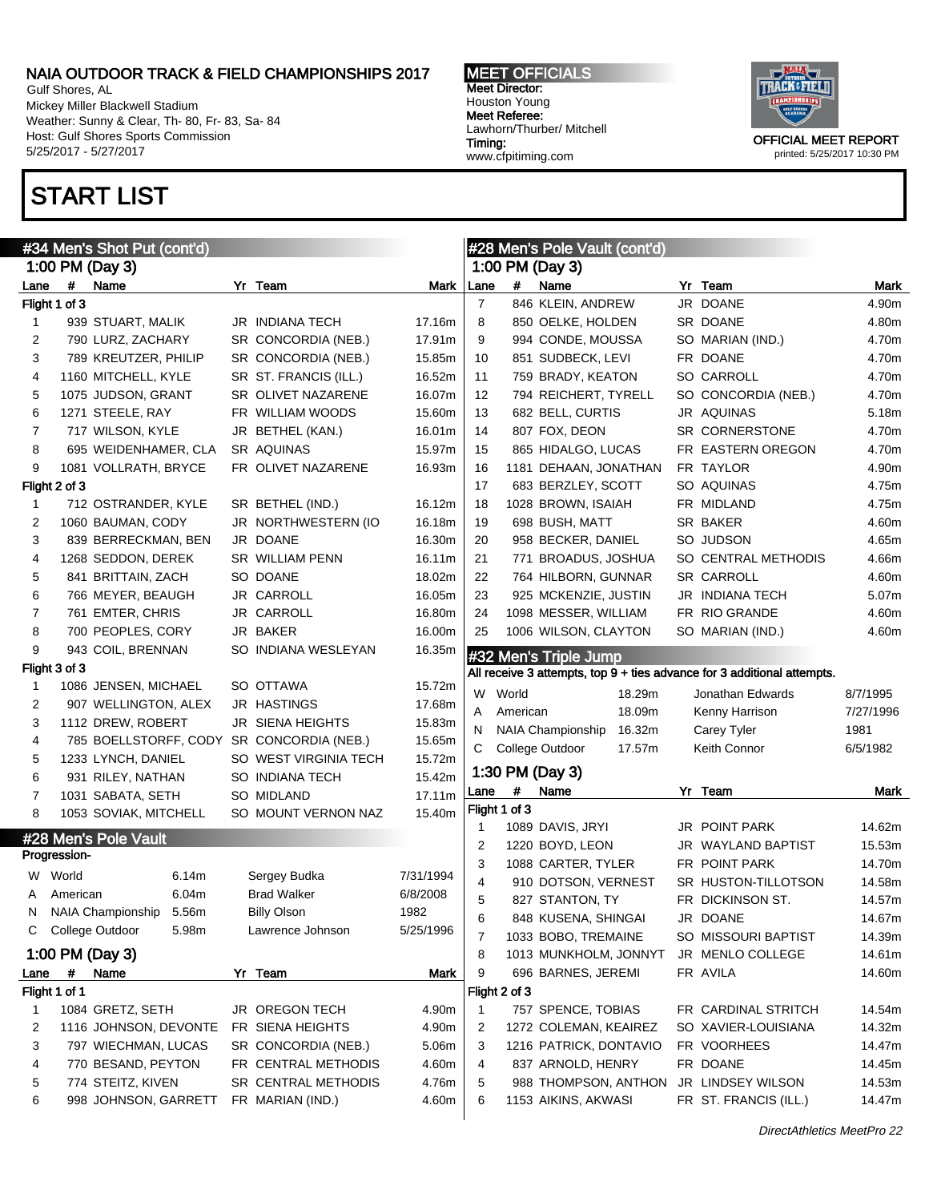NAIA OUTDOOR TRACK & FIELD CHAMPIONSHIPS 2017
Gulf Shores, AL
Mickey Miller Blackwell Stadium
Weather: Sunny & Clear, Th- 80, Fr- 83, Sa- 84
Host: Gulf Shores Sports Commission
5/25/2017 - 5/27/2017

MEET OFFICIALS
Meet Director:
Houston Young
Meet Referee:
Lawhorn/Thurber/ Mitchell
Timing:
www.cfpitiming.com

OFFICIAL MEET REPORT
printed: 5/25/2017 10:30 PM

# START LIST

## #34 Men's Shot Put (cont'd)

### 1:00 PM (Day 3)

| Lane | # | Name | Yr | Team | Mark |
|---|---|---|---|---|---|
| **Flight 1 of 3** | | | | | |
| 1 | 939 | STUART, MALIK | JR | INDIANA TECH | 17.16m |
| 2 | 790 | LURZ, ZACHARY | SR | CONCORDIA (NEB.) | 17.91m |
| 3 | 789 | KREUTZER, PHILIP | SR | CONCORDIA (NEB.) | 15.85m |
| 4 | 1160 | MITCHELL, KYLE | SR | ST. FRANCIS (ILL.) | 16.52m |
| 5 | 1075 | JUDSON, GRANT | SR | OLIVET NAZARENE | 16.07m |
| 6 | 1271 | STEELE, RAY | FR | WILLIAM WOODS | 15.60m |
| 7 | 717 | WILSON, KYLE | JR | BETHEL (KAN.) | 16.01m |
| 8 | 695 | WEIDENHAMER, CLA | SR | AQUINAS | 15.97m |
| 9 | 1081 | VOLLRATH, BRYCE | FR | OLIVET NAZARENE | 16.93m |
| **Flight 2 of 3** | | | | | |
| 1 | 712 | OSTRANDER, KYLE | SR | BETHEL (IND.) | 16.12m |
| 2 | 1060 | BAUMAN, CODY | JR | NORTHWESTERN (IO | 16.18m |
| 3 | 839 | BERRECKMAN, BEN | JR | DOANE | 16.30m |
| 4 | 1268 | SEDDON, DEREK | SR | WILLIAM PENN | 16.11m |
| 5 | 841 | BRITTAIN, ZACH | SO | DOANE | 18.02m |
| 6 | 766 | MEYER, BEAUGH | JR | CARROLL | 16.05m |
| 7 | 761 | EMTER, CHRIS | JR | CARROLL | 16.80m |
| 8 | 700 | PEOPLES, CORY | JR | BAKER | 16.00m |
| 9 | 943 | COIL, BRENNAN | SO | INDIANA WESLEYAN | 16.35m |
| **Flight 3 of 3** | | | | | |
| 1 | 1086 | JENSEN, MICHAEL | SO | OTTAWA | 15.72m |
| 2 | 907 | WELLINGTON, ALEX | JR | HASTINGS | 17.68m |
| 3 | 1112 | DREW, ROBERT | JR | SIENA HEIGHTS | 15.83m |
| 4 | 785 | BOELLSTORFF, CODY | SR | CONCORDIA (NEB.) | 15.65m |
| 5 | 1233 | LYNCH, DANIEL | SO | WEST VIRGINIA TECH | 15.72m |
| 6 | 931 | RILEY, NATHAN | SO | INDIANA TECH | 15.42m |
| 7 | 1031 | SABATA, SETH | SO | MIDLAND | 17.11m |
| 8 | 1053 | SOVIAK, MITCHELL | SO | MOUNT VERNON NAZ | 15.40m |

## #28 Men's Pole Vault

Progression-

| | Record | Mark | Holder | Date |
|---|---|---|---|---|
| W | World | 6.14m | Sergey Budka | 7/31/1994 |
| A | American | 6.04m | Brad Walker | 6/8/2008 |
| N | NAIA Championship | 5.56m | Billy Olson | 1982 |
| C | College Outdoor | 5.98m | Lawrence Johnson | 5/25/1996 |

### 1:00 PM (Day 3)

| Lane | # | Name | Yr | Team | Mark |
|---|---|---|---|---|---|
| **Flight 1 of 1** | | | | | |
| 1 | 1084 | GRETZ, SETH | JR | OREGON TECH | 4.90m |
| 2 | 1116 | JOHNSON, DEVONTE | FR | SIENA HEIGHTS | 4.90m |
| 3 | 797 | WIECHMAN, LUCAS | SR | CONCORDIA (NEB.) | 5.06m |
| 4 | 770 | BESAND, PEYTON | FR | CENTRAL METHODIS | 4.60m |
| 5 | 774 | STEITZ, KIVEN | SR | CENTRAL METHODIS | 4.76m |
| 6 | 998 | JOHNSON, GARRETT | FR | MARIAN (IND.) | 4.60m |
| 7 | 846 | KLEIN, ANDREW | JR | DOANE | 4.90m |
| 8 | 850 | OELKE, HOLDEN | SR | DOANE | 4.80m |
| 9 | 994 | CONDE, MOUSSA | SO | MARIAN (IND.) | 4.70m |
| 10 | 851 | SUDBECK, LEVI | FR | DOANE | 4.70m |
| 11 | 759 | BRADY, KEATON | SO | CARROLL | 4.70m |
| 12 | 794 | REICHERT, TYRELL | SO | CONCORDIA (NEB.) | 4.70m |
| 13 | 682 | BELL, CURTIS | JR | AQUINAS | 5.18m |
| 14 | 807 | FOX, DEON | SR | CORNERSTONE | 4.70m |
| 15 | 865 | HIDALGO, LUCAS | FR | EASTERN OREGON | 4.70m |
| 16 | 1181 | DEHAAN, JONATHAN | FR | TAYLOR | 4.90m |
| 17 | 683 | BERZLEY, SCOTT | SO | AQUINAS | 4.75m |
| 18 | 1028 | BROWN, ISAIAH | FR | MIDLAND | 4.75m |
| 19 | 698 | BUSH, MATT | SR | BAKER | 4.60m |
| 20 | 958 | BECKER, DANIEL | SO | JUDSON | 4.65m |
| 21 | 771 | BROADUS, JOSHUA | SO | CENTRAL METHODIS | 4.66m |
| 22 | 764 | HILBORN, GUNNAR | SR | CARROLL | 4.60m |
| 23 | 925 | MCKENZIE, JUSTIN | JR | INDIANA TECH | 5.07m |
| 24 | 1098 | MESSER, WILLIAM | FR | RIO GRANDE | 4.60m |
| 25 | 1006 | WILSON, CLAYTON | SO | MARIAN (IND.) | 4.60m |

## #32 Men's Triple Jump

All receive 3 attempts, top 9 + ties advance for 3 additional attempts.

| | Record | Mark | Holder | Date |
|---|---|---|---|---|
| W | World | 18.29m | Jonathan Edwards | 8/7/1995 |
| A | American | 18.09m | Kenny Harrison | 7/27/1996 |
| N | NAIA Championship | 16.32m | Carey Tyler | 1981 |
| C | College Outdoor | 17.57m | Keith Connor | 6/5/1982 |

### 1:30 PM (Day 3)

| Lane | # | Name | Yr | Team | Mark |
|---|---|---|---|---|---|
| **Flight 1 of 3** | | | | | |
| 1 | 1089 | DAVIS, JRYI | JR | POINT PARK | 14.62m |
| 2 | 1220 | BOYD, LEON | JR | WAYLAND BAPTIST | 15.53m |
| 3 | 1088 | CARTER, TYLER | FR | POINT PARK | 14.70m |
| 4 | 910 | DOTSON, VERNEST | SR | HUSTON-TILLOTSON | 14.58m |
| 5 | 827 | STANTON, TY | FR | DICKINSON ST. | 14.57m |
| 6 | 848 | KUSENA, SHINGAI | JR | DOANE | 14.67m |
| 7 | 1033 | BOBO, TREMAINE | SO | MISSOURI BAPTIST | 14.39m |
| 8 | 1013 | MUNKHOLM, JONNYT | JR | MENLO COLLEGE | 14.61m |
| 9 | 696 | BARNES, JEREMI | FR | AVILA | 14.60m |
| **Flight 2 of 3** | | | | | |
| 1 | 757 | SPENCE, TOBIAS | FR | CARDINAL STRITCH | 14.54m |
| 2 | 1272 | COLEMAN, KEAIREZ | SO | XAVIER-LOUISIANA | 14.32m |
| 3 | 1216 | PATRICK, DONTAVIO | FR | VOORHEES | 14.47m |
| 4 | 837 | ARNOLD, HENRY | FR | DOANE | 14.45m |
| 5 | 988 | THOMPSON, ANTHON | JR | LINDSEY WILSON | 14.53m |
| 6 | 1153 | AIKINS, AKWASI | FR | ST. FRANCIS (ILL.) | 14.47m |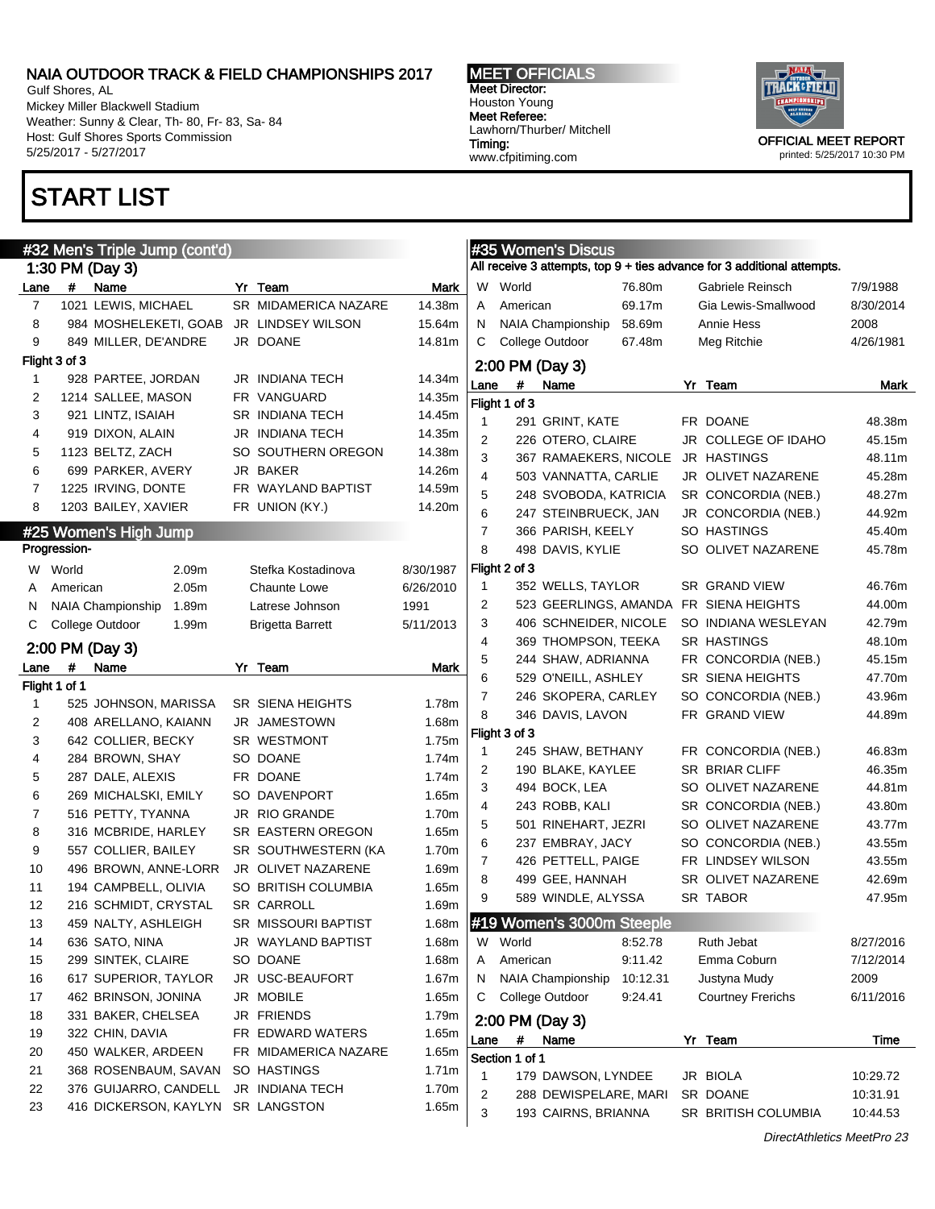NAIA OUTDOOR TRACK & FIELD CHAMPIONSHIPS 2017
Gulf Shores, AL
Mickey Miller Blackwell Stadium
Weather: Sunny & Clear, Th- 80, Fr- 83, Sa- 84
Host: Gulf Shores Sports Commission
5/25/2017 - 5/27/2017

MEET OFFICIALS
Meet Director:
Houston Young
Meet Referee:
Lawhorn/Thurber/ Mitchell
Timing:
www.cfpitiming.com

OFFICIAL MEET REPORT
printed: 5/25/2017 10:30 PM

# START LIST

## #32 Men's Triple Jump (cont'd)

1:30 PM (Day 3)

| Lane | # | Name | Yr | Team | Mark |
|---|---|---|---|---|---|
| 7 | 1021 | LEWIS, MICHAEL | SR | MIDAMERICA NAZARE | 14.38m |
| 8 | 984 | MOSHELEKETI, GOAB | JR | LINDSEY WILSON | 15.64m |
| 9 | 849 | MILLER, DE'ANDRE | JR | DOANE | 14.81m |
| Flight 3 of 3 | | | | | |
| 1 | 928 | PARTEE, JORDAN | JR | INDIANA TECH | 14.34m |
| 2 | 1214 | SALLEE, MASON | FR | VANGUARD | 14.35m |
| 3 | 921 | LINTZ, ISAIAH | SR | INDIANA TECH | 14.45m |
| 4 | 919 | DIXON, ALAIN | JR | INDIANA TECH | 14.35m |
| 5 | 1123 | BELTZ, ZACH | SO | SOUTHERN OREGON | 14.38m |
| 6 | 699 | PARKER, AVERY | JR | BAKER | 14.26m |
| 7 | 1225 | IRVING, DONTE | FR | WAYLAND BAPTIST | 14.59m |
| 8 | 1203 | BAILEY, XAVIER | FR | UNION (KY.) | 14.20m |

## #25 Women's High Jump

Progression-

| | | Mark | Holder | Date |
|---|---|---|---|---|
| W | World | 2.09m | Stefka Kostadinova | 8/30/1987 |
| A | American | 2.05m | Chaunte Lowe | 6/26/2010 |
| N | NAIA Championship | 1.89m | Latrese Johnson | 1991 |
| C | College Outdoor | 1.99m | Brigetta Barrett | 5/11/2013 |

2:00 PM (Day 3)

| Lane | # | Name | Yr | Team | Mark |
|---|---|---|---|---|---|
| Flight 1 of 1 | | | | | |
| 1 | 525 | JOHNSON, MARISSA | SR | SIENA HEIGHTS | 1.78m |
| 2 | 408 | ARELLANO, KAIANN | JR | JAMESTOWN | 1.68m |
| 3 | 642 | COLLIER, BECKY | SR | WESTMONT | 1.75m |
| 4 | 284 | BROWN, SHAY | SO | DOANE | 1.74m |
| 5 | 287 | DALE, ALEXIS | FR | DOANE | 1.74m |
| 6 | 269 | MICHALSKI, EMILY | SO | DAVENPORT | 1.65m |
| 7 | 516 | PETTY, TYANNA | JR | RIO GRANDE | 1.70m |
| 8 | 316 | MCBRIDE, HARLEY | SR | EASTERN OREGON | 1.65m |
| 9 | 557 | COLLIER, BAILEY | SR | SOUTHWESTERN (KA | 1.70m |
| 10 | 496 | BROWN, ANNE-LORR | JR | OLIVET NAZARENE | 1.69m |
| 11 | 194 | CAMPBELL, OLIVIA | SO | BRITISH COLUMBIA | 1.65m |
| 12 | 216 | SCHMIDT, CRYSTAL | SR | CARROLL | 1.69m |
| 13 | 459 | NALTY, ASHLEIGH | SR | MISSOURI BAPTIST | 1.68m |
| 14 | 636 | SATO, NINA | JR | WAYLAND BAPTIST | 1.68m |
| 15 | 299 | SINTEK, CLAIRE | SO | DOANE | 1.68m |
| 16 | 617 | SUPERIOR, TAYLOR | JR | USC-BEAUFORT | 1.67m |
| 17 | 462 | BRINSON, JONINA | JR | MOBILE | 1.65m |
| 18 | 331 | BAKER, CHELSEA | JR | FRIENDS | 1.79m |
| 19 | 322 | CHIN, DAVIA | FR | EDWARD WATERS | 1.65m |
| 20 | 450 | WALKER, ARDEEN | FR | MIDAMERICA NAZARE | 1.65m |
| 21 | 368 | ROSENBAUM, SAVAN | SO | HASTINGS | 1.71m |
| 22 | 376 | GUIJARRO, CANDELL | JR | INDIANA TECH | 1.70m |
| 23 | 416 | DICKERSON, KAYLYN | SR | LANGSTON | 1.65m |

## #35 Women's Discus

All receive 3 attempts, top 9 + ties advance for 3 additional attempts.

| | | Mark | Holder | Date |
|---|---|---|---|---|
| W | World | 76.80m | Gabriele Reinsch | 7/9/1988 |
| A | American | 69.17m | Gia Lewis-Smallwood | 8/30/2014 |
| N | NAIA Championship | 58.69m | Annie Hess | 2008 |
| C | College Outdoor | 67.48m | Meg Ritchie | 4/26/1981 |

2:00 PM (Day 3)

| Lane | # | Name | Yr | Team | Mark |
|---|---|---|---|---|---|
| Flight 1 of 3 | | | | | |
| 1 | 291 | GRINT, KATE | FR | DOANE | 48.38m |
| 2 | 226 | OTERO, CLAIRE | JR | COLLEGE OF IDAHO | 45.15m |
| 3 | 367 | RAMAEKERS, NICOLE | JR | HASTINGS | 48.11m |
| 4 | 503 | VANNATTA, CARLIE | JR | OLIVET NAZARENE | 45.28m |
| 5 | 248 | SVOBODA, KATRICIA | SR | CONCORDIA (NEB.) | 48.27m |
| 6 | 247 | STEINBRUECK, JAN | JR | CONCORDIA (NEB.) | 44.92m |
| 7 | 366 | PARISH, KEELY | SO | HASTINGS | 45.40m |
| 8 | 498 | DAVIS, KYLIE | SO | OLIVET NAZARENE | 45.78m |
| Flight 2 of 3 | | | | | |
| 1 | 352 | WELLS, TAYLOR | SR | GRAND VIEW | 46.76m |
| 2 | 523 | GEERLINGS, AMANDA | FR | SIENA HEIGHTS | 44.00m |
| 3 | 406 | SCHNEIDER, NICOLE | SO | INDIANA WESLEYAN | 42.79m |
| 4 | 369 | THOMPSON, TEEKA | SR | HASTINGS | 48.10m |
| 5 | 244 | SHAW, ADRIANNA | FR | CONCORDIA (NEB.) | 45.15m |
| 6 | 529 | O'NEILL, ASHLEY | SR | SIENA HEIGHTS | 47.70m |
| 7 | 246 | SKOPERA, CARLEY | SO | CONCORDIA (NEB.) | 43.96m |
| 8 | 346 | DAVIS, LAVON | FR | GRAND VIEW | 44.89m |
| Flight 3 of 3 | | | | | |
| 1 | 245 | SHAW, BETHANY | FR | CONCORDIA (NEB.) | 46.83m |
| 2 | 190 | BLAKE, KAYLEE | SR | BRIAR CLIFF | 46.35m |
| 3 | 494 | BOCK, LEA | SO | OLIVET NAZARENE | 44.81m |
| 4 | 243 | ROBB, KALI | SR | CONCORDIA (NEB.) | 43.80m |
| 5 | 501 | RINEHART, JEZRI | SO | OLIVET NAZARENE | 43.77m |
| 6 | 237 | EMBRAY, JACY | SO | CONCORDIA (NEB.) | 43.55m |
| 7 | 426 | PETTELL, PAIGE | FR | LINDSEY WILSON | 43.55m |
| 8 | 499 | GEE, HANNAH | SR | OLIVET NAZARENE | 42.69m |
| 9 | 589 | WINDLE, ALYSSA | SR | TABOR | 47.95m |

## #19 Women's 3000m Steeple

| | | Time | Holder | Date |
|---|---|---|---|---|
| W | World | 8:52.78 | Ruth Jebat | 8/27/2016 |
| A | American | 9:11.42 | Emma Coburn | 7/12/2014 |
| N | NAIA Championship | 10:12.31 | Justyna Mudy | 2009 |
| C | College Outdoor | 9:24.41 | Courtney Frerichs | 6/11/2016 |

2:00 PM (Day 3)

| Lane | # | Name | Yr | Team | Time |
|---|---|---|---|---|---|
| Section 1 of 1 | | | | | |
| 1 | 179 | DAWSON, LYNDEE | JR | BIOLA | 10:29.72 |
| 2 | 288 | DEWISPELARE, MARI | SR | DOANE | 10:31.91 |
| 3 | 193 | CAIRNS, BRIANNA | SR | BRITISH COLUMBIA | 10:44.53 |

*DirectAthletics MeetPro 23*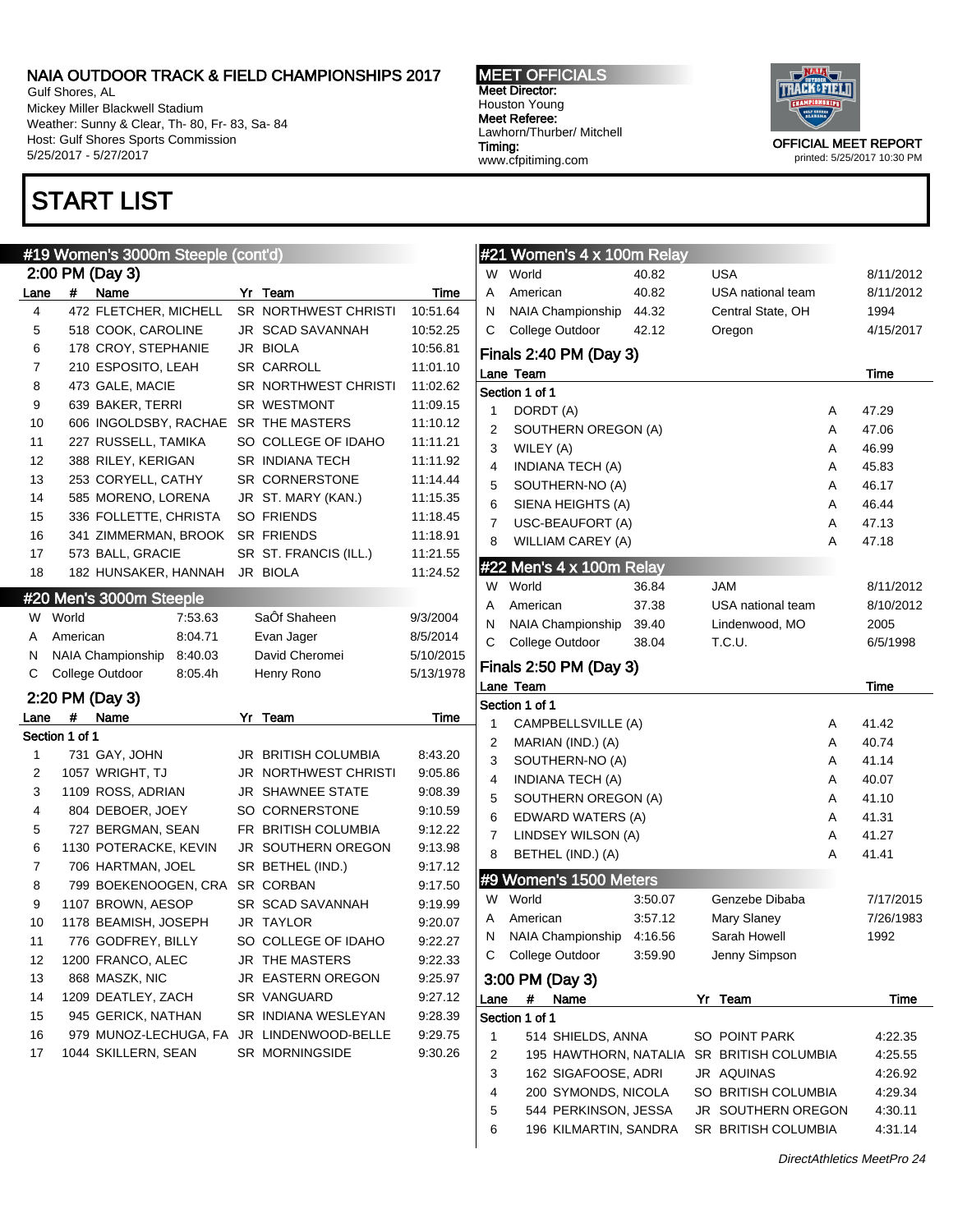# NAIA OUTDOOR TRACK & FIELD CHAMPIONSHIPS 2017

Gulf Shores, AL
Mickey Miller Blackwell Stadium
Weather: Sunny & Clear, Th- 80, Fr- 83, Sa- 84
Host: Gulf Shores Sports Commission
5/25/2017 - 5/27/2017

**MEET OFFICIALS**
Meet Director: Houston Young
Meet Referee: Lawhorn/Thurber/ Mitchell
Timing: www.cfpitiming.com

OFFICIAL MEET REPORT
printed: 5/25/2017 10:30 PM

# START LIST

## #19 Women's 3000m Steeple (cont'd)

### 2:00 PM (Day 3)

| Lane | # | Name | Yr | Team | Time |
|---|---|---|---|---|---|
| 4 | 472 | FLETCHER, MICHELL | SR | NORTHWEST CHRISTI | 10:51.64 |
| 5 | 518 | COOK, CAROLINE | JR | SCAD SAVANNAH | 10:52.25 |
| 6 | 178 | CROY, STEPHANIE | JR | BIOLA | 10:56.81 |
| 7 | 210 | ESPOSITO, LEAH | SR | CARROLL | 11:01.10 |
| 8 | 473 | GALE, MACIE | SR | NORTHWEST CHRISTI | 11:02.62 |
| 9 | 639 | BAKER, TERRI | SR | WESTMONT | 11:09.15 |
| 10 | 606 | INGOLDSBY, RACHAE | SR | THE MASTERS | 11:10.12 |
| 11 | 227 | RUSSELL, TAMIKA | SO | COLLEGE OF IDAHO | 11:11.21 |
| 12 | 388 | RILEY, KERIGAN | SR | INDIANA TECH | 11:11.92 |
| 13 | 253 | CORYELL, CATHY | SR | CORNERSTONE | 11:14.44 |
| 14 | 585 | MORENO, LORENA | JR | ST. MARY (KAN.) | 11:15.35 |
| 15 | 336 | FOLLETTE, CHRISTA | SO | FRIENDS | 11:18.45 |
| 16 | 341 | ZIMMERMAN, BROOK | SR | FRIENDS | 11:18.91 |
| 17 | 573 | BALL, GRACIE | SR | ST. FRANCIS (ILL.) | 11:21.55 |
| 18 | 182 | HUNSAKER, HANNAH | JR | BIOLA | 11:24.52 |

## #20 Men's 3000m Steeple

| | | | | |
|---|---|---|---|---|
| W | World | 7:53.63 | SaÕf Shaheen | 9/3/2004 |
| A | American | 8:04.71 | Evan Jager | 8/5/2014 |
| N | NAIA Championship | 8:40.03 | David Cheromei | 5/10/2015 |
| C | College Outdoor | 8:05.4h | Henry Rono | 5/13/1978 |

### 2:20 PM (Day 3)

Section 1 of 1

| Lane | # | Name | Yr | Team | Time |
|---|---|---|---|---|---|
| 1 | 731 | GAY, JOHN | JR | BRITISH COLUMBIA | 8:43.20 |
| 2 | 1057 | WRIGHT, TJ | JR | NORTHWEST CHRISTI | 9:05.86 |
| 3 | 1109 | ROSS, ADRIAN | JR | SHAWNEE STATE | 9:08.39 |
| 4 | 804 | DEBOER, JOEY | SO | CORNERSTONE | 9:10.59 |
| 5 | 727 | BERGMAN, SEAN | FR | BRITISH COLUMBIA | 9:12.22 |
| 6 | 1130 | POTERACKE, KEVIN | JR | SOUTHERN OREGON | 9:13.98 |
| 7 | 706 | HARTMAN, JOEL | SR | BETHEL (IND.) | 9:17.12 |
| 8 | 799 | BOEKENOOGEN, CRA | SR | CORBAN | 9:17.50 |
| 9 | 1107 | BROWN, AESOP | SR | SCAD SAVANNAH | 9:19.99 |
| 10 | 1178 | BEAMISH, JOSEPH | JR | TAYLOR | 9:20.07 |
| 11 | 776 | GODFREY, BILLY | SO | COLLEGE OF IDAHO | 9:22.27 |
| 12 | 1200 | FRANCO, ALEC | JR | THE MASTERS | 9:22.33 |
| 13 | 868 | MASZK, NIC | JR | EASTERN OREGON | 9:25.97 |
| 14 | 1209 | DEATLEY, ZACH | SR | VANGUARD | 9:27.12 |
| 15 | 945 | GERICK, NATHAN | SR | INDIANA WESLEYAN | 9:28.39 |
| 16 | 979 | MUNOZ-LECHUGA, FA | JR | LINDENWOOD-BELLE | 9:29.75 |
| 17 | 1044 | SKILLERN, SEAN | SR | MORNINGSIDE | 9:30.26 |

## #21 Women's 4 x 100m Relay

| | | | | |
|---|---|---|---|---|
| W | World | 40.82 | USA | 8/11/2012 |
| A | American | 40.82 | USA national team | 8/11/2012 |
| N | NAIA Championship | 44.32 | Central State, OH | 1994 |
| C | College Outdoor | 42.12 | Oregon | 4/15/2017 |

### Finals 2:40 PM (Day 3)

Section 1 of 1

| Lane | Team | | Time |
|---|---|---|---|
| 1 | DORDT (A) | A | 47.29 |
| 2 | SOUTHERN OREGON (A) | A | 47.06 |
| 3 | WILEY (A) | A | 46.99 |
| 4 | INDIANA TECH (A) | A | 45.83 |
| 5 | SOUTHERN-NO (A) | A | 46.17 |
| 6 | SIENA HEIGHTS (A) | A | 46.44 |
| 7 | USC-BEAUFORT (A) | A | 47.13 |
| 8 | WILLIAM CAREY (A) | A | 47.18 |

## #22 Men's 4 x 100m Relay

| | | | | |
|---|---|---|---|---|
| W | World | 36.84 | JAM | 8/11/2012 |
| A | American | 37.38 | USA national team | 8/10/2012 |
| N | NAIA Championship | 39.40 | Lindenwood, MO | 2005 |
| C | College Outdoor | 38.04 | T.C.U. | 6/5/1998 |

### Finals 2:50 PM (Day 3)

Section 1 of 1

| Lane | Team | | Time |
|---|---|---|---|
| 1 | CAMPBELLSVILLE (A) | A | 41.42 |
| 2 | MARIAN (IND.) (A) | A | 40.74 |
| 3 | SOUTHERN-NO (A) | A | 41.14 |
| 4 | INDIANA TECH (A) | A | 40.07 |
| 5 | SOUTHERN OREGON (A) | A | 41.10 |
| 6 | EDWARD WATERS (A) | A | 41.31 |
| 7 | LINDSEY WILSON (A) | A | 41.27 |
| 8 | BETHEL (IND.) (A) | A | 41.41 |

## #9 Women's 1500 Meters

| | | | | |
|---|---|---|---|---|
| W | World | 3:50.07 | Genzebe Dibaba | 7/17/2015 |
| A | American | 3:57.12 | Mary Slaney | 7/26/1983 |
| N | NAIA Championship | 4:16.56 | Sarah Howell | 1992 |
| C | College Outdoor | 3:59.90 | Jenny Simpson | |

### 3:00 PM (Day 3)

Section 1 of 1

| Lane | # | Name | Yr | Team | Time |
|---|---|---|---|---|---|
| 1 | 514 | SHIELDS, ANNA | SO | POINT PARK | 4:22.35 |
| 2 | 195 | HAWTHORN, NATALIA | SR | BRITISH COLUMBIA | 4:25.55 |
| 3 | 162 | SIGAFOOSE, ADRI | JR | AQUINAS | 4:26.92 |
| 4 | 200 | SYMONDS, NICOLA | SO | BRITISH COLUMBIA | 4:29.34 |
| 5 | 544 | PERKINSON, JESSA | JR | SOUTHERN OREGON | 4:30.11 |
| 6 | 196 | KILMARTIN, SANDRA | SR | BRITISH COLUMBIA | 4:31.14 |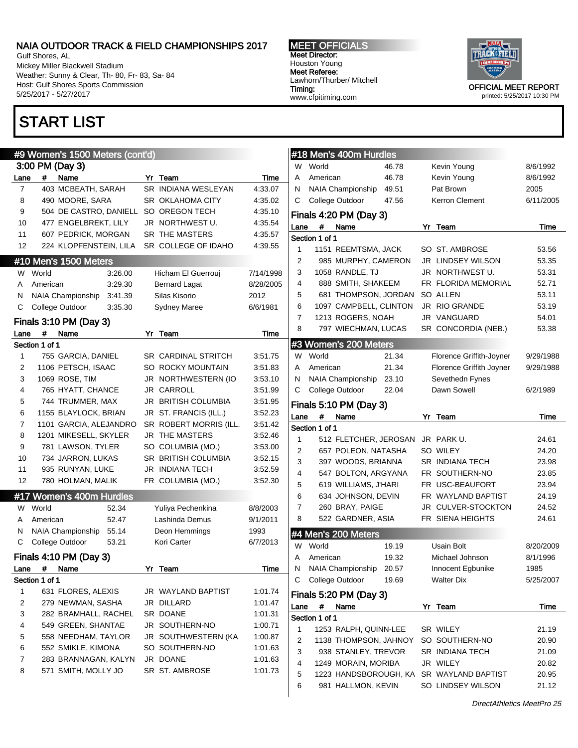# NAIA OUTDOOR TRACK & FIELD CHAMPIONSHIPS 2017

Gulf Shores, AL
Mickey Miller Blackwell Stadium
Weather: Sunny & Clear, Th- 80, Fr- 83, Sa- 84
Host: Gulf Shores Sports Commission
5/25/2017 - 5/27/2017

**MEET OFFICIALS**
Meet Director:
Houston Young
Meet Referee:
Lawhorn/Thurber/ Mitchell
Timing:
www.cfpitiming.com

OFFICIAL MEET REPORT
printed: 5/25/2017 10:30 PM

# START LIST

## #9 Women's 1500 Meters (cont'd)

### 3:00 PM (Day 3)

| Lane | # | Name | Yr | Team | Time |
|---|---|---|---|---|---|
| 7 | 403 | MCBEATH, SARAH | SR | INDIANA WESLEYAN | 4:33.07 |
| 8 | 490 | MOORE, SARA | SR | OKLAHOMA CITY | 4:35.02 |
| 9 | 504 | DE CASTRO, DANIELL | SO | OREGON TECH | 4:35.10 |
| 10 | 477 | ENGELBREKT, LILY | JR | NORTHWEST U. | 4:35.54 |
| 11 | 607 | PEDRICK, MORGAN | SR | THE MASTERS | 4:35.57 |
| 12 | 224 | KLOPFENSTEIN, LILA | SR | COLLEGE OF IDAHO | 4:39.55 |

## #10 Men's 1500 Meters

| | Record | Mark | Holder | Date |
|---|---|---|---|---|
| W | World | 3:26.00 | Hicham El Guerrouj | 7/14/1998 |
| A | American | 3:29.30 | Bernard Lagat | 8/28/2005 |
| N | NAIA Championship | 3:41.39 | Silas Kisorio | 2012 |
| C | College Outdoor | 3:35.30 | Sydney Maree | 6/6/1981 |

### Finals 3:10 PM (Day 3)

Section 1 of 1

| Lane | # | Name | Yr | Team | Time |
|---|---|---|---|---|---|
| 1 | 755 | GARCIA, DANIEL | SR | CARDINAL STRITCH | 3:51.75 |
| 2 | 1106 | PETSCH, ISAAC | SO | ROCKY MOUNTAIN | 3:51.83 |
| 3 | 1069 | ROSE, TIM | JR | NORTHWESTERN (IO | 3:53.10 |
| 4 | 765 | HYATT, CHANCE | JR | CARROLL | 3:51.99 |
| 5 | 744 | TRUMMER, MAX | JR | BRITISH COLUMBIA | 3:51.95 |
| 6 | 1155 | BLAYLOCK, BRIAN | JR | ST. FRANCIS (ILL.) | 3:52.23 |
| 7 | 1101 | GARCIA, ALEJANDRO | SR | ROBERT MORRIS (ILL. | 3:51.42 |
| 8 | 1201 | MIKESELL, SKYLER | JR | THE MASTERS | 3:52.46 |
| 9 | 781 | LAWSON, TYLER | SO | COLUMBIA (MO.) | 3:53.00 |
| 10 | 734 | JARRON, LUKAS | SR | BRITISH COLUMBIA | 3:52.15 |
| 11 | 935 | RUNYAN, LUKE | JR | INDIANA TECH | 3:52.59 |
| 12 | 780 | HOLMAN, MALIK | FR | COLUMBIA (MO.) | 3:52.30 |

## #17 Women's 400m Hurdles

| | Record | Mark | Holder | Date |
|---|---|---|---|---|
| W | World | 52.34 | Yuliya Pechenkina | 8/8/2003 |
| A | American | 52.47 | Lashinda Demus | 9/1/2011 |
| N | NAIA Championship | 55.14 | Deon Hemmings | 1993 |
| C | College Outdoor | 53.21 | Kori Carter | 6/7/2013 |

### Finals 4:10 PM (Day 3)

Section 1 of 1

| Lane | # | Name | Yr | Team | Time |
|---|---|---|---|---|---|
| 1 | 631 | FLORES, ALEXIS | JR | WAYLAND BAPTIST | 1:01.74 |
| 2 | 279 | NEWMAN, SASHA | JR | DILLARD | 1:01.47 |
| 3 | 282 | BRAMHALL, RACHEL | SR | DOANE | 1:01.31 |
| 4 | 549 | GREEN, SHANTAE | JR | SOUTHERN-NO | 1:00.71 |
| 5 | 558 | NEEDHAM, TAYLOR | JR | SOUTHWESTERN (KA | 1:00.87 |
| 6 | 552 | SMIKLE, KIMONA | SO | SOUTHERN-NO | 1:01.63 |
| 7 | 283 | BRANNAGAN, KALYN | JR | DOANE | 1:01.63 |
| 8 | 571 | SMITH, MOLLY JO | SR | ST. AMBROSE | 1:01.73 |

## #18 Men's 400m Hurdles

| | Record | Mark | Holder | Date |
|---|---|---|---|---|
| W | World | 46.78 | Kevin Young | 8/6/1992 |
| A | American | 46.78 | Kevin Young | 8/6/1992 |
| N | NAIA Championship | 49.51 | Pat Brown | 2005 |
| C | College Outdoor | 47.56 | Kerron Clement | 6/11/2005 |

### Finals 4:20 PM (Day 3)

Section 1 of 1

| Lane | # | Name | Yr | Team | Time |
|---|---|---|---|---|---|
| 1 | 1151 | REEMTSMA, JACK | SO | ST. AMBROSE | 53.56 |
| 2 | 985 | MURPHY, CAMERON | JR | LINDSEY WILSON | 53.35 |
| 3 | 1058 | RANDLE, TJ | JR | NORTHWEST U. | 53.31 |
| 4 | 888 | SMITH, SHAKEEM | FR | FLORIDA MEMORIAL | 52.71 |
| 5 | 681 | THOMPSON, JORDAN | SO | ALLEN | 53.11 |
| 6 | 1097 | CAMPBELL, CLINTON | JR | RIO GRANDE | 53.19 |
| 7 | 1213 | ROGERS, NOAH | JR | VANGUARD | 54.01 |
| 8 | 797 | WIECHMAN, LUCAS | SR | CONCORDIA (NEB.) | 53.38 |

## #3 Women's 200 Meters

| | Record | Mark | Holder | Date |
|---|---|---|---|---|
| W | World | 21.34 | Florence Griffith-Joyner | 9/29/1988 |
| A | American | 21.34 | Florence Griffith Joyner | 9/29/1988 |
| N | NAIA Championship | 23.10 | Sevethedn Fynes | |
| C | College Outdoor | 22.04 | Dawn Sowell | 6/2/1989 |

### Finals 5:10 PM (Day 3)

Section 1 of 1

| Lane | # | Name | Yr | Team | Time |
|---|---|---|---|---|---|
| 1 | 512 | FLETCHER, JEROSAN | JR | PARK U. | 24.61 |
| 2 | 657 | POLEON, NATASHA | SO | WILEY | 24.20 |
| 3 | 397 | WOODS, BRIANNA | SR | INDIANA TECH | 23.98 |
| 4 | 547 | BOLTON, ARGYANA | FR | SOUTHERN-NO | 23.85 |
| 5 | 619 | WILLIAMS, J'HARI | FR | USC-BEAUFORT | 23.94 |
| 6 | 634 | JOHNSON, DEVIN | FR | WAYLAND BAPTIST | 24.19 |
| 7 | 260 | BRAY, PAIGE | JR | CULVER-STOCKTON | 24.52 |
| 8 | 522 | GARDNER, ASIA | FR | SIENA HEIGHTS | 24.61 |

## #4 Men's 200 Meters

| | Record | Mark | Holder | Date |
|---|---|---|---|---|
| W | World | 19.19 | Usain Bolt | 8/20/2009 |
| A | American | 19.32 | Michael Johnson | 8/1/1996 |
| N | NAIA Championship | 20.57 | Innocent Egbunike | 1985 |
| C | College Outdoor | 19.69 | Walter Dix | 5/25/2007 |

### Finals 5:20 PM (Day 3)

Section 1 of 1

| Lane | # | Name | Yr | Team | Time |
|---|---|---|---|---|---|
| 1 | 1253 | RALPH, QUINN-LEE | SR | WILEY | 21.19 |
| 2 | 1138 | THOMPSON, JAHNOY | SO | SOUTHERN-NO | 20.90 |
| 3 | 938 | STANLEY, TREVOR | SR | INDIANA TECH | 21.09 |
| 4 | 1249 | MORAIN, MORIBA | JR | WILEY | 20.82 |
| 5 | 1223 | HANDSBOROUGH, KA | SR | WAYLAND BAPTIST | 20.95 |
| 6 | 981 | HALLMON, KEVIN | SO | LINDSEY WILSON | 21.12 |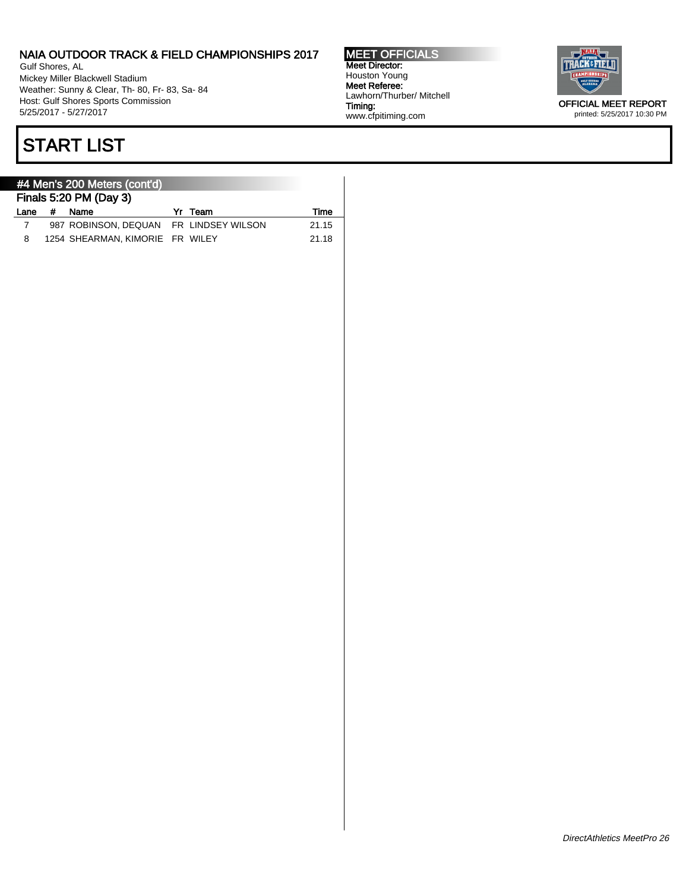## START LIST

### #4 Men's 200 Meters (cont'd)

Finals 5:20 PM (Day 3)

| Lane | # | Name | Yr | Team | Time |
| --- | --- | --- | --- | --- | --- |
| 7 | 987 | ROBINSON, DEQUAN | FR | LINDSEY WILSON | 21.15 |
| 8 | 1254 | SHEARMAN, KIMORIE | FR | WILEY | 21.18 |